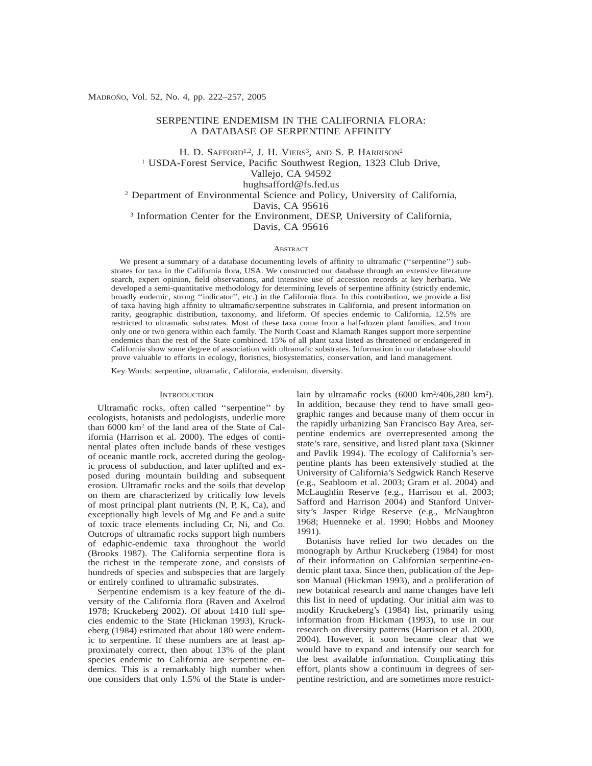# SERPENTINE ENDEMISM IN THE CALIFORNIA FLORA: A DATABASE OF SERPENTINE AFFINITY

H. D. SAFFORD[1,2], J. H. VIERS[3], AND S. P. HARRISON[2]

[1] USDA-Forest Service, Pacific Southwest Region, 1323 Club Drive, Vallejo, CA 94592
hughsafford@fs.fed.us

[2] Department of Environmental Science and Policy, University of California, Davis, CA 95616

[3] Information Center for the Environment, DESP, University of California, Davis, CA 95616

## ABSTRACT

We present a summary of a database documenting levels of affinity to ultramafic (''serpentine'') substrates for taxa in the California flora, USA. We constructed our database through an extensive literature search, expert opinion, field observations, and intensive use of accession records at key herbaria. We developed a semi-quantitative methodology for determining levels of serpentine affinity (strictly endemic, broadly endemic, strong ''indicator'', etc.) in the California flora. In this contribution, we provide a list of taxa having high affinity to ultramafic/serpentine substrates in California, and present information on rarity, geographic distribution, taxonomy, and lifeform. Of species endemic to California, 12.5% are restricted to ultramafic substrates. Most of these taxa come from a half-dozen plant families, and from only one or two genera within each family. The North Coast and Klamath Ranges support more serpentine endemics than the rest of the State combined. 15% of all plant taxa listed as threatened or endangered in California show some degree of association with ultramafic substrates. Information in our database should prove valuable to efforts in ecology, floristics, biosystematics, conservation, and land management.

Key Words: serpentine, ultramafic, California, endemism, diversity.

## INTRODUCTION

Ultramafic rocks, often called ''serpentine'' by ecologists, botanists and pedologists, underlie more than 6000 km$^2$ of the land area of the State of California (Harrison et al. 2000). The edges of continental plates often include bands of these vestiges of oceanic mantle rock, accreted during the geologic process of subduction, and later uplifted and exposed during mountain building and subsequent erosion. Ultramafic rocks and the soils that develop on them are characterized by critically low levels of most principal plant nutrients (N, P, K, Ca), and exceptionally high levels of Mg and Fe and a suite of toxic trace elements including Cr, Ni, and Co. Outcrops of ultramafic rocks support high numbers of edaphic-endemic taxa throughout the world (Brooks 1987). The California serpentine flora is the richest in the temperate zone, and consists of hundreds of species and subspecies that are largely or entirely confined to ultramafic substrates.

Serpentine endemism is a key feature of the diversity of the California flora (Raven and Axelrod 1978; Kruckeberg 2002). Of about 1410 full species endemic to the State (Hickman 1993), Kruckeberg (1984) estimated that about 180 were endemic to serpentine. If these numbers are at least approximately correct, then about 13% of the plant species endemic to California are serpentine endemics. This is a remarkably high number when one considers that only 1.5% of the State is underlain by ultramafic rocks (6000 km$^2$/406,280 km$^2$). In addition, because they tend to have small geographic ranges and because many of them occur in the rapidly urbanizing San Francisco Bay Area, serpentine endemics are overrepresented among the state's rare, sensitive, and listed plant taxa (Skinner and Pavlik 1994). The ecology of California's serpentine plants has been extensively studied at the University of California's Sedgwick Ranch Reserve (e.g., Seabloom et al. 2003; Gram et al. 2004) and McLaughlin Reserve (e.g., Harrison et al. 2003; Safford and Harrison 2004) and Stanford University's Jasper Ridge Reserve (e.g., McNaughton 1968; Huenneke et al. 1990; Hobbs and Mooney 1991).

Botanists have relied for two decades on the monograph by Arthur Kruckeberg (1984) for most of their information on Californian serpentine-endemic plant taxa. Since then, publication of the Jepson Manual (Hickman 1993), and a proliferation of new botanical research and name changes have left this list in need of updating. Our initial aim was to modify Kruckeberg's (1984) list, primarily using information from Hickman (1993), to use in our research on diversity patterns (Harrison et al. 2000, 2004). However, it soon became clear that we would have to expand and intensify our search for the best available information. Complicating this effort, plants show a continuum in degrees of serpentine restriction, and are sometimes more restrict-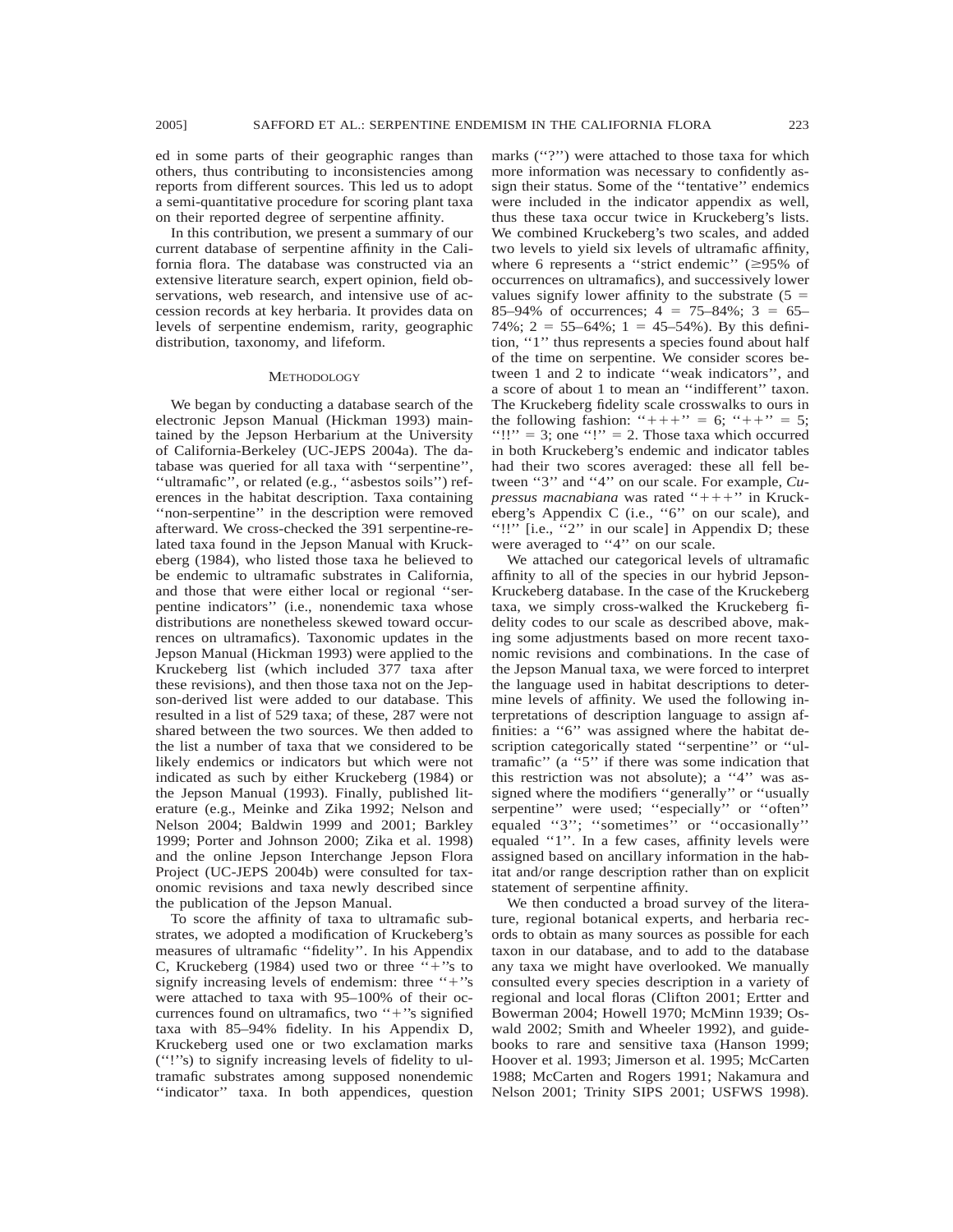ed in some parts of their geographic ranges than others, thus contributing to inconsistencies among reports from different sources. This led us to adopt a semi-quantitative procedure for scoring plant taxa on their reported degree of serpentine affinity.

In this contribution, we present a summary of our current database of serpentine affinity in the California flora. The database was constructed via an extensive literature search, expert opinion, field observations, web research, and intensive use of accession records at key herbaria. It provides data on levels of serpentine endemism, rarity, geographic distribution, taxonomy, and lifeform.

## Methodology

We began by conducting a database search of the electronic Jepson Manual (Hickman 1993) maintained by the Jepson Herbarium at the University of California-Berkeley (UC-JEPS 2004a). The database was queried for all taxa with ''serpentine'', ''ultramafic'', or related (e.g., ''asbestos soils'') references in the habitat description. Taxa containing ''non-serpentine'' in the description were removed afterward. We cross-checked the 391 serpentine-related taxa found in the Jepson Manual with Kruckeberg (1984), who listed those taxa he believed to be endemic to ultramafic substrates in California, and those that were either local or regional ''serpentine indicators'' (i.e., nonendemic taxa whose distributions are nonetheless skewed toward occurrences on ultramafics). Taxonomic updates in the Jepson Manual (Hickman 1993) were applied to the Kruckeberg list (which included 377 taxa after these revisions), and then those taxa not on the Jepson-derived list were added to our database. This resulted in a list of 529 taxa; of these, 287 were not shared between the two sources. We then added to the list a number of taxa that we considered to be likely endemics or indicators but which were not indicated as such by either Kruckeberg (1984) or the Jepson Manual (1993). Finally, published literature (e.g., Meinke and Zika 1992; Nelson and Nelson 2004; Baldwin 1999 and 2001; Barkley 1999; Porter and Johnson 2000; Zika et al. 1998) and the online Jepson Interchange Jepson Flora Project (UC-JEPS 2004b) were consulted for taxonomic revisions and taxa newly described since the publication of the Jepson Manual.

To score the affinity of taxa to ultramafic substrates, we adopted a modification of Kruckeberg's measures of ultramafic ''fidelity''. In his Appendix C, Kruckeberg (1984) used two or three ''+''s to signify increasing levels of endemism: three ''+''s were attached to taxa with 95–100% of their occurrences found on ultramafics, two ''+''s signified taxa with 85–94% fidelity. In his Appendix D, Kruckeberg used one or two exclamation marks (''!''s) to signify increasing levels of fidelity to ultramafic substrates among supposed nonendemic ''indicator'' taxa. In both appendices, question marks (''?'') were attached to those taxa for which more information was necessary to confidently assign their status. Some of the ''tentative'' endemics were included in the indicator appendix as well, thus these taxa occur twice in Kruckeberg's lists. We combined Kruckeberg's two scales, and added two levels to yield six levels of ultramafic affinity, where 6 represents a ''strict endemic'' (≥95% of occurrences on ultramafics), and successively lower values signify lower affinity to the substrate (5 = 85–94% of occurrences; 4 = 75–84%; 3 = 65–74%; 2 = 55–64%; 1 = 45–54%). By this definition, ''1'' thus represents a species found about half of the time on serpentine. We consider scores between 1 and 2 to indicate ''weak indicators'', and a score of about 1 to mean an ''indifferent'' taxon. The Kruckeberg fidelity scale crosswalks to ours in the following fashion: ''+++'' = 6; ''++'' = 5; ''!!'' = 3; one ''!'' = 2. Those taxa which occurred in both Kruckeberg's endemic and indicator tables had their two scores averaged: these all fell between ''3'' and ''4'' on our scale. For example, *Cupressus macnabiana* was rated ''+++'' in Kruckeberg's Appendix C (i.e., ''6'' on our scale), and ''!!'' [i.e., ''2'' in our scale] in Appendix D; these were averaged to ''4'' on our scale.

We attached our categorical levels of ultramafic affinity to all of the species in our hybrid Jepson-Kruckeberg database. In the case of the Kruckeberg taxa, we simply cross-walked the Kruckeberg fidelity codes to our scale as described above, making some adjustments based on more recent taxonomic revisions and combinations. In the case of the Jepson Manual taxa, we were forced to interpret the language used in habitat descriptions to determine levels of affinity. We used the following interpretations of description language to assign affinities: a ''6'' was assigned where the habitat description categorically stated ''serpentine'' or ''ultramafic'' (a ''5'' if there was some indication that this restriction was not absolute); a ''4'' was assigned where the modifiers ''generally'' or ''usually serpentine'' were used; ''especially'' or ''often'' equaled ''3''; ''sometimes'' or ''occasionally'' equaled ''1''. In a few cases, affinity levels were assigned based on ancillary information in the habitat and/or range description rather than on explicit statement of serpentine affinity.

We then conducted a broad survey of the literature, regional botanical experts, and herbaria records to obtain as many sources as possible for each taxon in our database, and to add to the database any taxa we might have overlooked. We manually consulted every species description in a variety of regional and local floras (Clifton 2001; Ertter and Bowerman 2004; Howell 1970; McMinn 1939; Oswald 2002; Smith and Wheeler 1992), and guidebooks to rare and sensitive taxa (Hanson 1999; Hoover et al. 1993; Jimerson et al. 1995; McCarten 1988; McCarten and Rogers 1991; Nakamura and Nelson 2001; Trinity SIPS 2001; USFWS 1998).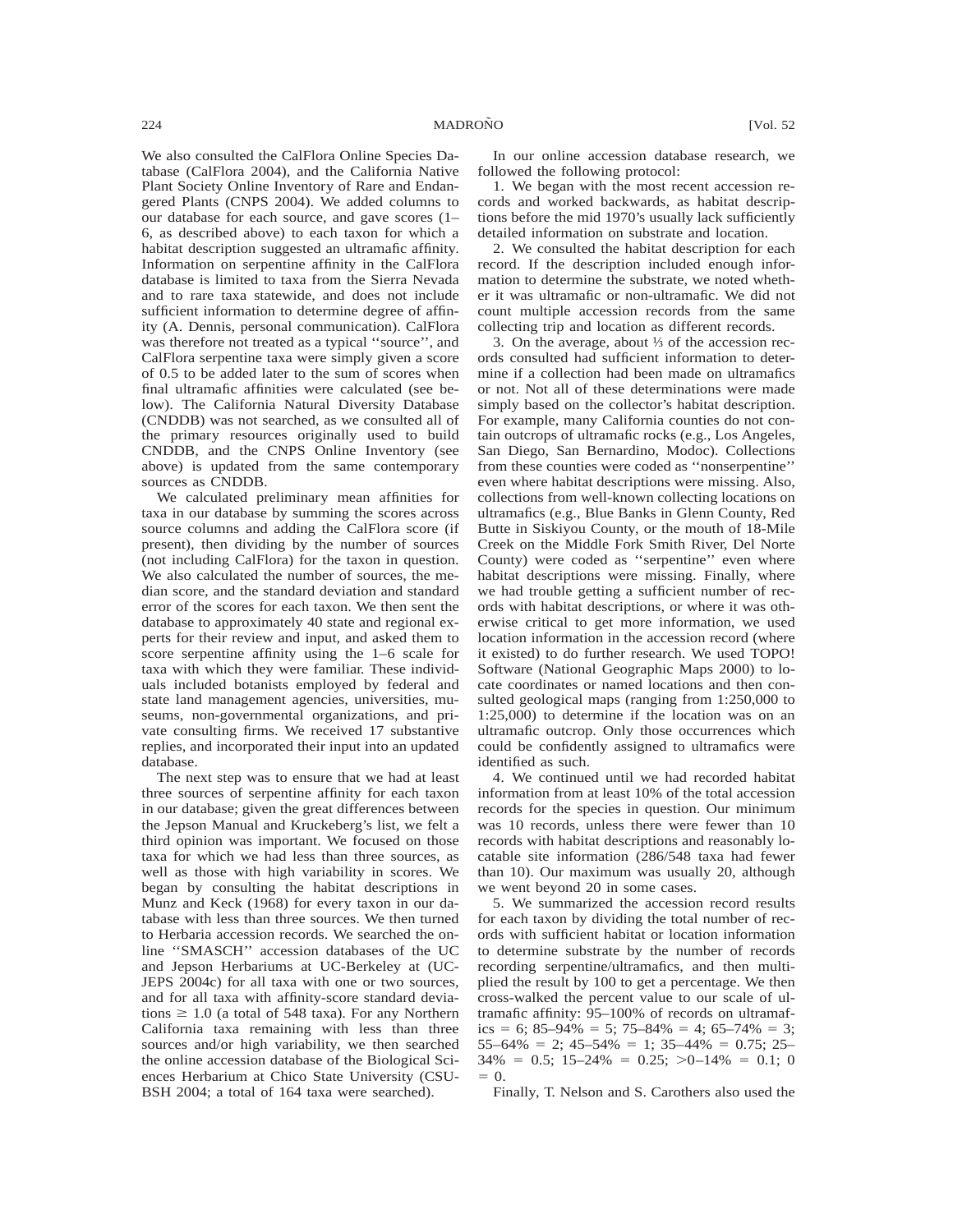We also consulted the CalFlora Online Species Database (CalFlora 2004), and the California Native Plant Society Online Inventory of Rare and Endangered Plants (CNPS 2004). We added columns to our database for each source, and gave scores (1–6, as described above) to each taxon for which a habitat description suggested an ultramafic affinity. Information on serpentine affinity in the CalFlora database is limited to taxa from the Sierra Nevada and to rare taxa statewide, and does not include sufficient information to determine degree of affinity (A. Dennis, personal communication). CalFlora was therefore not treated as a typical ''source'', and CalFlora serpentine taxa were simply given a score of 0.5 to be added later to the sum of scores when final ultramafic affinities were calculated (see below). The California Natural Diversity Database (CNDDB) was not searched, as we consulted all of the primary resources originally used to build CNDDB, and the CNPS Online Inventory (see above) is updated from the same contemporary sources as CNDDB.

We calculated preliminary mean affinities for taxa in our database by summing the scores across source columns and adding the CalFlora score (if present), then dividing by the number of sources (not including CalFlora) for the taxon in question. We also calculated the number of sources, the median score, and the standard deviation and standard error of the scores for each taxon. We then sent the database to approximately 40 state and regional experts for their review and input, and asked them to score serpentine affinity using the 1–6 scale for taxa with which they were familiar. These individuals included botanists employed by federal and state land management agencies, universities, museums, non-governmental organizations, and private consulting firms. We received 17 substantive replies, and incorporated their input into an updated database.

The next step was to ensure that we had at least three sources of serpentine affinity for each taxon in our database; given the great differences between the Jepson Manual and Kruckeberg's list, we felt a third opinion was important. We focused on those taxa for which we had less than three sources, as well as those with high variability in scores. We began by consulting the habitat descriptions in Munz and Keck (1968) for every taxon in our database with less than three sources. We then turned to Herbaria accession records. We searched the online ''SMASCH'' accession databases of the UC and Jepson Herbariums at UC-Berkeley at (UC-JEPS 2004c) for all taxa with one or two sources, and for all taxa with affinity-score standard deviations $\geq 1.0$ (a total of 548 taxa). For any Northern California taxa remaining with less than three sources and/or high variability, we then searched the online accession database of the Biological Sciences Herbarium at Chico State University (CSU-BSH 2004; a total of 164 taxa were searched).

In our online accession database research, we followed the following protocol:

1. We began with the most recent accession records and worked backwards, as habitat descriptions before the mid 1970's usually lack sufficiently detailed information on substrate and location.

2. We consulted the habitat description for each record. If the description included enough information to determine the substrate, we noted whether it was ultramafic or non-ultramafic. We did not count multiple accession records from the same collecting trip and location as different records.

3. On the average, about ⅓ of the accession records consulted had sufficient information to determine if a collection had been made on ultramafics or not. Not all of these determinations were made simply based on the collector's habitat description. For example, many California counties do not contain outcrops of ultramafic rocks (e.g., Los Angeles, San Diego, San Bernardino, Modoc). Collections from these counties were coded as ''nonserpentine'' even where habitat descriptions were missing. Also, collections from well-known collecting locations on ultramafics (e.g., Blue Banks in Glenn County, Red Butte in Siskiyou County, or the mouth of 18-Mile Creek on the Middle Fork Smith River, Del Norte County) were coded as ''serpentine'' even where habitat descriptions were missing. Finally, where we had trouble getting a sufficient number of records with habitat descriptions, or where it was otherwise critical to get more information, we used location information in the accession record (where it existed) to do further research. We used TOPO! Software (National Geographic Maps 2000) to locate coordinates or named locations and then consulted geological maps (ranging from 1:250,000 to 1:25,000) to determine if the location was on an ultramafic outcrop. Only those occurrences which could be confidently assigned to ultramafics were identified as such.

4. We continued until we had recorded habitat information from at least 10% of the total accession records for the species in question. Our minimum was 10 records, unless there were fewer than 10 records with habitat descriptions and reasonably locatable site information (286/548 taxa had fewer than 10). Our maximum was usually 20, although we went beyond 20 in some cases.

5. We summarized the accession record results for each taxon by dividing the total number of records with sufficient habitat or location information to determine substrate by the number of records recording serpentine/ultramafics, and then multiplied the result by 100 to get a percentage. We then cross-walked the percent value to our scale of ultramafic affinity: 95–100% of records on ultramafics = 6; 85–94% = 5; 75–84% = 4; 65–74% = 3; 55–64% = 2; 45–54% = 1; 35–44% = 0.75; 25–34% = 0.5; 15–24% = 0.25; >0–14% = 0.1; 0 = 0.

Finally, T. Nelson and S. Carothers also used the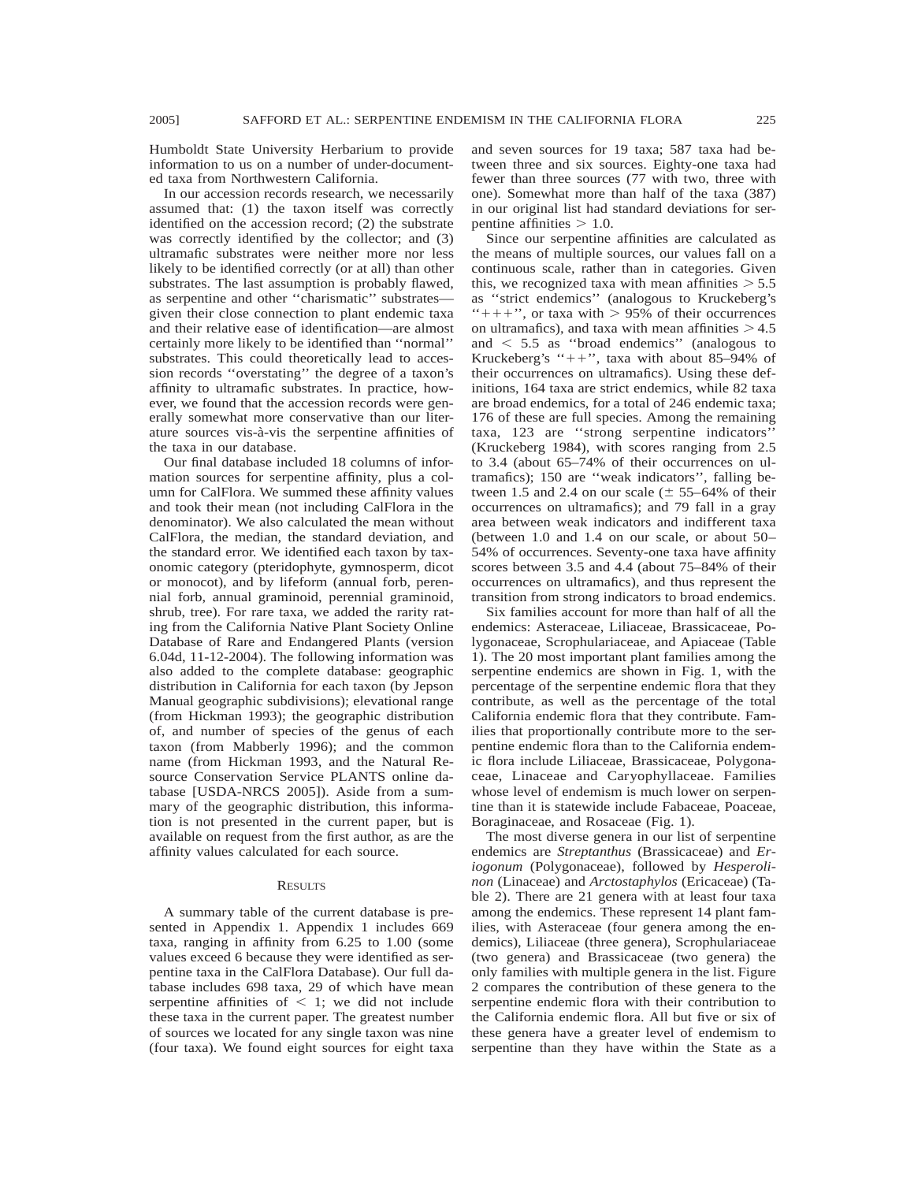Humboldt State University Herbarium to provide information to us on a number of under-documented taxa from Northwestern California.

In our accession records research, we necessarily assumed that: (1) the taxon itself was correctly identified on the accession record; (2) the substrate was correctly identified by the collector; and (3) ultramafic substrates were neither more nor less likely to be identified correctly (or at all) than other substrates. The last assumption is probably flawed, as serpentine and other ''charismatic'' substrates—given their close connection to plant endemic taxa and their relative ease of identification—are almost certainly more likely to be identified than ''normal'' substrates. This could theoretically lead to accession records ''overstating'' the degree of a taxon's affinity to ultramafic substrates. In practice, however, we found that the accession records were generally somewhat more conservative than our literature sources vis-à-vis the serpentine affinities of the taxa in our database.

Our final database included 18 columns of information sources for serpentine affinity, plus a column for CalFlora. We summed these affinity values and took their mean (not including CalFlora in the denominator). We also calculated the mean without CalFlora, the median, the standard deviation, and the standard error. We identified each taxon by taxonomic category (pteridophyte, gymnosperm, dicot or monocot), and by lifeform (annual forb, perennial forb, annual graminoid, perennial graminoid, shrub, tree). For rare taxa, we added the rarity rating from the California Native Plant Society Online Database of Rare and Endangered Plants (version 6.04d, 11-12-2004). The following information was also added to the complete database: geographic distribution in California for each taxon (by Jepson Manual geographic subdivisions); elevational range (from Hickman 1993); the geographic distribution of, and number of species of the genus of each taxon (from Mabberly 1996); and the common name (from Hickman 1993, and the Natural Resource Conservation Service PLANTS online database [USDA-NRCS 2005]). Aside from a summary of the geographic distribution, this information is not presented in the current paper, but is available on request from the first author, as are the affinity values calculated for each source.

## Results

A summary table of the current database is presented in Appendix 1. Appendix 1 includes 669 taxa, ranging in affinity from 6.25 to 1.00 (some values exceed 6 because they were identified as serpentine taxa in the CalFlora Database). Our full database includes 698 taxa, 29 of which have mean serpentine affinities of $< 1$; we did not include these taxa in the current paper. The greatest number of sources we located for any single taxon was nine (four taxa). We found eight sources for eight taxa and seven sources for 19 taxa; 587 taxa had between three and six sources. Eighty-one taxa had fewer than three sources (77 with two, three with one). Somewhat more than half of the taxa (387) in our original list had standard deviations for serpentine affinities $> 1.0$.

Since our serpentine affinities are calculated as the means of multiple sources, our values fall on a continuous scale, rather than in categories. Given this, we recognized taxa with mean affinities $> 5.5$ as ''strict endemics'' (analogous to Kruckeberg's ''+++'', or taxa with $> 95\%$ of their occurrences on ultramafics), and taxa with mean affinities $> 4.5$ and $< 5.5$ as ''broad endemics'' (analogous to Kruckeberg's ''++'', taxa with about 85–94% of their occurrences on ultramafics). Using these definitions, 164 taxa are strict endemics, while 82 taxa are broad endemics, for a total of 246 endemic taxa; 176 of these are full species. Among the remaining taxa, 123 are ''strong serpentine indicators'' (Kruckeberg 1984), with scores ranging from 2.5 to 3.4 (about 65–74% of their occurrences on ultramafics); 150 are ''weak indicators'', falling between 1.5 and 2.4 on our scale ($\pm$ 55–64% of their occurrences on ultramafics); and 79 fall in a gray area between weak indicators and indifferent taxa (between 1.0 and 1.4 on our scale, or about 50–54% of occurrences. Seventy-one taxa have affinity scores between 3.5 and 4.4 (about 75–84% of their occurrences on ultramafics), and thus represent the transition from strong indicators to broad endemics.

Six families account for more than half of all the endemics: Asteraceae, Liliaceae, Brassicaceae, Polygonaceae, Scrophulariaceae, and Apiaceae (Table 1). The 20 most important plant families among the serpentine endemics are shown in Fig. 1, with the percentage of the serpentine endemic flora that they contribute, as well as the percentage of the total California endemic flora that they contribute. Families that proportionally contribute more to the serpentine endemic flora than to the California endemic flora include Liliaceae, Brassicaceae, Polygonaceae, Linaceae and Caryophyllaceae. Families whose level of endemism is much lower on serpentine than it is statewide include Fabaceae, Poaceae, Boraginaceae, and Rosaceae (Fig. 1).

The most diverse genera in our list of serpentine endemics are *Streptanthus* (Brassicaceae) and *Eriogonum* (Polygonaceae), followed by *Hesperolinon* (Linaceae) and *Arctostaphylos* (Ericaceae) (Table 2). There are 21 genera with at least four taxa among the endemics. These represent 14 plant families, with Asteraceae (four genera among the endemics), Liliaceae (three genera), Scrophulariaceae (two genera) and Brassicaceae (two genera) the only families with multiple genera in the list. Figure 2 compares the contribution of these genera to the serpentine endemic flora with their contribution to the California endemic flora. All but five or six of these genera have a greater level of endemism to serpentine than they have within the State as a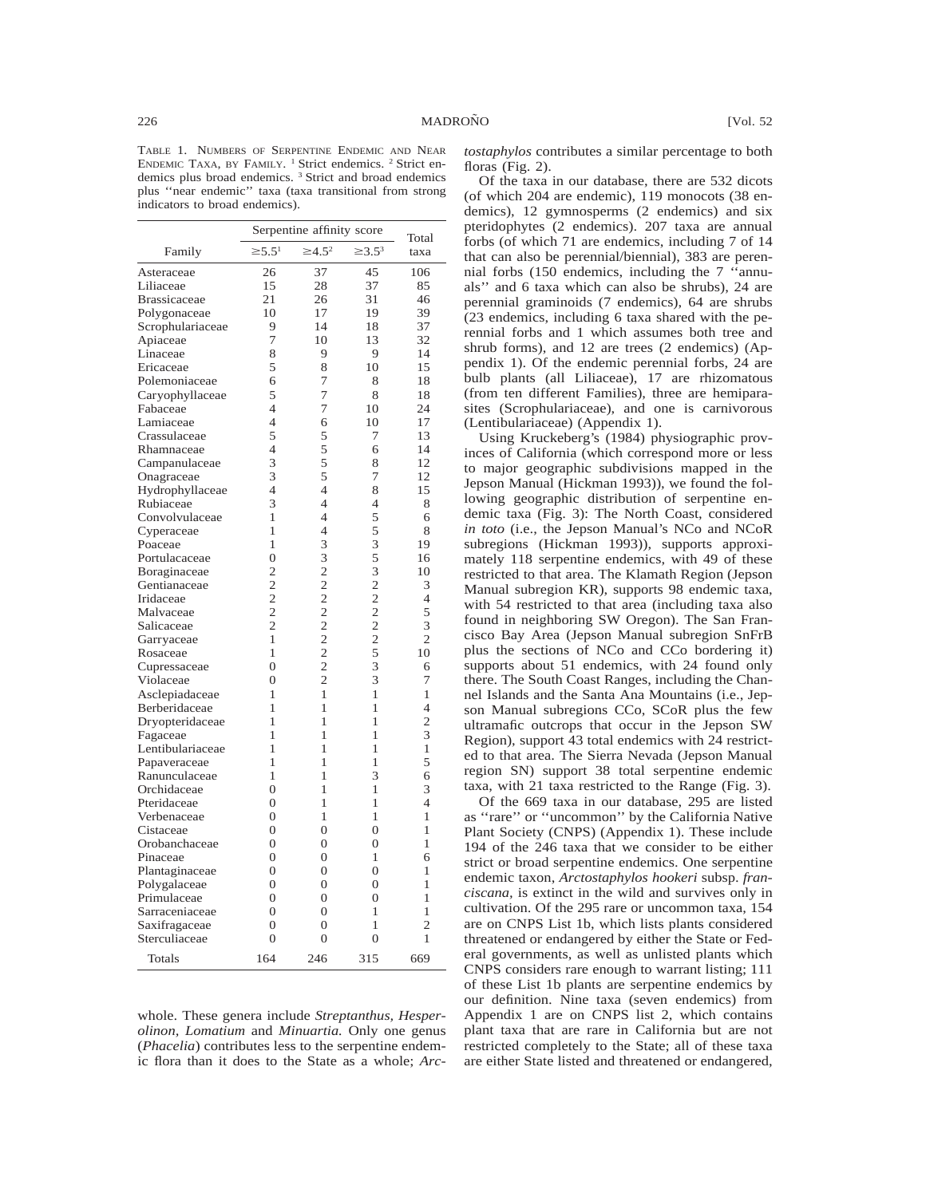TABLE 1. NUMBERS OF SERPENTINE ENDEMIC AND NEAR ENDEMIC TAXA, BY FAMILY. [1] Strict endemics. [2] Strict endemics plus broad endemics. [3] Strict and broad endemics plus "near endemic" taxa (taxa transitional from strong indicators to broad endemics).

| Family | Serpentine affinity score | | | Total taxa |
|---|---|---|---|---|
| | ≥5.5[1] | ≥4.5[2] | ≥3.5[3] | |
| Asteraceae | 26 | 37 | 45 | 106 |
| Liliaceae | 15 | 28 | 37 | 85 |
| Brassicaceae | 21 | 26 | 31 | 46 |
| Polygonaceae | 10 | 17 | 19 | 39 |
| Scrophulariaceae | 9 | 14 | 18 | 37 |
| Apiaceae | 7 | 10 | 13 | 32 |
| Linaceae | 8 | 9 | 9 | 14 |
| Ericaceae | 5 | 8 | 10 | 15 |
| Polemoniaceae | 6 | 7 | 8 | 18 |
| Caryophyllaceae | 5 | 7 | 8 | 18 |
| Fabaceae | 4 | 7 | 10 | 24 |
| Lamiaceae | 4 | 6 | 10 | 17 |
| Crassulaceae | 5 | 5 | 7 | 13 |
| Rhamnaceae | 4 | 5 | 6 | 14 |
| Campanulaceae | 3 | 5 | 8 | 12 |
| Onagraceae | 3 | 5 | 7 | 12 |
| Hydrophyllaceae | 4 | 4 | 8 | 15 |
| Rubiaceae | 3 | 4 | 4 | 8 |
| Convolvulaceae | 1 | 4 | 5 | 6 |
| Cyperaceae | 1 | 4 | 5 | 8 |
| Poaceae | 1 | 3 | 3 | 19 |
| Portulacaceae | 0 | 3 | 5 | 16 |
| Boraginaceae | 2 | 2 | 3 | 10 |
| Gentianaceae | 2 | 2 | 2 | 3 |
| Iridaceae | 2 | 2 | 2 | 4 |
| Malvaceae | 2 | 2 | 2 | 5 |
| Salicaceae | 2 | 2 | 2 | 3 |
| Garryaceae | 1 | 2 | 2 | 2 |
| Rosaceae | 1 | 2 | 5 | 10 |
| Cupressaceae | 0 | 2 | 3 | 6 |
| Violaceae | 0 | 2 | 3 | 7 |
| Asclepiadaceae | 1 | 1 | 1 | 1 |
| Berberidaceae | 1 | 1 | 1 | 4 |
| Dryopteridaceae | 1 | 1 | 1 | 2 |
| Fagaceae | 1 | 1 | 1 | 3 |
| Lentibulariaceae | 1 | 1 | 1 | 1 |
| Papaveraceae | 1 | 1 | 1 | 5 |
| Ranunculaceae | 1 | 1 | 3 | 6 |
| Orchidaceae | 0 | 1 | 1 | 3 |
| Pteridaceae | 0 | 1 | 1 | 4 |
| Verbenaceae | 0 | 1 | 1 | 1 |
| Cistaceae | 0 | 0 | 0 | 1 |
| Orobanchaceae | 0 | 0 | 0 | 1 |
| Pinaceae | 0 | 0 | 1 | 6 |
| Plantaginaceae | 0 | 0 | 0 | 1 |
| Polygalaceae | 0 | 0 | 0 | 1 |
| Primulaceae | 0 | 0 | 0 | 1 |
| Sarraceniaceae | 0 | 0 | 1 | 1 |
| Saxifragaceae | 0 | 0 | 1 | 2 |
| Sterculiaceae | 0 | 0 | 0 | 1 |
| Totals | 164 | 246 | 315 | 669 |

whole. These genera include *Streptanthus, Hesperolinon, Lomatium* and *Minuartia.* Only one genus (*Phacelia*) contributes less to the serpentine endemic flora than it does to the State as a whole; *Arctostaphylos* contributes a similar percentage to both floras (Fig. 2).

Of the taxa in our database, there are 532 dicots (of which 204 are endemic), 119 monocots (38 endemics), 12 gymnosperms (2 endemics) and six pteridophytes (2 endemics). 207 taxa are annual forbs (of which 71 are endemics, including 7 of 14 that can also be perennial/biennial), 383 are perennial forbs (150 endemics, including the 7 "annuals" and 6 taxa which can also be shrubs), 24 are perennial graminoids (7 endemics), 64 are shrubs (23 endemics, including 6 taxa shared with the perennial forbs and 1 which assumes both tree and shrub forms), and 12 are trees (2 endemics) (Appendix 1). Of the endemic perennial forbs, 24 are bulb plants (all Liliaceae), 17 are rhizomatous (from ten different Families), three are hemiparasites (Scrophulariaceae), and one is carnivorous (Lentibulariaceae) (Appendix 1).

Using Kruckeberg's (1984) physiographic provinces of California (which correspond more or less to major geographic subdivisions mapped in the Jepson Manual (Hickman 1993)), we found the following geographic distribution of serpentine endemic taxa (Fig. 3): The North Coast, considered *in toto* (i.e., the Jepson Manual's NCo and NCoR subregions (Hickman 1993)), supports approximately 118 serpentine endemics, with 49 of these restricted to that area. The Klamath Region (Jepson Manual subregion KR), supports 98 endemic taxa, with 54 restricted to that area (including taxa also found in neighboring SW Oregon). The San Francisco Bay Area (Jepson Manual subregion SnFrB plus the sections of NCo and CCo bordering it) supports about 51 endemics, with 24 found only there. The South Coast Ranges, including the Channel Islands and the Santa Ana Mountains (i.e., Jepson Manual subregions CCo, SCoR plus the few ultramafic outcrops that occur in the Jepson SW Region), support 43 total endemics with 24 restricted to that area. The Sierra Nevada (Jepson Manual region SN) support 38 total serpentine endemic taxa, with 21 taxa restricted to the Range (Fig. 3).

Of the 669 taxa in our database, 295 are listed as "rare" or "uncommon" by the California Native Plant Society (CNPS) (Appendix 1). These include 194 of the 246 taxa that we consider to be either strict or broad serpentine endemics. One serpentine endemic taxon, *Arctostaphylos hookeri* subsp. *franciscana,* is extinct in the wild and survives only in cultivation. Of the 295 rare or uncommon taxa, 154 are on CNPS List 1b, which lists plants considered threatened or endangered by either the State or Federal governments, as well as unlisted plants which CNPS considers rare enough to warrant listing; 111 of these List 1b plants are serpentine endemics by our definition. Nine taxa (seven endemics) from Appendix 1 are on CNPS list 2, which contains plant taxa that are rare in California but are not restricted completely to the State; all of these taxa are either State listed and threatened or endangered,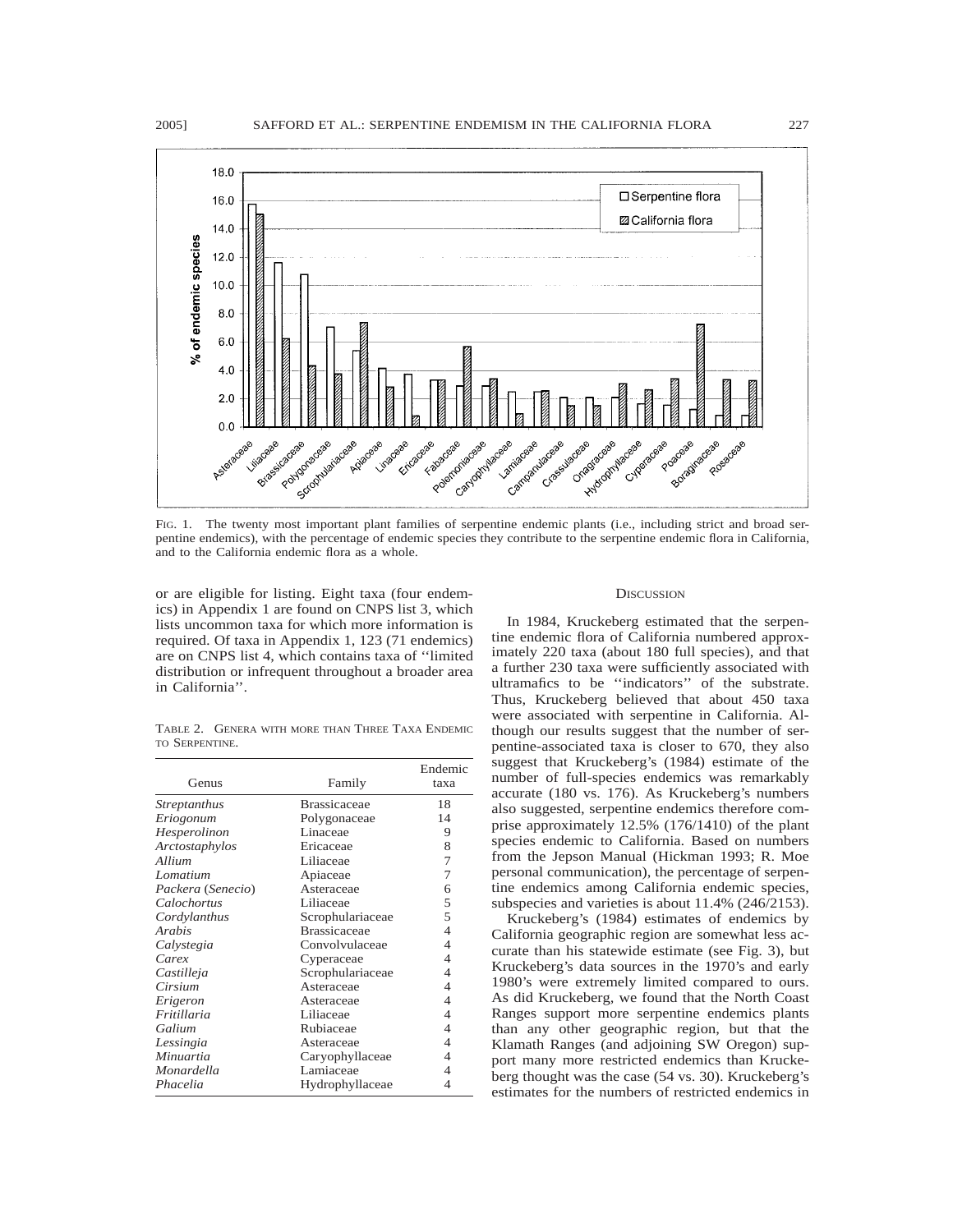FIG. 1. The twenty most important plant families of serpentine endemic plants (i.e., including strict and broad serpentine endemics), with the percentage of endemic species they contribute to the serpentine endemic flora in California, and to the California endemic flora as a whole.

or are eligible for listing. Eight taxa (four endemics) in Appendix 1 are found on CNPS list 3, which lists uncommon taxa for which more information is required. Of taxa in Appendix 1, 123 (71 endemics) are on CNPS list 4, which contains taxa of ''limited distribution or infrequent throughout a broader area in California''.

TABLE 2. GENERA WITH MORE THAN THREE TAXA ENDEMIC TO SERPENTINE.

| Genus | Family | Endemic taxa |
|---|---|---|
| *Streptanthus* | Brassicaceae | 18 |
| *Eriogonum* | Polygonaceae | 14 |
| *Hesperolinon* | Linaceae | 9 |
| *Arctostaphylos* | Ericaceae | 8 |
| *Allium* | Liliaceae | 7 |
| *Lomatium* | Apiaceae | 7 |
| *Packera* (*Senecio*) | Asteraceae | 6 |
| *Calochortus* | Liliaceae | 5 |
| *Cordylanthus* | Scrophulariaceae | 5 |
| *Arabis* | Brassicaceae | 4 |
| *Calystegia* | Convolvulaceae | 4 |
| *Carex* | Cyperaceae | 4 |
| *Castilleja* | Scrophulariaceae | 4 |
| *Cirsium* | Asteraceae | 4 |
| *Erigeron* | Asteraceae | 4 |
| *Fritillaria* | Liliaceae | 4 |
| *Galium* | Rubiaceae | 4 |
| *Lessingia* | Asteraceae | 4 |
| *Minuartia* | Caryophyllaceae | 4 |
| *Monardella* | Lamiaceae | 4 |
| *Phacelia* | Hydrophyllaceae | 4 |

## DISCUSSION

In 1984, Kruckeberg estimated that the serpentine endemic flora of California numbered approximately 220 taxa (about 180 full species), and that a further 230 taxa were sufficiently associated with ultramafics to be ''indicators'' of the substrate. Thus, Kruckeberg believed that about 450 taxa were associated with serpentine in California. Although our results suggest that the number of serpentine-associated taxa is closer to 670, they also suggest that Kruckeberg's (1984) estimate of the number of full-species endemics was remarkably accurate (180 vs. 176). As Kruckeberg's numbers also suggested, serpentine endemics therefore comprise approximately 12.5% (176/1410) of the plant species endemic to California. Based on numbers from the Jepson Manual (Hickman 1993; R. Moe personal communication), the percentage of serpentine endemics among California endemic species, subspecies and varieties is about 11.4% (246/2153).

Kruckeberg's (1984) estimates of endemics by California geographic region are somewhat less accurate than his statewide estimate (see Fig. 3), but Kruckeberg's data sources in the 1970's and early 1980's were extremely limited compared to ours. As did Kruckeberg, we found that the North Coast Ranges support more serpentine endemics plants than any other geographic region, but that the Klamath Ranges (and adjoining SW Oregon) support many more restricted endemics than Kruckeberg thought was the case (54 vs. 30). Kruckeberg's estimates for the numbers of restricted endemics in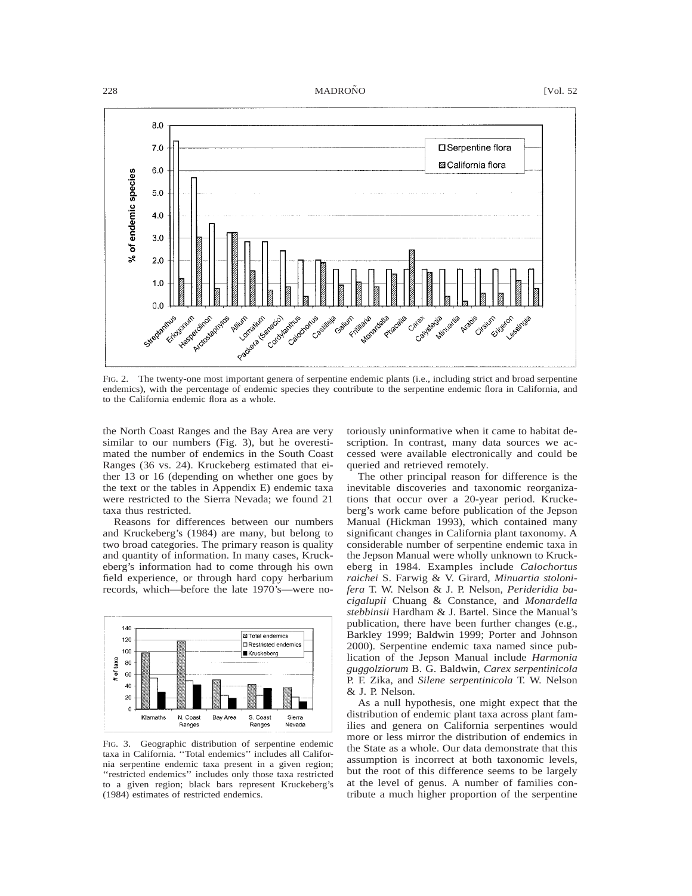FIG. 2. The twenty-one most important genera of serpentine endemic plants (i.e., including strict and broad serpentine endemics), with the percentage of endemic species they contribute to the serpentine endemic flora in California, and to the California endemic flora as a whole.

the North Coast Ranges and the Bay Area are very similar to our numbers (Fig. 3), but he overestimated the number of endemics in the South Coast Ranges (36 vs. 24). Kruckeberg estimated that either 13 or 16 (depending on whether one goes by the text or the tables in Appendix E) endemic taxa were restricted to the Sierra Nevada; we found 21 taxa thus restricted.

Reasons for differences between our numbers and Kruckeberg's (1984) are many, but belong to two broad categories. The primary reason is quality and quantity of information. In many cases, Kruckeberg's information had to come through his own field experience, or through hard copy herbarium records, which—before the late 1970's—were notoriously uninformative when it came to habitat description. In contrast, many data sources we accessed were available electronically and could be queried and retrieved remotely.

FIG. 3. Geographic distribution of serpentine endemic taxa in California. "Total endemics" includes all California serpentine endemic taxa present in a given region; "restricted endemics" includes only those taxa restricted to a given region; black bars represent Kruckeberg's (1984) estimates of restricted endemics.

The other principal reason for difference is the inevitable discoveries and taxonomic reorganizations that occur over a 20-year period. Kruckeberg's work came before publication of the Jepson Manual (Hickman 1993), which contained many significant changes in California plant taxonomy. A considerable number of serpentine endemic taxa in the Jepson Manual were wholly unknown to Kruckeberg in 1984. Examples include *Calochortus raichei* S. Farwig & V. Girard, *Minuartia stolonifera* T. W. Nelson & J. P. Nelson, *Perideridia bacigalupii* Chuang & Constance, and *Monardella stebbinsii* Hardham & J. Bartel. Since the Manual's publication, there have been further changes (e.g., Barkley 1999; Baldwin 1999; Porter and Johnson 2000). Serpentine endemic taxa named since publication of the Jepson Manual include *Harmonia guggolziorum* B. G. Baldwin, *Carex serpentinicola* P. F. Zika, and *Silene serpentinicola* T. W. Nelson & J. P. Nelson.

As a null hypothesis, one might expect that the distribution of endemic plant taxa across plant families and genera on California serpentines would more or less mirror the distribution of endemics in the State as a whole. Our data demonstrate that this assumption is incorrect at both taxonomic levels, but the root of this difference seems to be largely at the level of genus. A number of families contribute a much higher proportion of the serpentine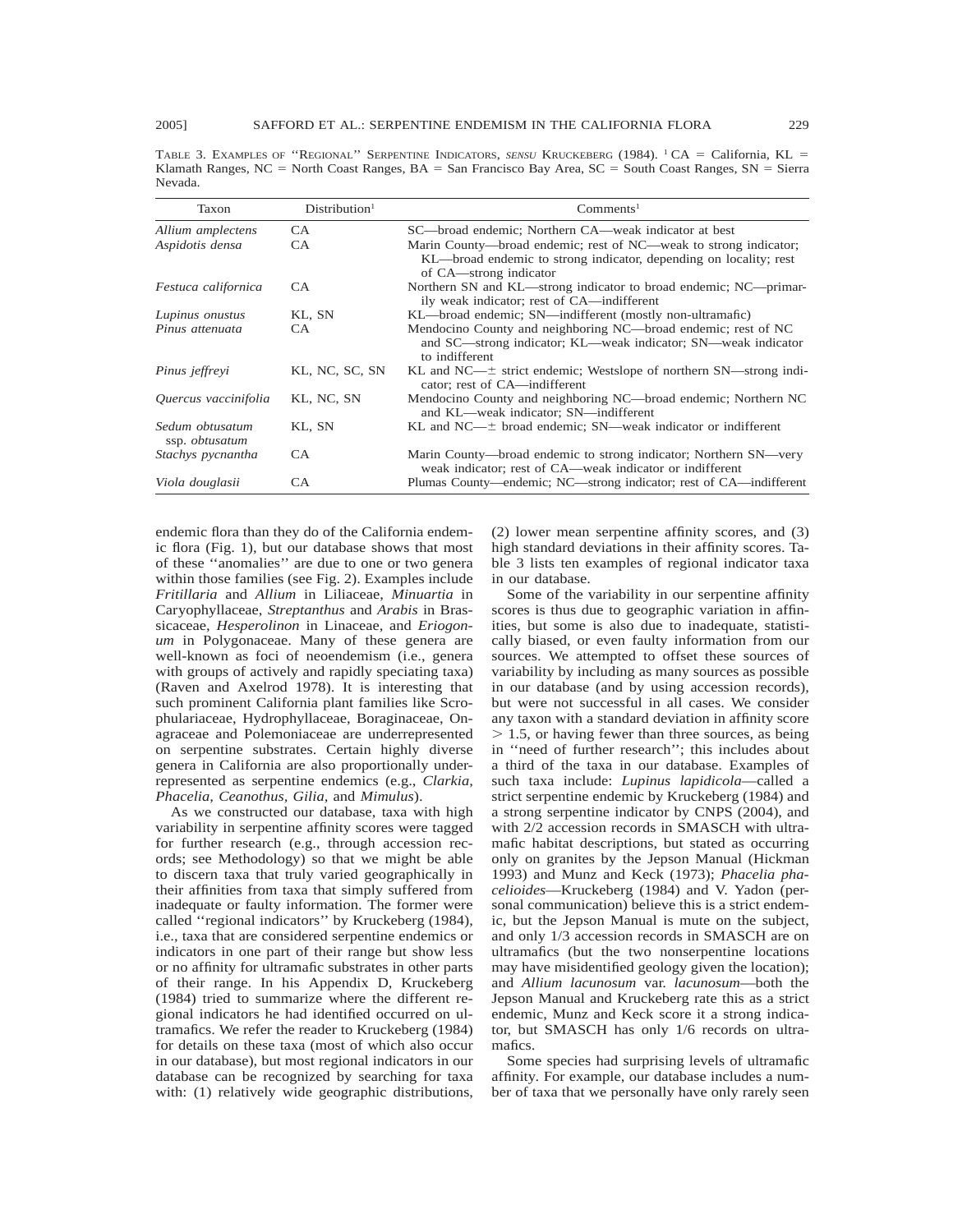TABLE 3. EXAMPLES OF "REGIONAL" SERPENTINE INDICATORS, *SENSU* KRUCKEBERG (1984). [1] CA = California, KL = Klamath Ranges, NC = North Coast Ranges, BA = San Francisco Bay Area, SC = South Coast Ranges, SN = Sierra Nevada.

| Taxon | Distribution[1] | Comments[1] |
|---|---|---|
| *Allium amplectens* | CA | SC—broad endemic; Northern CA—weak indicator at best |
| *Aspidotis densa* | CA | Marin County—broad endemic; rest of NC—weak to strong indicator; KL—broad endemic to strong indicator, depending on locality; rest of CA—strong indicator |
| *Festuca californica* | CA | Northern SN and KL—strong indicator to broad endemic; NC—primarily weak indicator; rest of CA—indifferent |
| *Lupinus onustus* | KL, SN | KL—broad endemic; SN—indifferent (mostly non-ultramafic) |
| *Pinus attenuata* | CA | Mendocino County and neighboring NC—broad endemic; rest of NC and SC—strong indicator; KL—weak indicator; SN—weak indicator to indifferent |
| *Pinus jeffreyi* | KL, NC, SC, SN | KL and NC—± strict endemic; Westslope of northern SN—strong indicator; rest of CA—indifferent |
| *Quercus vaccinifolia* | KL, NC, SN | Mendocino County and neighboring NC—broad endemic; Northern NC and KL—weak indicator; SN—indifferent |
| *Sedum obtusatum* ssp. *obtusatum* | KL, SN | KL and NC—± broad endemic; SN—weak indicator or indifferent |
| *Stachys pycnantha* | CA | Marin County—broad endemic to strong indicator; Northern SN—very weak indicator; rest of CA—weak indicator or indifferent |
| *Viola douglasii* | CA | Plumas County—endemic; NC—strong indicator; rest of CA—indifferent |

endemic flora than they do of the California endemic flora (Fig. 1), but our database shows that most of these "anomalies" are due to one or two genera within those families (see Fig. 2). Examples include *Fritillaria* and *Allium* in Liliaceae, *Minuartia* in Caryophyllaceae, *Streptanthus* and *Arabis* in Brassicaceae, *Hesperolinon* in Linaceae, and *Eriogonum* in Polygonaceae. Many of these genera are well-known as foci of neoendemism (i.e., genera with groups of actively and rapidly speciating taxa) (Raven and Axelrod 1978). It is interesting that such prominent California plant families like Scrophulariaceae, Hydrophyllaceae, Boraginaceae, Onagraceae and Polemoniaceae are underrepresented on serpentine substrates. Certain highly diverse genera in California are also proportionally underrepresented as serpentine endemics (e.g., *Clarkia, Phacelia, Ceanothus, Gilia,* and *Mimulus*).

As we constructed our database, taxa with high variability in serpentine affinity scores were tagged for further research (e.g., through accession records; see Methodology) so that we might be able to discern taxa that truly varied geographically in their affinities from taxa that simply suffered from inadequate or faulty information. The former were called "regional indicators" by Kruckeberg (1984), i.e., taxa that are considered serpentine endemics or indicators in one part of their range but show less or no affinity for ultramafic substrates in other parts of their range. In his Appendix D, Kruckeberg (1984) tried to summarize where the different regional indicators he had identified occurred on ultramafics. We refer the reader to Kruckeberg (1984) for details on these taxa (most of which also occur in our database), but most regional indicators in our database can be recognized by searching for taxa with: (1) relatively wide geographic distributions, (2) lower mean serpentine affinity scores, and (3) high standard deviations in their affinity scores. Table 3 lists ten examples of regional indicator taxa in our database.

Some of the variability in our serpentine affinity scores is thus due to geographic variation in affinities, but some is also due to inadequate, statistically biased, or even faulty information from our sources. We attempted to offset these sources of variability by including as many sources as possible in our database (and by using accession records), but were not successful in all cases. We consider any taxon with a standard deviation in affinity score $> 1.5$, or having fewer than three sources, as being in "need of further research"; this includes about a third of the taxa in our database. Examples of such taxa include: *Lupinus lapidicola*—called a strict serpentine endemic by Kruckeberg (1984) and a strong serpentine indicator by CNPS (2004), and with 2/2 accession records in SMASCH with ultramafic habitat descriptions, but stated as occurring only on granites by the Jepson Manual (Hickman 1993) and Munz and Keck (1973); *Phacelia phacelioides*—Kruckeberg (1984) and V. Yadon (personal communication) believe this is a strict endemic, but the Jepson Manual is mute on the subject, and only 1/3 accession records in SMASCH are on ultramafics (but the two nonserpentine locations may have misidentified geology given the location); and *Allium lacunosum* var. *lacunosum*—both the Jepson Manual and Kruckeberg rate this as a strict endemic, Munz and Keck score it a strong indicator, but SMASCH has only 1/6 records on ultramafics.

Some species had surprising levels of ultramafic affinity. For example, our database includes a number of taxa that we personally have only rarely seen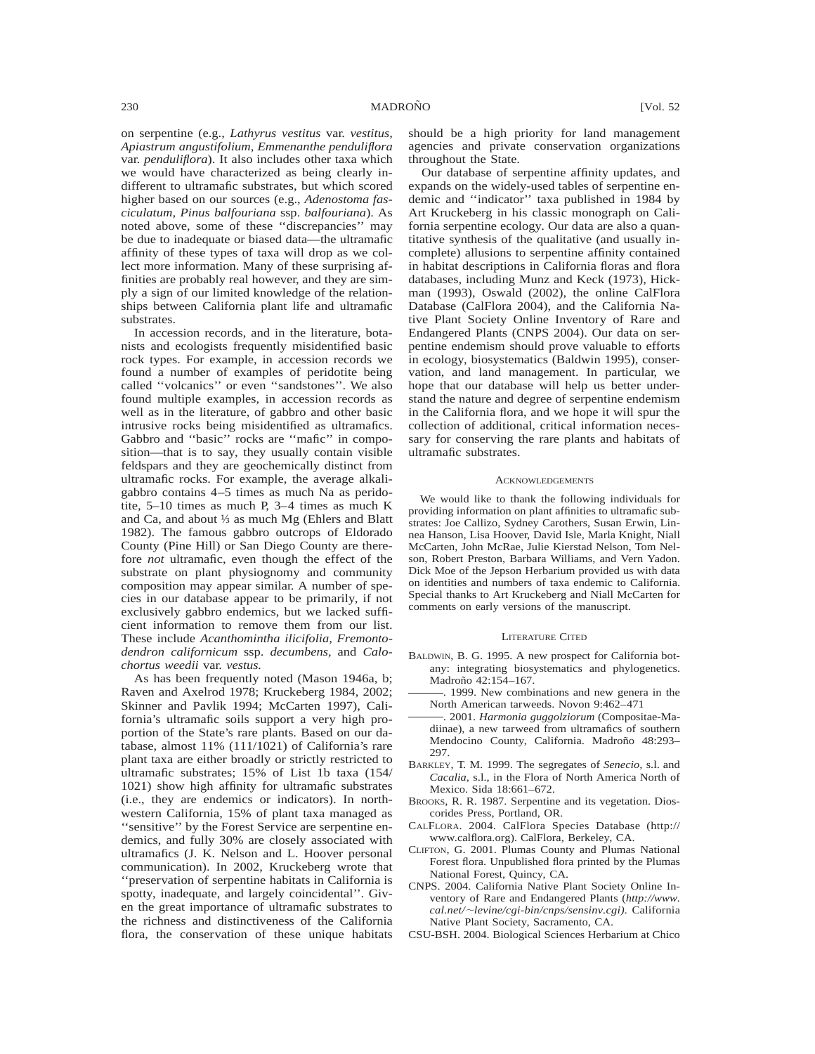on serpentine (e.g., *Lathyrus vestitus* var. *vestitus, Apiastrum angustifolium, Emmenanthe penduliflora* var. *penduliflora*). It also includes other taxa which we would have characterized as being clearly indifferent to ultramafic substrates, but which scored higher based on our sources (e.g., *Adenostoma fasciculatum, Pinus balfouriana* ssp. *balfouriana*). As noted above, some of these ''discrepancies'' may be due to inadequate or biased data—the ultramafic affinity of these types of taxa will drop as we collect more information. Many of these surprising affinities are probably real however, and they are simply a sign of our limited knowledge of the relationships between California plant life and ultramafic substrates.

In accession records, and in the literature, botanists and ecologists frequently misidentified basic rock types. For example, in accession records we found a number of examples of peridotite being called ''volcanics'' or even ''sandstones''. We also found multiple examples, in accession records as well as in the literature, of gabbro and other basic intrusive rocks being misidentified as ultramafics. Gabbro and ''basic'' rocks are ''mafic'' in composition—that is to say, they usually contain visible feldspars and they are geochemically distinct from ultramafic rocks. For example, the average alkali-gabbro contains 4–5 times as much Na as peridotite, 5–10 times as much P, 3–4 times as much K and Ca, and about ⅓ as much Mg (Ehlers and Blatt 1982). The famous gabbro outcrops of Eldorado County (Pine Hill) or San Diego County are therefore *not* ultramafic, even though the effect of the substrate on plant physiognomy and community composition may appear similar. A number of species in our database appear to be primarily, if not exclusively gabbro endemics, but we lacked sufficient information to remove them from our list. These include *Acanthomintha ilicifolia, Fremontodendron californicum* ssp. *decumbens,* and *Calochortus weedii* var. *vestus.*

As has been frequently noted (Mason 1946a, b; Raven and Axelrod 1978; Kruckeberg 1984, 2002; Skinner and Pavlik 1994; McCarten 1997), California's ultramafic soils support a very high proportion of the State's rare plants. Based on our database, almost 11% (111/1021) of California's rare plant taxa are either broadly or strictly restricted to ultramafic substrates; 15% of List 1b taxa (154/1021) show high affinity for ultramafic substrates (i.e., they are endemics or indicators). In northwestern California, 15% of plant taxa managed as ''sensitive'' by the Forest Service are serpentine endemics, and fully 30% are closely associated with ultramafics (J. K. Nelson and L. Hoover personal communication). In 2002, Kruckeberg wrote that ''preservation of serpentine habitats in California is spotty, inadequate, and largely coincidental''. Given the great importance of ultramafic substrates to the richness and distinctiveness of the California flora, the conservation of these unique habitats should be a high priority for land management agencies and private conservation organizations throughout the State.

Our database of serpentine affinity updates, and expands on the widely-used tables of serpentine endemic and ''indicator'' taxa published in 1984 by Art Kruckeberg in his classic monograph on California serpentine ecology. Our data are also a quantitative synthesis of the qualitative (and usually incomplete) allusions to serpentine affinity contained in habitat descriptions in California floras and flora databases, including Munz and Keck (1973), Hickman (1993), Oswald (2002), the online CalFlora Database (CalFlora 2004), and the California Native Plant Society Online Inventory of Rare and Endangered Plants (CNPS 2004). Our data on serpentine endemism should prove valuable to efforts in ecology, biosystematics (Baldwin 1995), conservation, and land management. In particular, we hope that our database will help us better understand the nature and degree of serpentine endemism in the California flora, and we hope it will spur the collection of additional, critical information necessary for conserving the rare plants and habitats of ultramafic substrates.

## Acknowledgements

We would like to thank the following individuals for providing information on plant affinities to ultramafic substrates: Joe Callizo, Sydney Carothers, Susan Erwin, Linnea Hanson, Lisa Hoover, David Isle, Marla Knight, Niall McCarten, John McRae, Julie Kierstad Nelson, Tom Nelson, Robert Preston, Barbara Williams, and Vern Yadon. Dick Moe of the Jepson Herbarium provided us with data on identities and numbers of taxa endemic to California. Special thanks to Art Kruckeberg and Niall McCarten for comments on early versions of the manuscript.

## Literature Cited

Baldwin, B. G. 1995. A new prospect for California botany: integrating biosystematics and phylogenetics. Madroño 42:154–167.

———. 1999. New combinations and new genera in the North American tarweeds. Novon 9:462–471

———. 2001. *Harmonia guggolziorum* (Compositae-Madiinae), a new tarweed from ultramafics of southern Mendocino County, California. Madroño 48:293–297.

Barkley, T. M. 1999. The segregates of *Senecio*, s.l. and *Cacalia*, s.l., in the Flora of North America North of Mexico. Sida 18:661–672.

Brooks, R. R. 1987. Serpentine and its vegetation. Dioscorides Press, Portland, OR.

CalFlora. 2004. CalFlora Species Database (http://www.calflora.org). CalFlora, Berkeley, CA.

Clifton, G. 2001. Plumas County and Plumas National Forest flora. Unpublished flora printed by the Plumas National Forest, Quincy, CA.

CNPS. 2004. California Native Plant Society Online Inventory of Rare and Endangered Plants (*http://www.cal.net/~levine/cgi-bin/cnps/sensinv.cgi).* California Native Plant Society, Sacramento, CA.

CSU-BSH. 2004. Biological Sciences Herbarium at Chico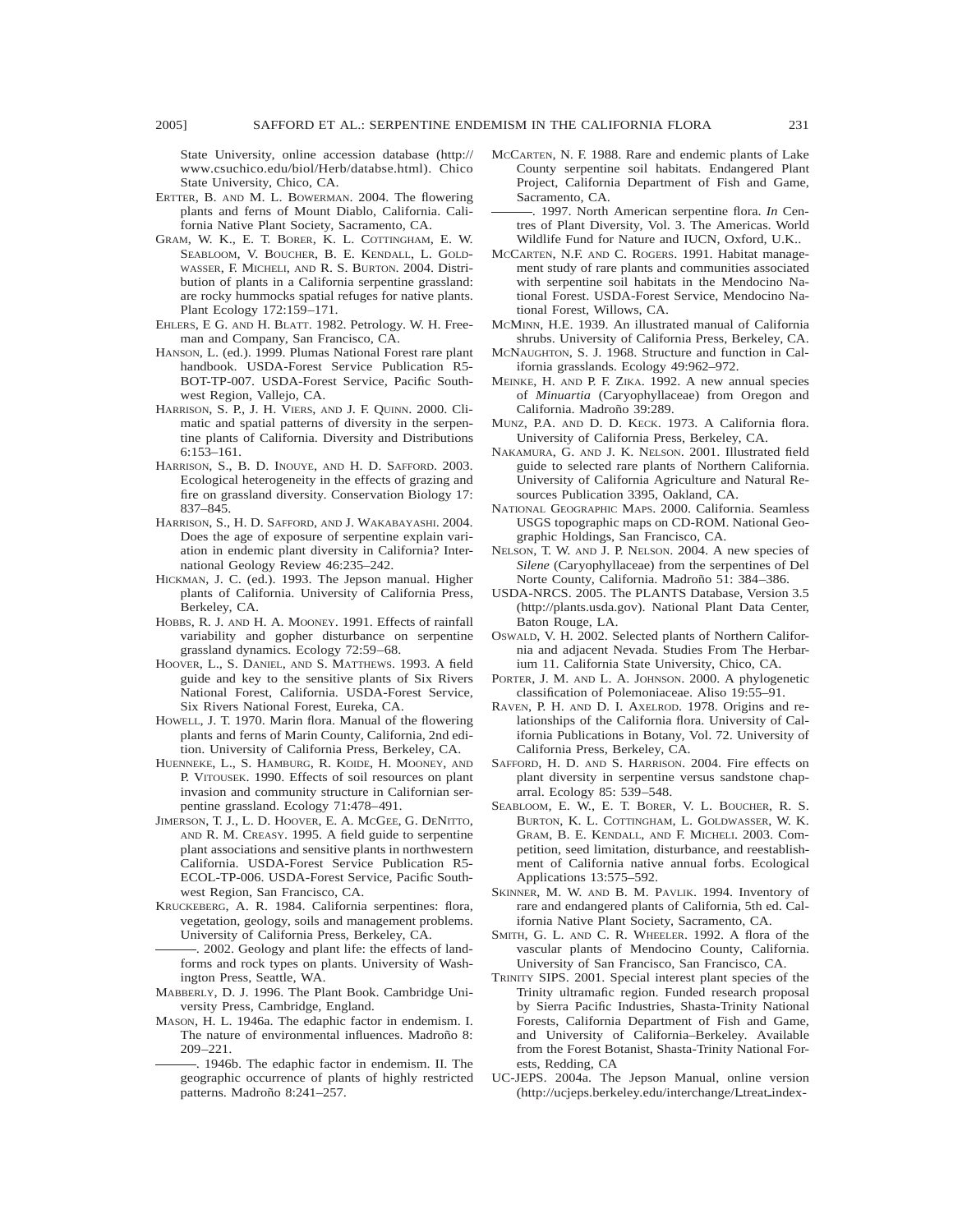State University, online accession database (http://www.csuchico.edu/biol/Herb/databse.html). Chico State University, Chico, CA.

ERTTER, B. AND M. L. BOWERMAN. 2004. The flowering plants and ferns of Mount Diablo, California. California Native Plant Society, Sacramento, CA.

GRAM, W. K., E. T. BORER, K. L. COTTINGHAM, E. W. SEABLOOM, V. BOUCHER, B. E. KENDALL, L. GOLDWASSER, F. MICHELI, AND R. S. BURTON. 2004. Distribution of plants in a California serpentine grassland: are rocky hummocks spatial refuges for native plants. Plant Ecology 172:159–171.

EHLERS, E G. AND H. BLATT. 1982. Petrology. W. H. Freeman and Company, San Francisco, CA.

HANSON, L. (ed.). 1999. Plumas National Forest rare plant handbook. USDA-Forest Service Publication R5-BOT-TP-007. USDA-Forest Service, Pacific Southwest Region, Vallejo, CA.

HARRISON, S. P., J. H. VIERS, AND J. F. QUINN. 2000. Climatic and spatial patterns of diversity in the serpentine plants of California. Diversity and Distributions 6:153–161.

HARRISON, S., B. D. INOUYE, AND H. D. SAFFORD. 2003. Ecological heterogeneity in the effects of grazing and fire on grassland diversity. Conservation Biology 17: 837–845.

HARRISON, S., H. D. SAFFORD, AND J. WAKABAYASHI. 2004. Does the age of exposure of serpentine explain variation in endemic plant diversity in California? International Geology Review 46:235–242.

HICKMAN, J. C. (ed.). 1993. The Jepson manual. Higher plants of California. University of California Press, Berkeley, CA.

HOBBS, R. J. AND H. A. MOONEY. 1991. Effects of rainfall variability and gopher disturbance on serpentine grassland dynamics. Ecology 72:59–68.

HOOVER, L., S. DANIEL, AND S. MATTHEWS. 1993. A field guide and key to the sensitive plants of Six Rivers National Forest, California. USDA-Forest Service, Six Rivers National Forest, Eureka, CA.

HOWELL, J. T. 1970. Marin flora. Manual of the flowering plants and ferns of Marin County, California, 2nd edition. University of California Press, Berkeley, CA.

HUENNEKE, L., S. HAMBURG, R. KOIDE, H. MOONEY, AND P. VITOUSEK. 1990. Effects of soil resources on plant invasion and community structure in Californian serpentine grassland. Ecology 71:478–491.

JIMERSON, T. J., L. D. HOOVER, E. A. MCGEE, G. DENITTO, AND R. M. CREASY. 1995. A field guide to serpentine plant associations and sensitive plants in northwestern California. USDA-Forest Service Publication R5-ECOL-TP-006. USDA-Forest Service, Pacific Southwest Region, San Francisco, CA.

KRUCKEBERG, A. R. 1984. California serpentines: flora, vegetation, geology, soils and management problems. University of California Press, Berkeley, CA.

———. 2002. Geology and plant life: the effects of landforms and rock types on plants. University of Washington Press, Seattle, WA.

MABBERLY, D. J. 1996. The Plant Book. Cambridge University Press, Cambridge, England.

MASON, H. L. 1946a. The edaphic factor in endemism. I. The nature of environmental influences. Madroño 8: 209–221.

———. 1946b. The edaphic factor in endemism. II. The geographic occurrence of plants of highly restricted patterns. Madroño 8:241–257.

MCCARTEN, N. F. 1988. Rare and endemic plants of Lake County serpentine soil habitats. Endangered Plant Project, California Department of Fish and Game, Sacramento, CA.

———. 1997. North American serpentine flora. *In* Centres of Plant Diversity, Vol. 3. The Americas. World Wildlife Fund for Nature and IUCN, Oxford, U.K..

MCCARTEN, N.F. AND C. ROGERS. 1991. Habitat management study of rare plants and communities associated with serpentine soil habitats in the Mendocino National Forest. USDA-Forest Service, Mendocino National Forest, Willows, CA.

MCMINN, H.E. 1939. An illustrated manual of California shrubs. University of California Press, Berkeley, CA.

MCNAUGHTON, S. J. 1968. Structure and function in California grasslands. Ecology 49:962–972.

MEINKE, H. AND P. F. ZIKA. 1992. A new annual species of *Minuartia* (Caryophyllaceae) from Oregon and California. Madroño 39:289.

MUNZ, P.A. AND D. D. KECK. 1973. A California flora. University of California Press, Berkeley, CA.

NAKAMURA, G. AND J. K. NELSON. 2001. Illustrated field guide to selected rare plants of Northern California. University of California Agriculture and Natural Resources Publication 3395, Oakland, CA.

NATIONAL GEOGRAPHIC MAPS. 2000. California. Seamless USGS topographic maps on CD-ROM. National Geographic Holdings, San Francisco, CA.

NELSON, T. W. AND J. P. NELSON. 2004. A new species of *Silene* (Caryophyllaceae) from the serpentines of Del Norte County, California. Madroño 51: 384–386.

USDA-NRCS. 2005. The PLANTS Database, Version 3.5 (http://plants.usda.gov). National Plant Data Center, Baton Rouge, LA.

OSWALD, V. H. 2002. Selected plants of Northern California and adjacent Nevada. Studies From The Herbarium 11. California State University, Chico, CA.

PORTER, J. M. AND L. A. JOHNSON. 2000. A phylogenetic classification of Polemoniaceae. Aliso 19:55–91.

RAVEN, P. H. AND D. I. AXELROD. 1978. Origins and relationships of the California flora. University of California Publications in Botany, Vol. 72. University of California Press, Berkeley, CA.

SAFFORD, H. D. AND S. HARRISON. 2004. Fire effects on plant diversity in serpentine versus sandstone chaparral. Ecology 85: 539–548.

SEABLOOM, E. W., E. T. BORER, V. L. BOUCHER, R. S. BURTON, K. L. COTTINGHAM, L. GOLDWASSER, W. K. GRAM, B. E. KENDALL, AND F. MICHELI. 2003. Competition, seed limitation, disturbance, and reestablishment of California native annual forbs. Ecological Applications 13:575–592.

SKINNER, M. W. AND B. M. PAVLIK. 1994. Inventory of rare and endangered plants of California, 5th ed. California Native Plant Society, Sacramento, CA.

SMITH, G. L. AND C. R. WHEELER. 1992. A flora of the vascular plants of Mendocino County, California. University of San Francisco, San Francisco, CA.

TRINITY SIPS. 2001. Special interest plant species of the Trinity ultramafic region. Funded research proposal by Sierra Pacific Industries, Shasta-Trinity National Forests, California Department of Fish and Game, and University of California–Berkeley. Available from the Forest Botanist, Shasta-Trinity National Forests, Redding, CA

UC-JEPS. 2004a. The Jepson Manual, online version (http://ucjeps.berkeley.edu/interchange/I_treat_index-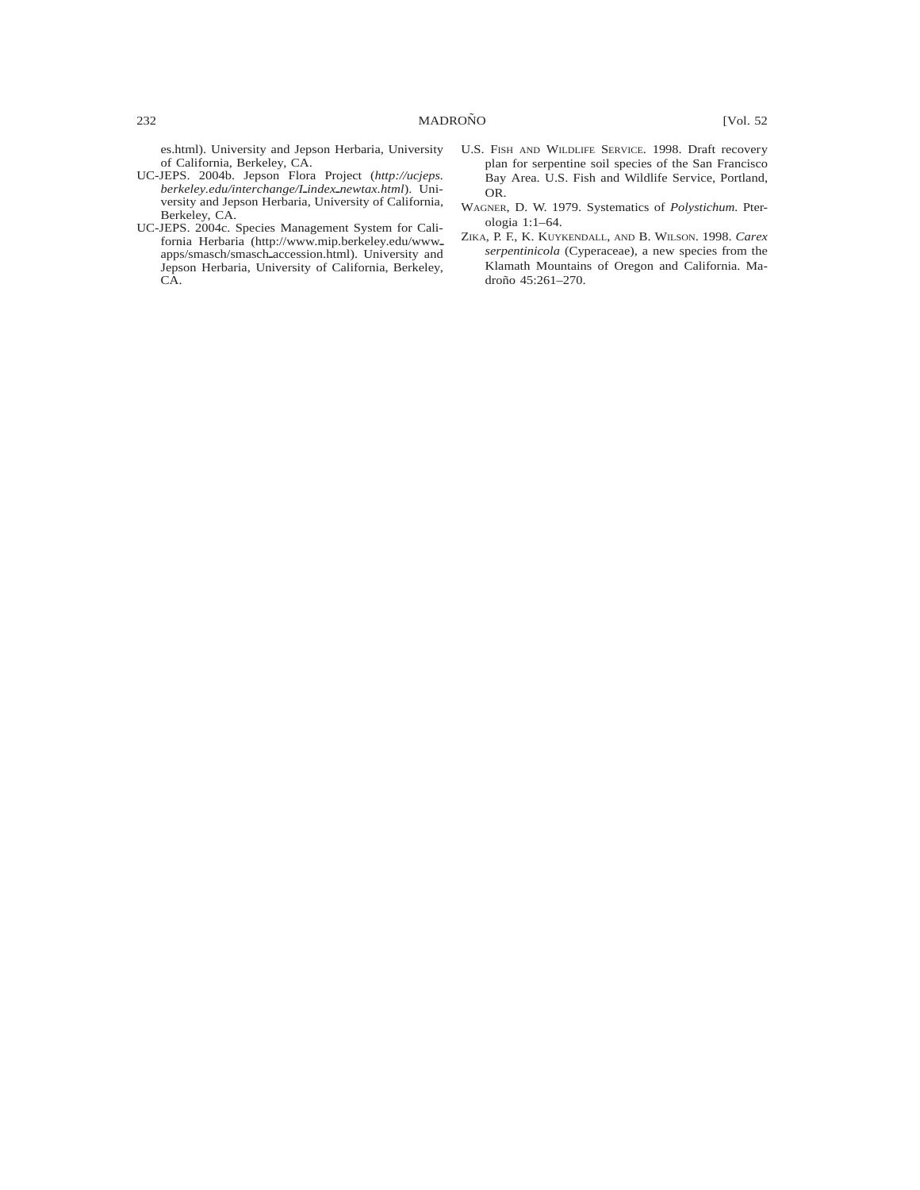es.html). University and Jepson Herbaria, University of California, Berkeley, CA.

UC-JEPS. 2004b. Jepson Flora Project (*http://ucjeps.berkeley.edu/interchange/I_index_newtax.html*). University and Jepson Herbaria, University of California, Berkeley, CA.

UC-JEPS. 2004c. Species Management System for California Herbaria (http://www.mip.berkeley.edu/www_apps/smasch/smasch_accession.html). University and Jepson Herbaria, University of California, Berkeley, CA.

U.S. Fish and Wildlife Service. 1998. Draft recovery plan for serpentine soil species of the San Francisco Bay Area. U.S. Fish and Wildlife Service, Portland, OR.

Wagner, D. W. 1979. Systematics of *Polystichum.* Pterologia 1:1–64.

Zika, P. F., K. Kuykendall, and B. Wilson. 1998. *Carex serpentinicola* (Cyperaceae), a new species from the Klamath Mountains of Oregon and California. Madroño 45:261–270.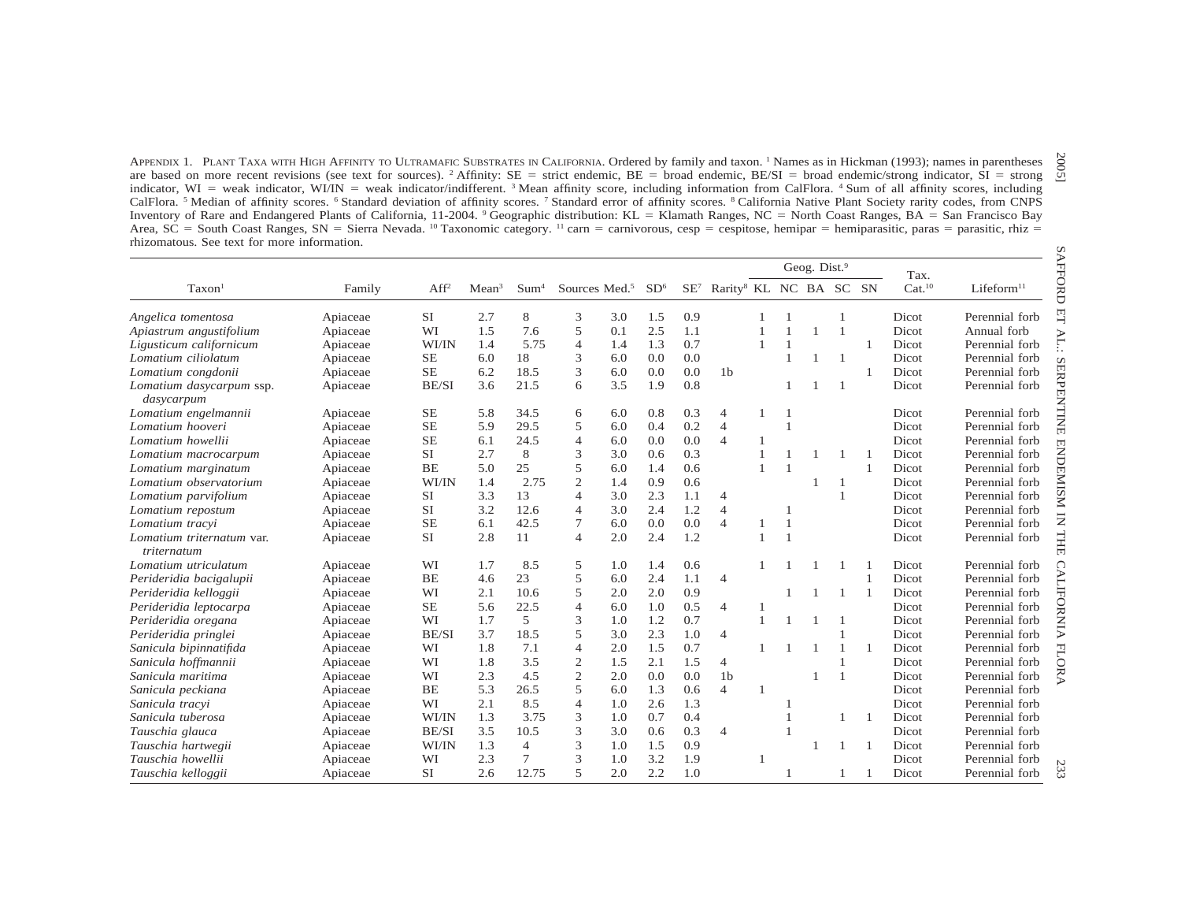APPENDIX 1. PLANT TAXA WITH HIGH AFFINITY TO ULTRAMAFIC SUBSTRATES IN CALIFORNIA. Ordered by family and taxon. [1] Names as in Hickman (1993); names in parentheses are based on more recent revisions (see text for sources). [2] Affinity: SE = strict endemic, BE = broad endemic, BE/SI = broad endemic/strong indicator, SI = strong indicator, WI = weak indicator, WI/IN = weak indicator/indifferent. [3] Mean affinity score, including information from CalFlora. [4] Sum of all affinity scores, including CalFlora. [5] Median of affinity scores. [6] Standard deviation of affinity scores. [7] Standard error of affinity scores. [8] California Native Plant Society rarity codes, from CNPS Inventory of Rare and Endangered Plants of California, 11-2004. [9] Geographic distribution: KL = Klamath Ranges, NC = North Coast Ranges, BA = San Francisco Bay Area, SC = South Coast Ranges, SN = Sierra Nevada. [10] Taxonomic category. [11] carn = carnivorous, cesp = cespitose, hemipar = hemiparasitic, paras = parasitic, rhiz = rhizomatous. See text for more information.

| Taxon[1] | Family | Aff[2] | Mean[3] | Sum[4] | Sources | Med.[5] | SD[6] | SE[7] | Rarity[8] | Geog. Dist.[9] | | | | | Tax. Cat.[10] | Lifeform[11] |
|---|---|---|---|---|---|---|---|---|---|---|---|---|---|---|---|---|
| | | | | | | | | | | KL | NC | BA | SC | SN | | |
| *Angelica tomentosa* | Apiaceae | SI | 2.7 | 8 | 3 | 3.0 | 1.5 | 0.9 | | 1 | 1 | | 1 | | Dicot | Perennial forb |
| *Apiastrum angustifolium* | Apiaceae | WI | 1.5 | 7.6 | 5 | 0.1 | 2.5 | 1.1 | | 1 | 1 | 1 | 1 | | Dicot | Annual forb |
| *Ligusticum californicum* | Apiaceae | WI/IN | 1.4 | 5.75 | 4 | 1.4 | 1.3 | 0.7 | | 1 | 1 | | | 1 | Dicot | Perennial forb |
| *Lomatium ciliolatum* | Apiaceae | SE | 6.0 | 18 | 3 | 6.0 | 0.0 | 0.0 | | | 1 | 1 | 1 | | Dicot | Perennial forb |
| *Lomatium congdonii* | Apiaceae | SE | 6.2 | 18.5 | 3 | 6.0 | 0.0 | 0.0 | 1b | | | | | 1 | Dicot | Perennial forb |
| *Lomatium dasycarpum* ssp. *dasycarpum* | Apiaceae | BE/SI | 3.6 | 21.5 | 6 | 3.5 | 1.9 | 0.8 | | | 1 | 1 | 1 | | Dicot | Perennial forb |
| *Lomatium engelmannii* | Apiaceae | SE | 5.8 | 34.5 | 6 | 6.0 | 0.8 | 0.3 | 4 | 1 | 1 | | | | Dicot | Perennial forb |
| *Lomatium hooveri* | Apiaceae | SE | 5.9 | 29.5 | 5 | 6.0 | 0.4 | 0.2 | 4 | | 1 | | | | Dicot | Perennial forb |
| *Lomatium howellii* | Apiaceae | SE | 6.1 | 24.5 | 4 | 6.0 | 0.0 | 0.0 | 4 | 1 | | | | | Dicot | Perennial forb |
| *Lomatium macrocarpum* | Apiaceae | SI | 2.7 | 8 | 3 | 3.0 | 0.6 | 0.3 | | 1 | 1 | 1 | 1 | 1 | Dicot | Perennial forb |
| *Lomatium marginatum* | Apiaceae | BE | 5.0 | 25 | 5 | 6.0 | 1.4 | 0.6 | | 1 | 1 | | | 1 | Dicot | Perennial forb |
| *Lomatium observatorium* | Apiaceae | WI/IN | 1.4 | 2.75 | 2 | 1.4 | 0.9 | 0.6 | | | | 1 | 1 | | Dicot | Perennial forb |
| *Lomatium parvifolium* | Apiaceae | SI | 3.3 | 13 | 4 | 3.0 | 2.3 | 1.1 | 4 | | | | 1 | | Dicot | Perennial forb |
| *Lomatium repostum* | Apiaceae | SI | 3.2 | 12.6 | 4 | 3.0 | 2.4 | 1.2 | 4 | | 1 | | | | Dicot | Perennial forb |
| *Lomatium tracyi* | Apiaceae | SE | 6.1 | 42.5 | 7 | 6.0 | 0.0 | 0.0 | 4 | 1 | 1 | | | | Dicot | Perennial forb |
| *Lomatium triternatum* var. *triternatum* | Apiaceae | SI | 2.8 | 11 | 4 | 2.0 | 2.4 | 1.2 | | 1 | 1 | | | | Dicot | Perennial forb |
| *Lomatium utriculatum* | Apiaceae | WI | 1.7 | 8.5 | 5 | 1.0 | 1.4 | 0.6 | | 1 | 1 | 1 | 1 | 1 | Dicot | Perennial forb |
| *Perideridia bacigalupii* | Apiaceae | BE | 4.6 | 23 | 5 | 6.0 | 2.4 | 1.1 | 4 | | | | | 1 | Dicot | Perennial forb |
| *Perideridia kelloggii* | Apiaceae | WI | 2.1 | 10.6 | 5 | 2.0 | 2.0 | 0.9 | | | 1 | 1 | 1 | 1 | Dicot | Perennial forb |
| *Perideridia leptocarpa* | Apiaceae | SE | 5.6 | 22.5 | 4 | 6.0 | 1.0 | 0.5 | 4 | 1 | | | | | Dicot | Perennial forb |
| *Perideridia oregana* | Apiaceae | WI | 1.7 | 5 | 3 | 1.0 | 1.2 | 0.7 | | 1 | 1 | 1 | 1 | | Dicot | Perennial forb |
| *Perideridia pringlei* | Apiaceae | BE/SI | 3.7 | 18.5 | 5 | 3.0 | 2.3 | 1.0 | 4 | | | | 1 | | Dicot | Perennial forb |
| *Sanicula bipinnatifida* | Apiaceae | WI | 1.8 | 7.1 | 4 | 2.0 | 1.5 | 0.7 | | 1 | 1 | 1 | 1 | 1 | Dicot | Perennial forb |
| *Sanicula hoffmannii* | Apiaceae | WI | 1.8 | 3.5 | 2 | 1.5 | 2.1 | 1.5 | 4 | | | | 1 | | Dicot | Perennial forb |
| *Sanicula maritima* | Apiaceae | WI | 2.3 | 4.5 | 2 | 2.0 | 0.0 | 0.0 | 1b | | | 1 | 1 | | Dicot | Perennial forb |
| *Sanicula peckiana* | Apiaceae | BE | 5.3 | 26.5 | 5 | 6.0 | 1.3 | 0.6 | 4 | 1 | | | | | Dicot | Perennial forb |
| *Sanicula tracyi* | Apiaceae | WI | 2.1 | 8.5 | 4 | 1.0 | 2.6 | 1.3 | | | 1 | | | | Dicot | Perennial forb |
| *Sanicula tuberosa* | Apiaceae | WI/IN | 1.3 | 3.75 | 3 | 1.0 | 0.7 | 0.4 | | | 1 | | 1 | 1 | Dicot | Perennial forb |
| *Tauschia glauca* | Apiaceae | BE/SI | 3.5 | 10.5 | 3 | 3.0 | 0.6 | 0.3 | 4 | | 1 | | | | Dicot | Perennial forb |
| *Tauschia hartwegii* | Apiaceae | WI/IN | 1.3 | 4 | 3 | 1.0 | 1.5 | 0.9 | | | | 1 | 1 | 1 | Dicot | Perennial forb |
| *Tauschia howellii* | Apiaceae | WI | 2.3 | 7 | 3 | 1.0 | 3.2 | 1.9 | | 1 | | | | | Dicot | Perennial forb |
| *Tauschia kelloggii* | Apiaceae | SI | 2.6 | 12.75 | 5 | 2.0 | 2.2 | 1.0 | | | 1 | | 1 | 1 | Dicot | Perennial forb |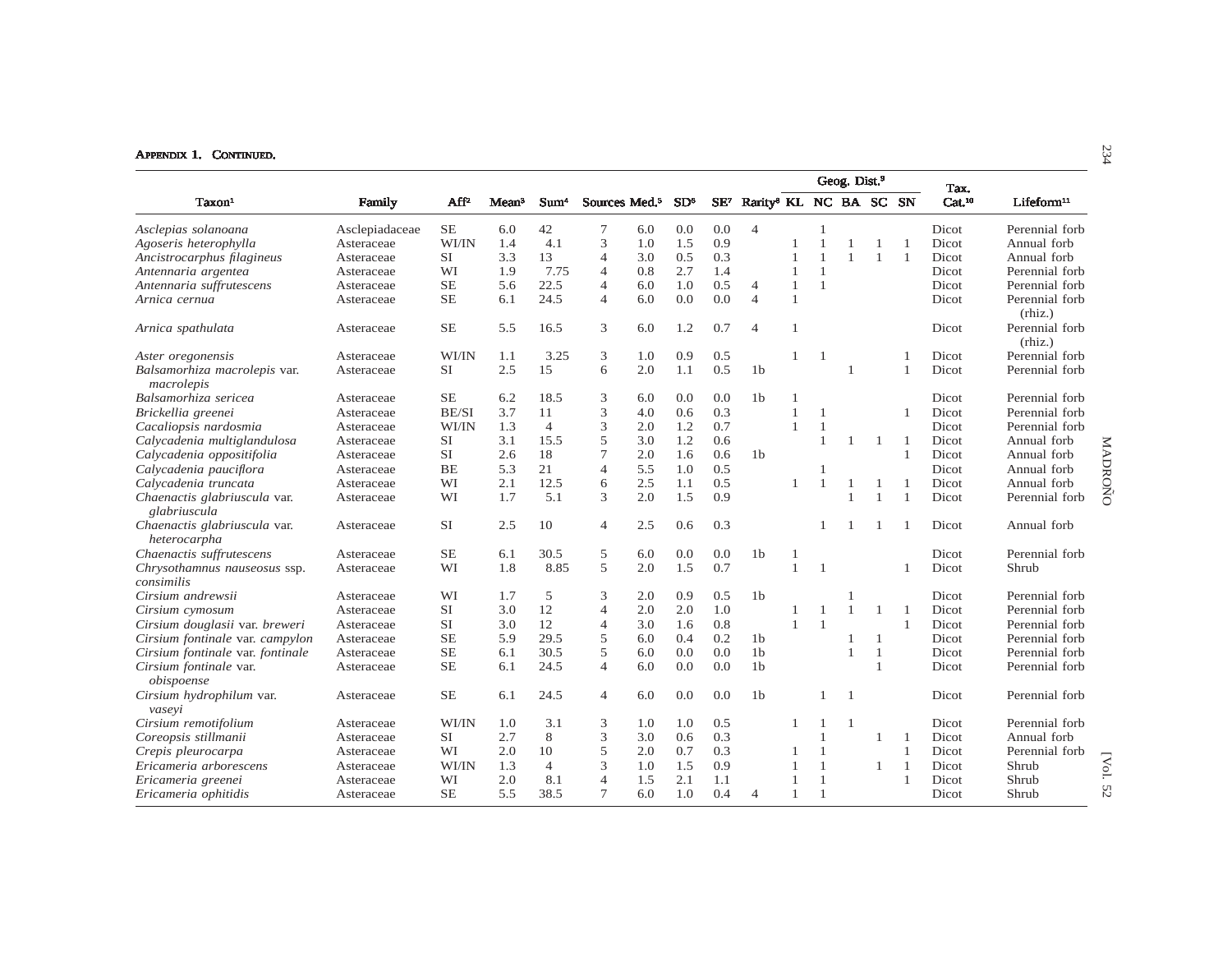APPENDIX 1. CONTINUED.

| Taxon[1] | Family | Aff[2] | Mean[3] | Sum[4] | Sources | Med.[5] | SD[6] | SE[7] | Rarity[8] | Geog. Dist.[9] KL | NC | BA | SC | SN | Tax. Cat.[10] | Lifeform[11] |
|---|---|---|---|---|---|---|---|---|---|---|---|---|---|---|---|---|
| *Asclepias solanoana* | Asclepiadaceae | SE | 6.0 | 42 | 7 | 6.0 | 0.0 | 0.0 | 4 | | 1 | | | | Dicot | Perennial forb |
| *Agoseris heterophylla* | Asteraceae | WI/IN | 1.4 | 4.1 | 3 | 1.0 | 1.5 | 0.9 | | 1 | 1 | 1 | 1 | 1 | Dicot | Annual forb |
| *Ancistrocarphus filagineus* | Asteraceae | SI | 3.3 | 13 | 4 | 3.0 | 0.5 | 0.3 | | 1 | 1 | 1 | 1 | 1 | Dicot | Annual forb |
| *Antennaria argentea* | Asteraceae | WI | 1.9 | 7.75 | 4 | 0.8 | 2.7 | 1.4 | | 1 | 1 | | | | Dicot | Perennial forb |
| *Antennaria suffrutescens* | Asteraceae | SE | 5.6 | 22.5 | 4 | 6.0 | 1.0 | 0.5 | 4 | 1 | 1 | | | | Dicot | Perennial forb |
| *Arnica cernua* | Asteraceae | SE | 6.1 | 24.5 | 4 | 6.0 | 0.0 | 0.0 | 4 | 1 | | | | | Dicot | Perennial forb (rhiz.) |
| *Arnica spathulata* | Asteraceae | SE | 5.5 | 16.5 | 3 | 6.0 | 1.2 | 0.7 | 4 | 1 | | | | | Dicot | Perennial forb (rhiz.) |
| *Aster oregonensis* | Asteraceae | WI/IN | 1.1 | 3.25 | 3 | 1.0 | 0.9 | 0.5 | | 1 | 1 | | | 1 | Dicot | Perennial forb |
| *Balsamorhiza macrolepis* var. *macrolepis* | Asteraceae | SI | 2.5 | 15 | 6 | 2.0 | 1.1 | 0.5 | 1b | | | 1 | | 1 | Dicot | Perennial forb |
| *Balsamorhiza sericea* | Asteraceae | SE | 6.2 | 18.5 | 3 | 6.0 | 0.0 | 0.0 | 1b | 1 | | | | | Dicot | Perennial forb |
| *Brickellia greenei* | Asteraceae | BE/SI | 3.7 | 11 | 3 | 4.0 | 0.6 | 0.3 | | 1 | 1 | | | 1 | Dicot | Perennial forb |
| *Cacaliopsis nardosmia* | Asteraceae | WI/IN | 1.3 | 4 | 3 | 2.0 | 1.2 | 0.7 | | 1 | 1 | | | | Dicot | Perennial forb |
| *Calycadenia multiglandulosa* | Asteraceae | SI | 3.1 | 15.5 | 5 | 3.0 | 1.2 | 0.6 | | | 1 | 1 | 1 | 1 | Dicot | Annual forb |
| *Calycadenia oppositifolia* | Asteraceae | SI | 2.6 | 18 | 7 | 2.0 | 1.6 | 0.6 | 1b | | | | | 1 | Dicot | Annual forb |
| *Calycadenia pauciflora* | Asteraceae | BE | 5.3 | 21 | 4 | 5.5 | 1.0 | 0.5 | | | 1 | | | | Dicot | Annual forb |
| *Calycadenia truncata* | Asteraceae | WI | 2.1 | 12.5 | 6 | 2.5 | 1.1 | 0.5 | | 1 | 1 | 1 | 1 | 1 | Dicot | Annual forb |
| *Chaenactis glabriuscula* var. *glabriuscula* | Asteraceae | WI | 1.7 | 5.1 | 3 | 2.0 | 1.5 | 0.9 | | | | 1 | 1 | 1 | Dicot | Perennial forb |
| *Chaenactis glabriuscula* var. *heterocarpha* | Asteraceae | SI | 2.5 | 10 | 4 | 2.5 | 0.6 | 0.3 | | | 1 | 1 | 1 | 1 | Dicot | Annual forb |
| *Chaenactis suffrutescens* | Asteraceae | SE | 6.1 | 30.5 | 5 | 6.0 | 0.0 | 0.0 | 1b | 1 | | | | | Dicot | Perennial forb |
| *Chrysothamnus nauseosus* ssp. *consimilis* | Asteraceae | WI | 1.8 | 8.85 | 5 | 2.0 | 1.5 | 0.7 | | 1 | 1 | | | 1 | Dicot | Shrub |
| *Cirsium andrewsii* | Asteraceae | WI | 1.7 | 5 | 3 | 2.0 | 0.9 | 0.5 | 1b | | | 1 | | | Dicot | Perennial forb |
| *Cirsium cymosum* | Asteraceae | SI | 3.0 | 12 | 4 | 2.0 | 2.0 | 1.0 | | 1 | 1 | 1 | 1 | 1 | Dicot | Perennial forb |
| *Cirsium douglasii* var. *breweri* | Asteraceae | SI | 3.0 | 12 | 4 | 3.0 | 1.6 | 0.8 | | 1 | 1 | | | 1 | Dicot | Perennial forb |
| *Cirsium fontinale* var. *campylon* | Asteraceae | SE | 5.9 | 29.5 | 5 | 6.0 | 0.4 | 0.2 | 1b | | | 1 | 1 | | Dicot | Perennial forb |
| *Cirsium fontinale* var. *fontinale* | Asteraceae | SE | 6.1 | 30.5 | 5 | 6.0 | 0.0 | 0.0 | 1b | | | 1 | 1 | | Dicot | Perennial forb |
| *Cirsium fontinale* var. *obispoense* | Asteraceae | SE | 6.1 | 24.5 | 4 | 6.0 | 0.0 | 0.0 | 1b | | | | 1 | | Dicot | Perennial forb |
| *Cirsium hydrophilum* var. *vaseyi* | Asteraceae | SE | 6.1 | 24.5 | 4 | 6.0 | 0.0 | 0.0 | 1b | | 1 | 1 | | | Dicot | Perennial forb |
| *Cirsium remotifolium* | Asteraceae | WI/IN | 1.0 | 3.1 | 3 | 1.0 | 1.0 | 0.5 | | 1 | 1 | 1 | | | Dicot | Perennial forb |
| *Coreopsis stillmanii* | Asteraceae | SI | 2.7 | 8 | 3 | 3.0 | 0.6 | 0.3 | | | 1 | | 1 | 1 | Dicot | Annual forb |
| *Crepis pleurocarpa* | Asteraceae | WI | 2.0 | 10 | 5 | 2.0 | 0.7 | 0.3 | | 1 | 1 | | | 1 | Dicot | Perennial forb |
| *Ericameria arborescens* | Asteraceae | WI/IN | 1.3 | 4 | 3 | 1.0 | 1.5 | 0.9 | | 1 | 1 | | 1 | 1 | Dicot | Shrub |
| *Ericameria greenei* | Asteraceae | WI | 2.0 | 8.1 | 4 | 1.5 | 2.1 | 1.1 | | 1 | 1 | | | 1 | Dicot | Shrub |
| *Ericameria ophitidis* | Asteraceae | SE | 5.5 | 38.5 | 7 | 6.0 | 1.0 | 0.4 | 4 | 1 | 1 | | | | Dicot | Shrub |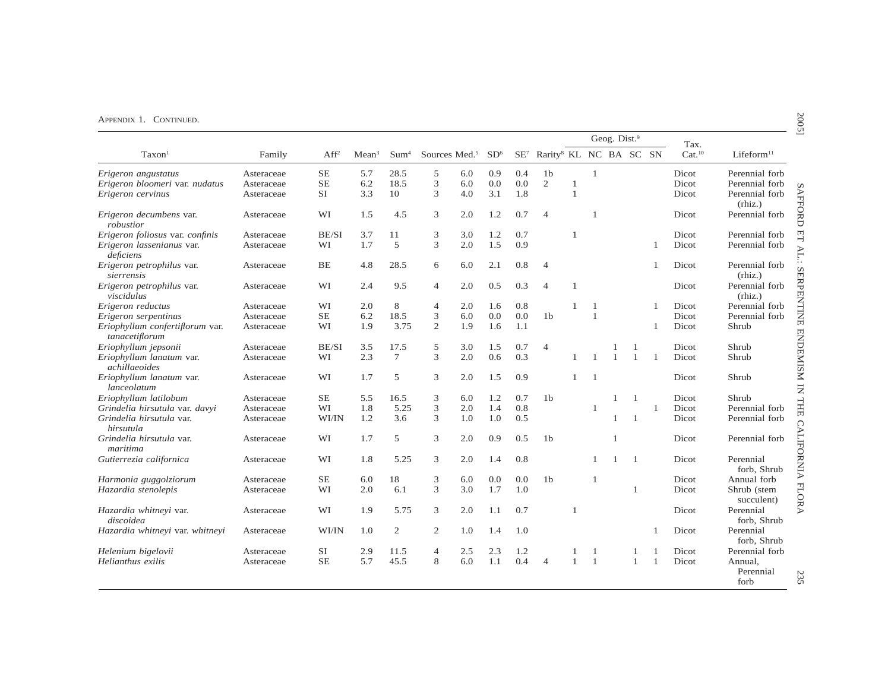Appendix 1. Continued.

| Taxon[1] | Family | Aff[2] | Mean[3] | Sum[4] | Sources | Med.[5] | SD[6] | SE[7] | Rarity[8] | Geog. Dist.[9] | | | | | Tax. Cat.[10] | Lifeform[11] |
|---|---|---|---|---|---|---|---|---|---|---|---|---|---|---|---|---|
| | | | | | | | | | | KL | NC | BA | SC | SN | | |
| *Erigeron angustatus* | Asteraceae | SE | 5.7 | 28.5 | 5 | 6.0 | 0.9 | 0.4 | 1b | | 1 | | | | Dicot | Perennial forb |
| *Erigeron bloomeri* var. *nudatus* | Asteraceae | SE | 6.2 | 18.5 | 3 | 6.0 | 0.0 | 0.0 | 2 | 1 | | | | | Dicot | Perennial forb |
| *Erigeron cervinus* | Asteraceae | SI | 3.3 | 10 | 3 | 4.0 | 3.1 | 1.8 | | 1 | | | | | Dicot | Perennial forb (rhiz.) |
| *Erigeron decumbens* var. *robustior* | Asteraceae | WI | 1.5 | 4.5 | 3 | 2.0 | 1.2 | 0.7 | 4 | | 1 | | | | Dicot | Perennial forb |
| *Erigeron foliosus* var. *confinis* | Asteraceae | BE/SI | 3.7 | 11 | 3 | 3.0 | 1.2 | 0.7 | | 1 | | | | | Dicot | Perennial forb |
| *Erigeron lassenianus* var. *deficiens* | Asteraceae | WI | 1.7 | 5 | 3 | 2.0 | 1.5 | 0.9 | | | | | | 1 | Dicot | Perennial forb |
| *Erigeron petrophilus* var. *sierrensis* | Asteraceae | BE | 4.8 | 28.5 | 6 | 6.0 | 2.1 | 0.8 | 4 | | | | | 1 | Dicot | Perennial forb (rhiz.) |
| *Erigeron petrophilus* var. *viscidulus* | Asteraceae | WI | 2.4 | 9.5 | 4 | 2.0 | 0.5 | 0.3 | 4 | 1 | | | | | Dicot | Perennial forb (rhiz.) |
| *Erigeron reductus* | Asteraceae | WI | 2.0 | 8 | 4 | 2.0 | 1.6 | 0.8 | | 1 | 1 | | | 1 | Dicot | Perennial forb |
| *Erigeron serpentinus* | Asteraceae | SE | 6.2 | 18.5 | 3 | 6.0 | 0.0 | 0.0 | 1b | | 1 | | | | Dicot | Perennial forb |
| *Eriophyllum confertiflorum* var. *tanacetiflorum* | Asteraceae | WI | 1.9 | 3.75 | 2 | 1.9 | 1.6 | 1.1 | | | | | | 1 | Dicot | Shrub |
| *Eriophyllum jepsonii* | Asteraceae | BE/SI | 3.5 | 17.5 | 5 | 3.0 | 1.5 | 0.7 | 4 | | | 1 | 1 | | Dicot | Shrub |
| *Eriophyllum lanatum* var. *achillaeoides* | Asteraceae | WI | 2.3 | 7 | 3 | 2.0 | 0.6 | 0.3 | | 1 | 1 | 1 | 1 | 1 | Dicot | Shrub |
| *Eriophyllum lanatum* var. *lanceolatum* | Asteraceae | WI | 1.7 | 5 | 3 | 2.0 | 1.5 | 0.9 | | 1 | 1 | | | | Dicot | Shrub |
| *Eriophyllum latilobum* | Asteraceae | SE | 5.5 | 16.5 | 3 | 6.0 | 1.2 | 0.7 | 1b | | | 1 | 1 | | Dicot | Shrub |
| *Grindelia hirsutula* var. *davyi* | Asteraceae | WI | 1.8 | 5.25 | 3 | 2.0 | 1.4 | 0.8 | | | 1 | | | 1 | Dicot | Perennial forb |
| *Grindelia hirsutula* var. *hirsutula* | Asteraceae | WI/IN | 1.2 | 3.6 | 3 | 1.0 | 1.0 | 0.5 | | | | 1 | 1 | | Dicot | Perennial forb |
| *Grindelia hirsutula* var. *maritima* | Asteraceae | WI | 1.7 | 5 | 3 | 2.0 | 0.9 | 0.5 | 1b | | | 1 | | | Dicot | Perennial forb |
| *Gutierrezia californica* | Asteraceae | WI | 1.8 | 5.25 | 3 | 2.0 | 1.4 | 0.8 | | | 1 | 1 | 1 | | Dicot | Perennial forb, Shrub |
| *Harmonia guggolziorum* | Asteraceae | SE | 6.0 | 18 | 3 | 6.0 | 0.0 | 0.0 | 1b | | 1 | | | | Dicot | Annual forb |
| *Hazardia stenolepis* | Asteraceae | WI | 2.0 | 6.1 | 3 | 3.0 | 1.7 | 1.0 | | | | | 1 | | Dicot | Shrub (stem succulent) |
| *Hazardia whitneyi* var. *discoidea* | Asteraceae | WI | 1.9 | 5.75 | 3 | 2.0 | 1.1 | 0.7 | | 1 | | | | | Dicot | Perennial forb, Shrub |
| *Hazardia whitneyi* var. *whitneyi* | Asteraceae | WI/IN | 1.0 | 2 | 2 | 1.0 | 1.4 | 1.0 | | | | | | 1 | Dicot | Perennial forb, Shrub |
| *Helenium bigelovii* | Asteraceae | SI | 2.9 | 11.5 | 4 | 2.5 | 2.3 | 1.2 | | 1 | 1 | | 1 | 1 | Dicot | Perennial forb |
| *Helianthus exilis* | Asteraceae | SE | 5.7 | 45.5 | 8 | 6.0 | 1.1 | 0.4 | 4 | 1 | 1 | | 1 | 1 | Dicot | Annual, Perennial forb |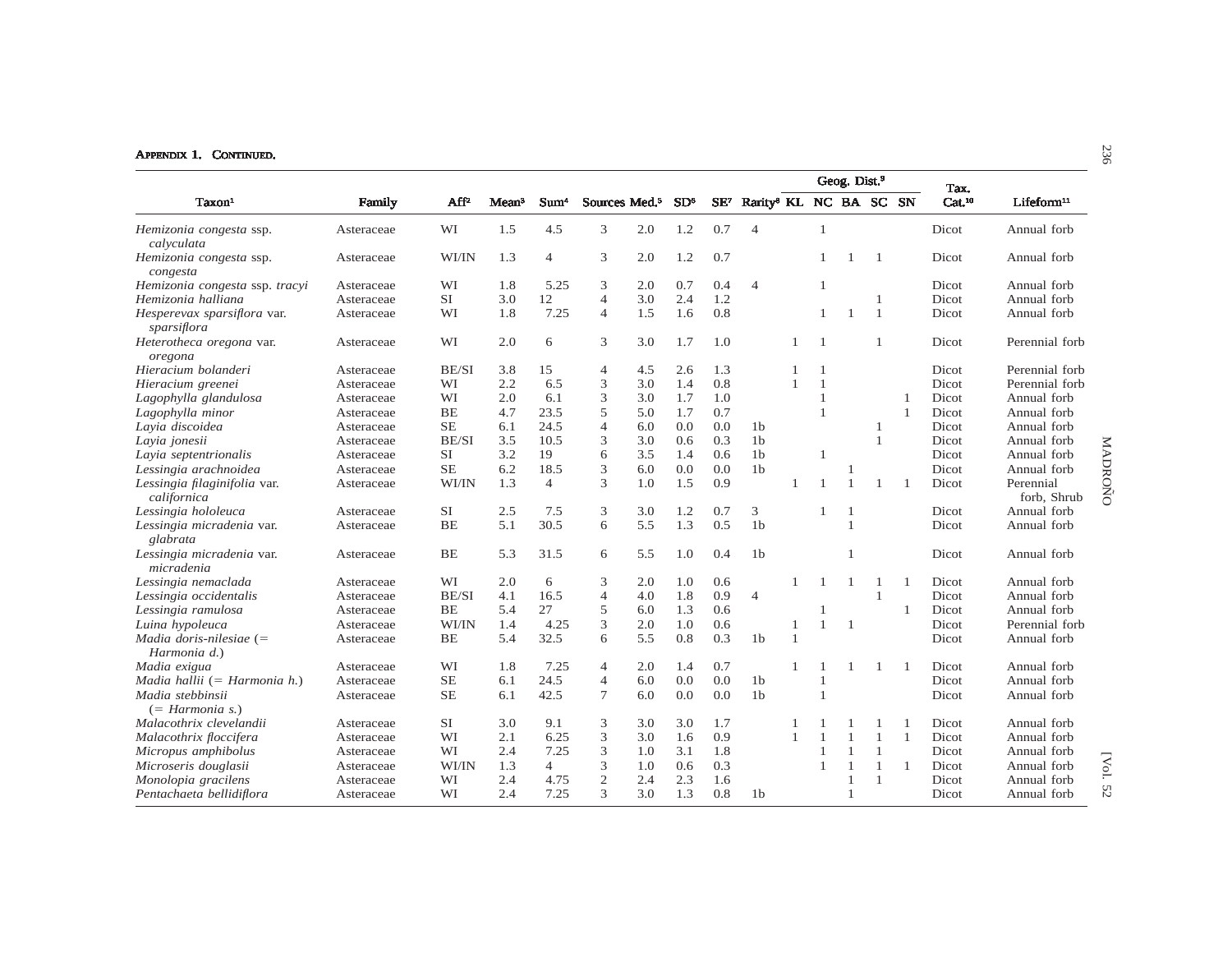APPENDIX 1. CONTINUED.

| Taxon[1] | Family | Aff[2] | Mean[3] | Sum[4] | Sources | Med.[5] | SD[6] | SE[7] | Rarity[8] | Geog. Dist.[9] KL | NC | BA | SC | SN | Tax. Cat.[10] | Lifeform[11] |
|---|---|---|---|---|---|---|---|---|---|---|---|---|---|---|---|---|
| *Hemizonia congesta* ssp. *calyculata* | Asteraceae | WI | 1.5 | 4.5 | 3 | 2.0 | 1.2 | 0.7 | 4 | | 1 | | | | Dicot | Annual forb |
| *Hemizonia congesta* ssp. *congesta* | Asteraceae | WI/IN | 1.3 | 4 | 3 | 2.0 | 1.2 | 0.7 | | | 1 | 1 | 1 | | Dicot | Annual forb |
| *Hemizonia congesta* ssp. *tracyi* | Asteraceae | WI | 1.8 | 5.25 | 3 | 2.0 | 0.7 | 0.4 | 4 | | 1 | | | | Dicot | Annual forb |
| *Hemizonia halliana* | Asteraceae | SI | 3.0 | 12 | 4 | 3.0 | 2.4 | 1.2 | | | | | 1 | | Dicot | Annual forb |
| *Hesperevax sparsiflora* var. *sparsiflora* | Asteraceae | WI | 1.8 | 7.25 | 4 | 1.5 | 1.6 | 0.8 | | | 1 | 1 | 1 | | Dicot | Annual forb |
| *Heterotheca oregona* var. *oregona* | Asteraceae | WI | 2.0 | 6 | 3 | 3.0 | 1.7 | 1.0 | | 1 | 1 | | 1 | | Dicot | Perennial forb |
| *Hieracium bolanderi* | Asteraceae | BE/SI | 3.8 | 15 | 4 | 4.5 | 2.6 | 1.3 | | 1 | 1 | | | | Dicot | Perennial forb |
| *Hieracium greenei* | Asteraceae | WI | 2.2 | 6.5 | 3 | 3.0 | 1.4 | 0.8 | | 1 | 1 | | | | Dicot | Perennial forb |
| *Lagophylla glandulosa* | Asteraceae | WI | 2.0 | 6.1 | 3 | 3.0 | 1.7 | 1.0 | | | 1 | | | 1 | Dicot | Annual forb |
| *Lagophylla minor* | Asteraceae | BE | 4.7 | 23.5 | 5 | 5.0 | 1.7 | 0.7 | | | 1 | | | 1 | Dicot | Annual forb |
| *Layia discoidea* | Asteraceae | SE | 6.1 | 24.5 | 4 | 6.0 | 0.0 | 0.0 | 1b | | | | 1 | | Dicot | Annual forb |
| *Layia jonesii* | Asteraceae | BE/SI | 3.5 | 10.5 | 3 | 3.0 | 0.6 | 0.3 | 1b | | | | 1 | | Dicot | Annual forb |
| *Layia septentrionalis* | Asteraceae | SI | 3.2 | 19 | 6 | 3.5 | 1.4 | 0.6 | 1b | | 1 | | | | Dicot | Annual forb |
| *Lessingia arachnoidea* | Asteraceae | SE | 6.2 | 18.5 | 3 | 6.0 | 0.0 | 0.0 | 1b | | | 1 | | | Dicot | Annual forb |
| *Lessingia filaginifolia* var. *californica* | Asteraceae | WI/IN | 1.3 | 4 | 3 | 1.0 | 1.5 | 0.9 | | 1 | 1 | 1 | 1 | 1 | Dicot | Perennial forb, Shrub |
| *Lessingia hololeuca* | Asteraceae | SI | 2.5 | 7.5 | 3 | 3.0 | 1.2 | 0.7 | 3 | | 1 | 1 | | | Dicot | Annual forb |
| *Lessingia micradenia* var. *glabrata* | Asteraceae | BE | 5.1 | 30.5 | 6 | 5.5 | 1.3 | 0.5 | 1b | | | 1 | | | Dicot | Annual forb |
| *Lessingia micradenia* var. *micradenia* | Asteraceae | BE | 5.3 | 31.5 | 6 | 5.5 | 1.0 | 0.4 | 1b | | | 1 | | | Dicot | Annual forb |
| *Lessingia nemaclada* | Asteraceae | WI | 2.0 | 6 | 3 | 2.0 | 1.0 | 0.6 | | 1 | 1 | 1 | 1 | 1 | Dicot | Annual forb |
| *Lessingia occidentalis* | Asteraceae | BE/SI | 4.1 | 16.5 | 4 | 4.0 | 1.8 | 0.9 | 4 | | | | 1 | | Dicot | Annual forb |
| *Lessingia ramulosa* | Asteraceae | BE | 5.4 | 27 | 5 | 6.0 | 1.3 | 0.6 | | | 1 | | | 1 | Dicot | Annual forb |
| *Luina hypoleuca* | Asteraceae | WI/IN | 1.4 | 4.25 | 3 | 2.0 | 1.0 | 0.6 | | 1 | 1 | 1 | | | Dicot | Perennial forb |
| *Madia doris-nilesiae* (= *Harmonia d.*) | Asteraceae | BE | 5.4 | 32.5 | 6 | 5.5 | 0.8 | 0.3 | 1b | 1 | | | | | Dicot | Annual forb |
| *Madia exigua* | Asteraceae | WI | 1.8 | 7.25 | 4 | 2.0 | 1.4 | 0.7 | | 1 | 1 | 1 | 1 | 1 | Dicot | Annual forb |
| *Madia hallii* (= *Harmonia h.*) | Asteraceae | SE | 6.1 | 24.5 | 4 | 6.0 | 0.0 | 0.0 | 1b | | 1 | | | | Dicot | Annual forb |
| *Madia stebbinsii* (= *Harmonia s.*) | Asteraceae | SE | 6.1 | 42.5 | 7 | 6.0 | 0.0 | 0.0 | 1b | | 1 | | | | Dicot | Annual forb |
| *Malacothrix clevelandii* | Asteraceae | SI | 3.0 | 9.1 | 3 | 3.0 | 3.0 | 1.7 | | 1 | 1 | 1 | 1 | 1 | Dicot | Annual forb |
| *Malacothrix floccifera* | Asteraceae | WI | 2.1 | 6.25 | 3 | 3.0 | 1.6 | 0.9 | | 1 | 1 | 1 | 1 | 1 | Dicot | Annual forb |
| *Micropus amphibolus* | Asteraceae | WI | 2.4 | 7.25 | 3 | 1.0 | 3.1 | 1.8 | | | 1 | 1 | 1 | | Dicot | Annual forb |
| *Microseris douglasii* | Asteraceae | WI/IN | 1.3 | 4 | 3 | 1.0 | 0.6 | 0.3 | | | 1 | 1 | 1 | 1 | Dicot | Annual forb |
| *Monolopia gracilens* | Asteraceae | WI | 2.4 | 4.75 | 2 | 2.4 | 2.3 | 1.6 | | | | 1 | 1 | | Dicot | Annual forb |
| *Pentachaeta bellidiflora* | Asteraceae | WI | 2.4 | 7.25 | 3 | 3.0 | 1.3 | 0.8 | 1b | | | 1 | | | Dicot | Annual forb |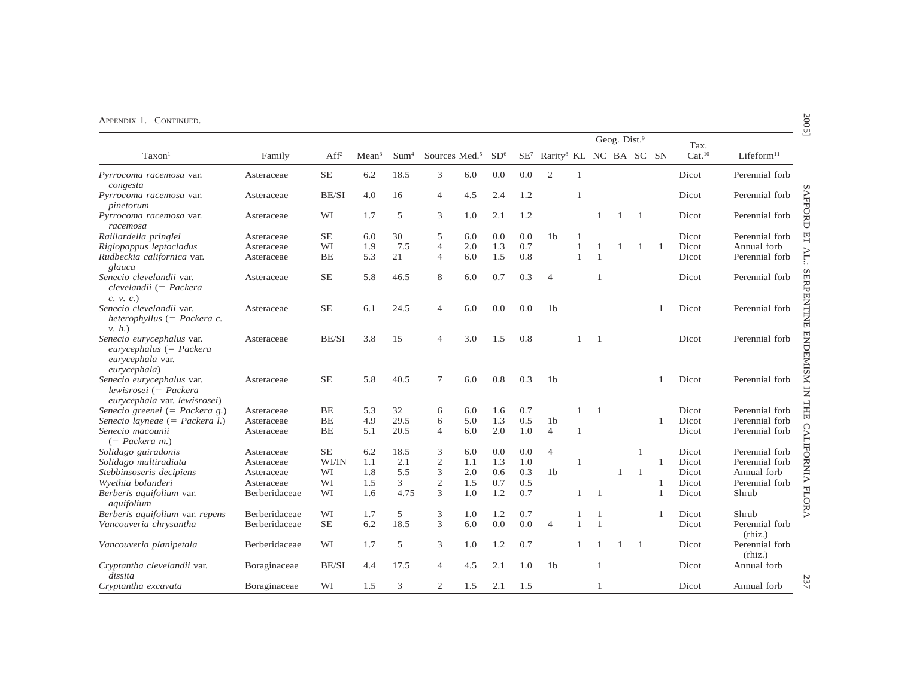APPENDIX 1. CONTINUED.

| Taxon[1] | Family | Aff[2] | Mean[3] | Sum[4] | Sources | Med.[5] | SD[6] | SE[7] | Rarity[8] | Geog. Dist.[9] KL | NC | BA | SC | SN | Tax. Cat.[10] | Lifeform[11] |
|---|---|---|---|---|---|---|---|---|---|---|---|---|---|---|---|---|
| *Pyrrocoma racemosa* var. *congesta* | Asteraceae | SE | 6.2 | 18.5 | 3 | 6.0 | 0.0 | 0.0 | 2 | 1 | | | | | Dicot | Perennial forb |
| *Pyrrocoma racemosa* var. *pinetorum* | Asteraceae | BE/SI | 4.0 | 16 | 4 | 4.5 | 2.4 | 1.2 | | 1 | | | | | Dicot | Perennial forb |
| *Pyrrocoma racemosa* var. *racemosa* | Asteraceae | WI | 1.7 | 5 | 3 | 1.0 | 2.1 | 1.2 | | | 1 | 1 | 1 | | Dicot | Perennial forb |
| *Raillardella pringlei* | Asteraceae | SE | 6.0 | 30 | 5 | 6.0 | 0.0 | 0.0 | 1b | 1 | | | | | Dicot | Perennial forb |
| *Rigiopappus leptocladus* | Asteraceae | WI | 1.9 | 7.5 | 4 | 2.0 | 1.3 | 0.7 | | 1 | 1 | 1 | 1 | 1 | Dicot | Annual forb |
| *Rudbeckia californica* var. *glauca* | Asteraceae | BE | 5.3 | 21 | 4 | 6.0 | 1.5 | 0.8 | | 1 | 1 | | | | Dicot | Perennial forb |
| *Senecio clevelandii* var. *clevelandii* (= *Packera c. v. c.*) | Asteraceae | SE | 5.8 | 46.5 | 8 | 6.0 | 0.7 | 0.3 | 4 | | 1 | | | | Dicot | Perennial forb |
| *Senecio clevelandii* var. *heterophyllus* (= *Packera c. v. h.*) | Asteraceae | SE | 6.1 | 24.5 | 4 | 6.0 | 0.0 | 0.0 | 1b | | | | | 1 | Dicot | Perennial forb |
| *Senecio eurycephalus* var. *eurycephalus* (= *Packera eurycephala* var. *eurycephala*) | Asteraceae | BE/SI | 3.8 | 15 | 4 | 3.0 | 1.5 | 0.8 | | 1 | 1 | | | | Dicot | Perennial forb |
| *Senecio eurycephalus* var. *lewisrosei* (= *Packera eurycephala* var. *lewisrosei*) | Asteraceae | SE | 5.8 | 40.5 | 7 | 6.0 | 0.8 | 0.3 | 1b | | | | | 1 | Dicot | Perennial forb |
| *Senecio greenei* (= *Packera g.*) | Asteraceae | BE | 5.3 | 32 | 6 | 6.0 | 1.6 | 0.7 | | 1 | 1 | | | | Dicot | Perennial forb |
| *Senecio layneae* (= *Packera l.*) | Asteraceae | BE | 4.9 | 29.5 | 6 | 5.0 | 1.3 | 0.5 | 1b | | | | | 1 | Dicot | Perennial forb |
| *Senecio macounii* (= *Packera m.*) | Asteraceae | BE | 5.1 | 20.5 | 4 | 6.0 | 2.0 | 1.0 | 4 | 1 | | | | | Dicot | Perennial forb |
| *Solidago guiradonis* | Asteraceae | SE | 6.2 | 18.5 | 3 | 6.0 | 0.0 | 0.0 | 4 | | | | 1 | | Dicot | Perennial forb |
| *Solidago multiradiata* | Asteraceae | WI/IN | 1.1 | 2.1 | 2 | 1.1 | 1.3 | 1.0 | | 1 | | | | 1 | Dicot | Perennial forb |
| *Stebbinsoseris decipiens* | Asteraceae | WI | 1.8 | 5.5 | 3 | 2.0 | 0.6 | 0.3 | 1b | | | 1 | 1 | | Dicot | Annual forb |
| *Wyethia bolanderi* | Asteraceae | WI | 1.5 | 3 | 2 | 1.5 | 0.7 | 0.5 | | | | | | 1 | Dicot | Perennial forb |
| *Berberis aquifolium* var. *aquifolium* | Berberidaceae | WI | 1.6 | 4.75 | 3 | 1.0 | 1.2 | 0.7 | | 1 | 1 | | | 1 | Dicot | Shrub |
| *Berberis aquifolium* var. *repens* | Berberidaceae | WI | 1.7 | 5 | 3 | 1.0 | 1.2 | 0.7 | | 1 | 1 | | | 1 | Dicot | Shrub |
| *Vancouveria chrysantha* | Berberidaceae | SE | 6.2 | 18.5 | 3 | 6.0 | 0.0 | 0.0 | 4 | 1 | 1 | | | | Dicot | Perennial forb (rhiz.) |
| *Vancouveria planipetala* | Berberidaceae | WI | 1.7 | 5 | 3 | 1.0 | 1.2 | 0.7 | | 1 | 1 | 1 | 1 | | Dicot | Perennial forb (rhiz.) |
| *Cryptantha clevelandii* var. *dissita* | Boraginaceae | BE/SI | 4.4 | 17.5 | 4 | 4.5 | 2.1 | 1.0 | 1b | | 1 | | | | Dicot | Annual forb |
| *Cryptantha excavata* | Boraginaceae | WI | 1.5 | 3 | 2 | 1.5 | 2.1 | 1.5 | | | 1 | | | | Dicot | Annual forb |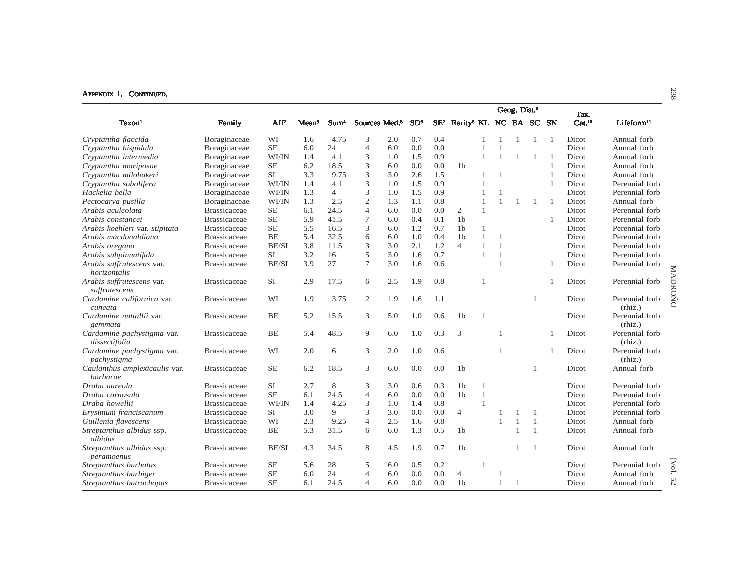Appendix 1. Continued.

| Taxon[1] | Family | Aff[2] | Mean[3] | Sum[4] | Sources | Med.[5] | SD[6] | SE[7] | Rarity[8] | Geog. Dist.[9] | | | | | Tax. Cat.[10] | Lifeform[11] |
|---|---|---|---|---|---|---|---|---|---|---|---|---|---|---|---|---|
| | | | | | | | | | | KL | NC | BA | SC | SN | | |
| *Cryptantha flaccida* | Boraginaceae | WI | 1.6 | 4.75 | 3 | 2.0 | 0.7 | 0.4 | | 1 | 1 | 1 | 1 | 1 | Dicot | Annual forb |
| *Cryptantha hispidula* | Boraginaceae | SE | 6.0 | 24 | 4 | 6.0 | 0.0 | 0.0 | | 1 | 1 | | | | Dicot | Annual forb |
| *Cryptantha intermedia* | Boraginaceae | WI/IN | 1.4 | 4.1 | 3 | 1.0 | 1.5 | 0.9 | | 1 | 1 | 1 | 1 | 1 | Dicot | Annual forb |
| *Cryptantha mariposae* | Boraginaceae | SE | 6.2 | 18.5 | 3 | 6.0 | 0.0 | 0.0 | 1b | | | | | 1 | Dicot | Annual forb |
| *Cryptantha milobakeri* | Boraginaceae | SI | 3.3 | 9.75 | 3 | 3.0 | 2.6 | 1.5 | | 1 | 1 | | | 1 | Dicot | Annual forb |
| *Cryptantha sobolifera* | Boraginaceae | WI/IN | 1.4 | 4.1 | 3 | 1.0 | 1.5 | 0.9 | | 1 | | | | 1 | Dicot | Perennial forb |
| *Hackelia bella* | Boraginaceae | WI/IN | 1.3 | 4 | 3 | 1.0 | 1.5 | 0.9 | | 1 | 1 | | | | Dicot | Perennial forb |
| *Pectocarya pusilla* | Boraginaceae | WI/IN | 1.3 | 2.5 | 2 | 1.3 | 1.1 | 0.8 | | 1 | 1 | 1 | 1 | 1 | Dicot | Annual forb |
| *Arabis aculeolata* | Brassicaceae | SE | 6.1 | 24.5 | 4 | 6.0 | 0.0 | 0.0 | 2 | 1 | | | | | Dicot | Perennial forb |
| *Arabis constancei* | Brassicaceae | SE | 5.9 | 41.5 | 7 | 6.0 | 0.4 | 0.1 | 1b | | | | | 1 | Dicot | Perennial forb |
| *Arabis koehleri* var. *stipitata* | Brassicaceae | SE | 5.5 | 16.5 | 3 | 6.0 | 1.2 | 0.7 | 1b | 1 | | | | | Dicot | Perennial forb |
| *Arabis macdonaldiana* | Brassicaceae | BE | 5.4 | 32.5 | 6 | 6.0 | 1.0 | 0.4 | 1b | 1 | 1 | | | | Dicot | Perennial forb |
| *Arabis oregana* | Brassicaceae | BE/SI | 3.8 | 11.5 | 3 | 3.0 | 2.1 | 1.2 | 4 | 1 | 1 | | | | Dicot | Perennial forb |
| *Arabis subpinnatifida* | Brassicaceae | SI | 3.2 | 16 | 5 | 3.0 | 1.6 | 0.7 | | 1 | 1 | | | | Dicot | Perennial forb |
| *Arabis suffrutescens* var. *horizontalis* | Brassicaceae | BE/SI | 3.9 | 27 | 7 | 3.0 | 1.6 | 0.6 | | | 1 | | | 1 | Dicot | Perennial forb |
| *Arabis suffrutescens* var. *suffrutescens* | Brassicaceae | SI | 2.9 | 17.5 | 6 | 2.5 | 1.9 | 0.8 | | 1 | | | | 1 | Dicot | Perennial forb |
| *Cardamine californica* var. *cuneata* | Brassicaceae | WI | 1.9 | 3.75 | 2 | 1.9 | 1.6 | 1.1 | | | | | 1 | | Dicot | Perennial forb (rhiz.) |
| *Cardamine nuttallii* var. *gemmata* | Brassicaceae | BE | 5.2 | 15.5 | 3 | 5.0 | 1.0 | 0.6 | 1b | 1 | | | | | Dicot | Perennial forb (rhiz.) |
| *Cardamine pachystigma* var. *dissectifolia* | Brassicaceae | BE | 5.4 | 48.5 | 9 | 6.0 | 1.0 | 0.3 | 3 | | 1 | | | 1 | Dicot | Perennial forb (rhiz.) |
| *Cardamine pachystigma* var. *pachystigma* | Brassicaceae | WI | 2.0 | 6 | 3 | 2.0 | 1.0 | 0.6 | | | 1 | | | 1 | Dicot | Perennial forb (rhiz.) |
| *Caulanthus amplexicaulis* var. *barbarae* | Brassicaceae | SE | 6.2 | 18.5 | 3 | 6.0 | 0.0 | 0.0 | 1b | | | | 1 | | Dicot | Annual forb |
| *Draba aureola* | Brassicaceae | SI | 2.7 | 8 | 3 | 3.0 | 0.6 | 0.3 | 1b | 1 | | | | | Dicot | Perennial forb |
| *Draba carnosula* | Brassicaceae | SE | 6.1 | 24.5 | 4 | 6.0 | 0.0 | 0.0 | 1b | 1 | | | | | Dicot | Perennial forb |
| *Draba howellii* | Brassicaceae | WI/IN | 1.4 | 4.25 | 3 | 1.0 | 1.4 | 0.8 | | 1 | | | | | Dicot | Perennial forb |
| *Erysimum franciscanum* | Brassicaceae | SI | 3.0 | 9 | 3 | 3.0 | 0.0 | 0.0 | 4 | | 1 | 1 | 1 | | Dicot | Perennial forb |
| *Guillenia flavescens* | Brassicaceae | WI | 2.3 | 9.25 | 4 | 2.5 | 1.6 | 0.8 | | | 1 | 1 | 1 | | Dicot | Annual forb |
| *Streptanthus albidus* ssp. *albidus* | Brassicaceae | BE | 5.3 | 31.5 | 6 | 6.0 | 1.3 | 0.5 | 1b | | | 1 | 1 | | Dicot | Annual forb |
| *Streptanthus albidus* ssp. *peramoenus* | Brassicaceae | BE/SI | 4.3 | 34.5 | 8 | 4.5 | 1.9 | 0.7 | 1b | | | 1 | 1 | | Dicot | Annual forb |
| *Streptanthus barbatus* | Brassicaceae | SE | 5.6 | 28 | 5 | 6.0 | 0.5 | 0.2 | | 1 | | | | | Dicot | Perennial forb |
| *Streptanthus barbiger* | Brassicaceae | SE | 6.0 | 24 | 4 | 6.0 | 0.0 | 0.0 | 4 | | 1 | | | | Dicot | Annual forb |
| *Streptanthus batrachopus* | Brassicaceae | SE | 6.1 | 24.5 | 4 | 6.0 | 0.0 | 0.0 | 1b | | 1 | 1 | | | Dicot | Annual forb |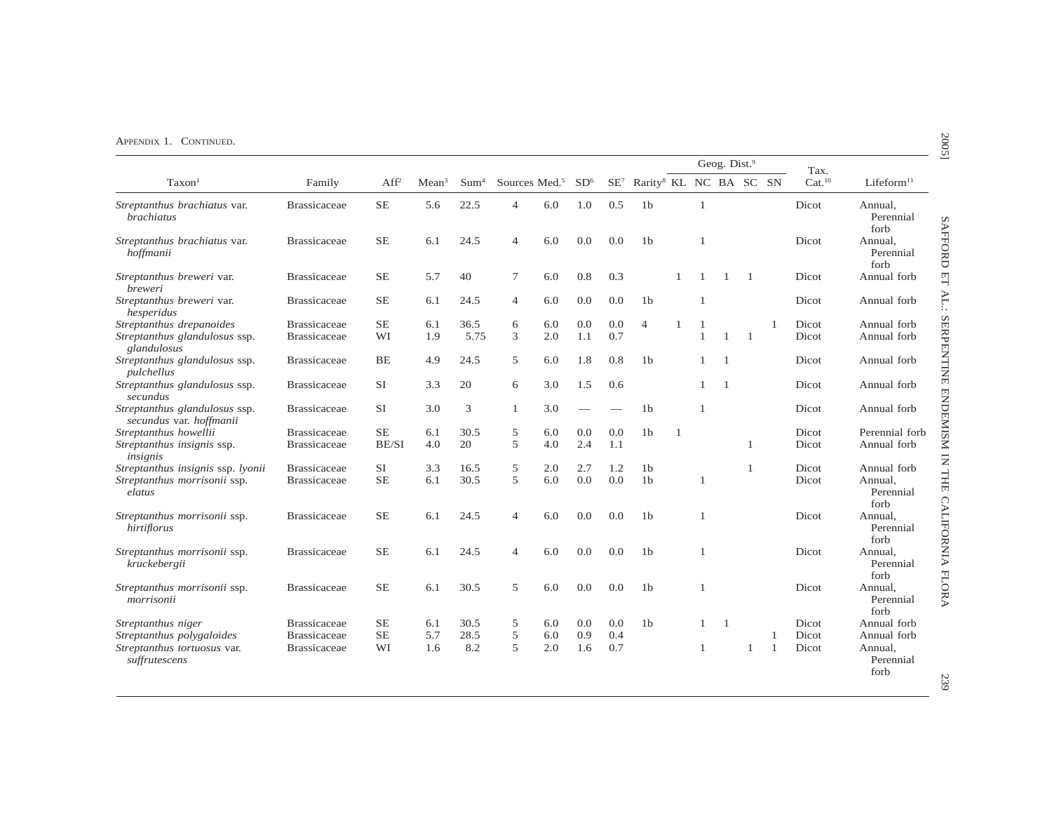Appendix 1. Continued.

| Taxon[1] | Family | Aff[2] | Mean[3] | Sum[4] | Sources | Med.[5] | SD[6] | SE[7] | Rarity[8] | Geog. Dist.[9] | | | | | Tax. Cat.[10] | Lifeform[11] |
|---|---|---|---|---|---|---|---|---|---|---|---|---|---|---|---|---|
| | | | | | | | | | | KL | NC | BA | SC | SN | | |
| *Streptanthus brachiatus* var. *brachiatus* | Brassicaceae | SE | 5.6 | 22.5 | 4 | 6.0 | 1.0 | 0.5 | 1b | | 1 | | | | Dicot | Annual, Perennial forb |
| *Streptanthus brachiatus* var. *hoffmanii* | Brassicaceae | SE | 6.1 | 24.5 | 4 | 6.0 | 0.0 | 0.0 | 1b | | 1 | | | | Dicot | Annual, Perennial forb |
| *Streptanthus breweri* var. *breweri* | Brassicaceae | SE | 5.7 | 40 | 7 | 6.0 | 0.8 | 0.3 | | 1 | 1 | 1 | 1 | | Dicot | Annual forb |
| *Streptanthus breweri* var. *hesperidus* | Brassicaceae | SE | 6.1 | 24.5 | 4 | 6.0 | 0.0 | 0.0 | 1b | | 1 | | | | Dicot | Annual forb |
| *Streptanthus drepanoides* | Brassicaceae | SE | 6.1 | 36.5 | 6 | 6.0 | 0.0 | 0.0 | 4 | 1 | 1 | | | 1 | Dicot | Annual forb |
| *Streptanthus glandulosus* ssp. *glandulosus* | Brassicaceae | WI | 1.9 | 5.75 | 3 | 2.0 | 1.1 | 0.7 | | | 1 | 1 | 1 | | Dicot | Annual forb |
| *Streptanthus glandulosus* ssp. *pulchellus* | Brassicaceae | BE | 4.9 | 24.5 | 5 | 6.0 | 1.8 | 0.8 | 1b | | 1 | 1 | | | Dicot | Annual forb |
| *Streptanthus glandulosus* ssp. *secundus* | Brassicaceae | SI | 3.3 | 20 | 6 | 3.0 | 1.5 | 0.6 | | | 1 | 1 | | | Dicot | Annual forb |
| *Streptanthus glandulosus* ssp. *secundus* var. *hoffmanii* | Brassicaceae | SI | 3.0 | 3 | 1 | 3.0 | — | — | 1b | | 1 | | | | Dicot | Annual forb |
| *Streptanthus howellii* | Brassicaceae | SE | 6.1 | 30.5 | 5 | 6.0 | 0.0 | 0.0 | 1b | 1 | | | | | Dicot | Perennial forb |
| *Streptanthus insignis* ssp. *insignis* | Brassicaceae | BE/SI | 4.0 | 20 | 5 | 4.0 | 2.4 | 1.1 | | | | | 1 | | Dicot | Annual forb |
| *Streptanthus insignis* ssp. *lyonii* | Brassicaceae | SI | 3.3 | 16.5 | 5 | 2.0 | 2.7 | 1.2 | 1b | | | | 1 | | Dicot | Annual forb |
| *Streptanthus morrisonii* ssp. *elatus* | Brassicaceae | SE | 6.1 | 30.5 | 5 | 6.0 | 0.0 | 0.0 | 1b | | 1 | | | | Dicot | Annual, Perennial forb |
| *Streptanthus morrisonii* ssp. *hirtiflorus* | Brassicaceae | SE | 6.1 | 24.5 | 4 | 6.0 | 0.0 | 0.0 | 1b | | 1 | | | | Dicot | Annual, Perennial forb |
| *Streptanthus morrisonii* ssp. *kruckebergii* | Brassicaceae | SE | 6.1 | 24.5 | 4 | 6.0 | 0.0 | 0.0 | 1b | | 1 | | | | Dicot | Annual, Perennial forb |
| *Streptanthus morrisonii* ssp. *morrisonii* | Brassicaceae | SE | 6.1 | 30.5 | 5 | 6.0 | 0.0 | 0.0 | 1b | | 1 | | | | Dicot | Annual, Perennial forb |
| *Streptanthus niger* | Brassicaceae | SE | 6.1 | 30.5 | 5 | 6.0 | 0.0 | 0.0 | 1b | | 1 | 1 | | | Dicot | Annual forb |
| *Streptanthus polygaloides* | Brassicaceae | SE | 5.7 | 28.5 | 5 | 6.0 | 0.9 | 0.4 | | | | | | 1 | Dicot | Annual forb |
| *Streptanthus tortuosus* var. *suffrutescens* | Brassicaceae | WI | 1.6 | 8.2 | 5 | 2.0 | 1.6 | 0.7 | | | 1 | | 1 | 1 | Dicot | Annual, Perennial forb |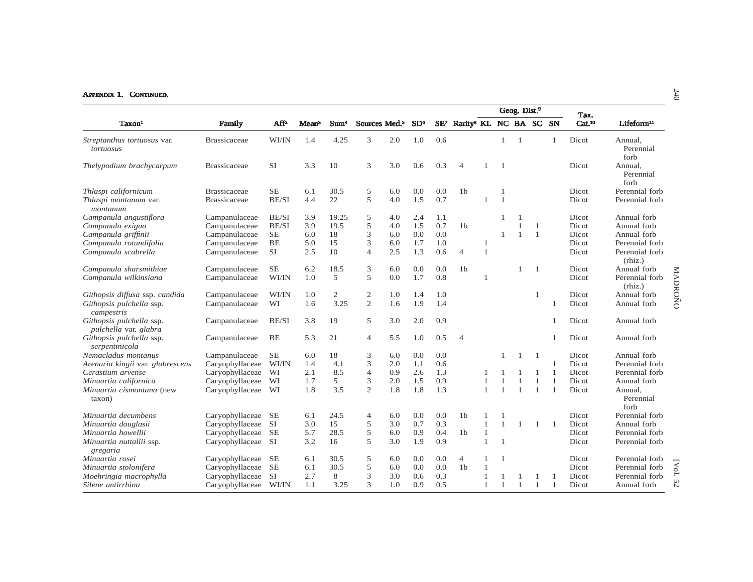Appendix 1. Continued.

| Taxon[1] | Family | Aff[2] | Mean[3] | Sum[4] | Sources | Med.[5] | SD[6] | SE[7] | Rarity[8] | Geog. Dist.[9] KL | NC | BA | SC | SN | Tax. Cat.[10] | Lifeform[11] |
|---|---|---|---|---|---|---|---|---|---|---|---|---|---|---|---|---|
| *Streptanthus tortuosus* var. *tortuosus* | Brassicaceae | WI/IN | 1.4 | 4.25 | 3 | 2.0 | 1.0 | 0.6 | | | 1 | 1 | | 1 | Dicot | Annual, Perennial forb |
| *Thelypodium brachycarpum* | Brassicaceae | SI | 3.3 | 10 | 3 | 3.0 | 0.6 | 0.3 | 4 | 1 | 1 | | | | Dicot | Annual, Perennial forb |
| *Thlaspi californicum* | Brassicaceae | SE | 6.1 | 30.5 | 5 | 6.0 | 0.0 | 0.0 | 1b | | 1 | | | | Dicot | Perennial forb |
| *Thlaspi montanum* var. *montanum* | Brassicaceae | BE/SI | 4.4 | 22 | 5 | 4.0 | 1.5 | 0.7 | | 1 | 1 | | | | Dicot | Perennial forb |
| *Campanula angustiflora* | Campanulaceae | BE/SI | 3.9 | 19.25 | 5 | 4.0 | 2.4 | 1.1 | | | 1 | 1 | | | Dicot | Annual forb |
| *Campanula exigua* | Campanulaceae | BE/SI | 3.9 | 19.5 | 5 | 4.0 | 1.5 | 0.7 | 1b | | | 1 | 1 | | Dicot | Annual forb |
| *Campanula griffinii* | Campanulaceae | SE | 6.0 | 18 | 3 | 6.0 | 0.0 | 0.0 | | | 1 | 1 | 1 | | Dicot | Annual forb |
| *Campanula rotundifolia* | Campanulaceae | BE | 5.0 | 15 | 3 | 6.0 | 1.7 | 1.0 | | 1 | | | | | Dicot | Perennial forb |
| *Campanula scabrella* | Campanulaceae | SI | 2.5 | 10 | 4 | 2.5 | 1.3 | 0.6 | 4 | 1 | | | | | Dicot | Perennial forb (rhiz.) |
| *Campanula sharsmithiae* | Campanulaceae | SE | 6.2 | 18.5 | 3 | 6.0 | 0.0 | 0.0 | 1b | | | 1 | 1 | | Dicot | Annual forb |
| *Campanula wilkinsiana* | Campanulaceae | WI/IN | 1.0 | 5 | 5 | 0.0 | 1.7 | 0.8 | | 1 | | | | | Dicot | Perennial forb (rhiz.) |
| *Githopsis diffusa* ssp. *candida* | Campanulaceae | WI/IN | 1.0 | 2 | 2 | 1.0 | 1.4 | 1.0 | | | | | 1 | | Dicot | Annual forb |
| *Githopsis pulchella* ssp. *campestris* | Campanulaceae | WI | 1.6 | 3.25 | 2 | 1.6 | 1.9 | 1.4 | | | | | | 1 | Dicot | Annual forb |
| *Githopsis pulchella* ssp. *pulchella* var. *glabra* | Campanulaceae | BE/SI | 3.8 | 19 | 5 | 3.0 | 2.0 | 0.9 | | | | | | 1 | Dicot | Annual forb |
| *Githopsis pulchella* ssp. *serpentinicola* | Campanulaceae | BE | 5.3 | 21 | 4 | 5.5 | 1.0 | 0.5 | 4 | | | | | 1 | Dicot | Annual forb |
| *Nemacladus montanus* | Campanulaceae | SE | 6.0 | 18 | 3 | 6.0 | 0.0 | 0.0 | | | 1 | 1 | 1 | | Dicot | Annual forb |
| *Arenaria kingii* var. *glabrescens* | Caryophyllaceae | WI/IN | 1.4 | 4.1 | 3 | 2.0 | 1.1 | 0.6 | | | | | | 1 | Dicot | Perennial forb |
| *Cerastium arvense* | Caryophyllaceae | WI | 2.1 | 8.5 | 4 | 0.9 | 2.6 | 1.3 | | 1 | 1 | 1 | 1 | 1 | Dicot | Perennial forb |
| *Minuartia californica* | Caryophyllaceae | WI | 1.7 | 5 | 3 | 2.0 | 1.5 | 0.9 | | 1 | 1 | 1 | 1 | 1 | Dicot | Annual forb |
| *Minuartia cismontana* (new taxon) | Caryophyllaceae | WI | 1.8 | 3.5 | 2 | 1.8 | 1.8 | 1.3 | | 1 | 1 | 1 | 1 | 1 | Dicot | Annual, Perennial forb |
| *Minuartia decumbens* | Caryophyllaceae | SE | 6.1 | 24.5 | 4 | 6.0 | 0.0 | 0.0 | 1b | 1 | 1 | | | | Dicot | Perennial forb |
| *Minuartia douglasii* | Caryophyllaceae | SI | 3.0 | 15 | 5 | 3.0 | 0.7 | 0.3 | | 1 | 1 | 1 | 1 | 1 | Dicot | Annual forb |
| *Minuartia howellii* | Caryophyllaceae | SE | 5.7 | 28.5 | 5 | 6.0 | 0.9 | 0.4 | 1b | 1 | | | | | Dicot | Perennial forb |
| *Minuartia nuttallii* ssp. *gregaria* | Caryophyllaceae | SI | 3.2 | 16 | 5 | 3.0 | 1.9 | 0.9 | | 1 | 1 | | | | Dicot | Perennial forb |
| *Minuartia rosei* | Caryophyllaceae | SE | 6.1 | 30.5 | 5 | 6.0 | 0.0 | 0.0 | 4 | 1 | 1 | | | | Dicot | Perennial forb |
| *Minuartia stolonifera* | Caryophyllaceae | SE | 6.1 | 30.5 | 5 | 6.0 | 0.0 | 0.0 | 1b | 1 | | | | | Dicot | Perennial forb |
| *Moehringia macrophylla* | Caryophyllaceae | SI | 2.7 | 8 | 3 | 3.0 | 0.6 | 0.3 | | 1 | 1 | 1 | 1 | 1 | Dicot | Perennial forb |
| *Silene antirrhina* | Caryophyllaceae | WI/IN | 1.1 | 3.25 | 3 | 1.0 | 0.9 | 0.5 | | 1 | 1 | 1 | 1 | 1 | Dicot | Annual forb |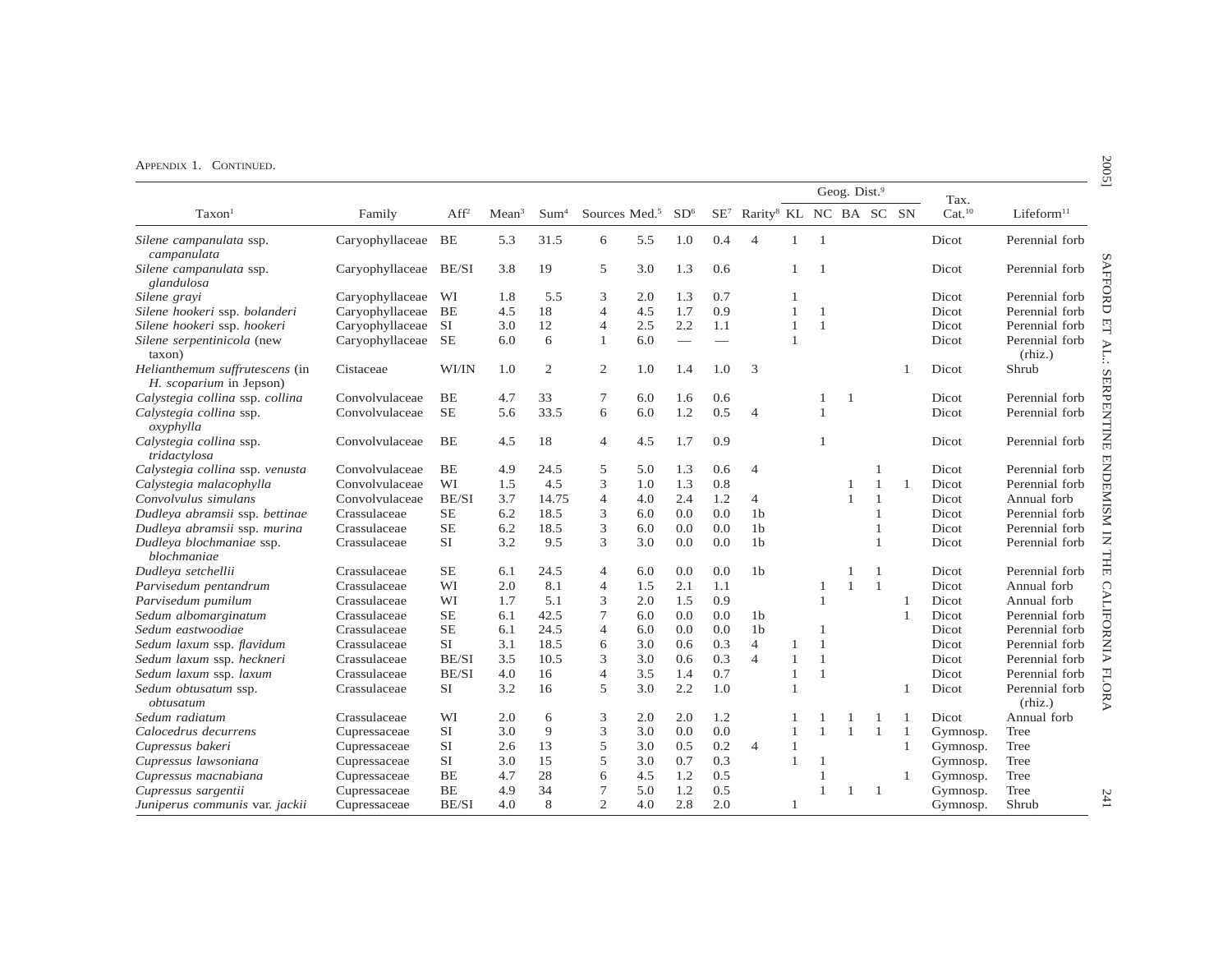APPENDIX 1. CONTINUED.

| Taxon[1] | Family | Aff[2] | Mean[3] | Sum[4] | Sources | Med.[5] | SD[6] | SE[7] | Rarity[8] | Geog. Dist.[9] | | | | | Tax. Cat.[10] | Lifeform[11] |
|---|---|---|---|---|---|---|---|---|---|---|---|---|---|---|---|---|
| | | | | | | | | | | KL | NC | BA | SC | SN | | |
| *Silene campanulata* ssp. *campanulata* | Caryophyllaceae | BE | 5.3 | 31.5 | 6 | 5.5 | 1.0 | 0.4 | 4 | 1 | 1 | | | | Dicot | Perennial forb |
| *Silene campanulata* ssp. *glandulosa* | Caryophyllaceae | BE/SI | 3.8 | 19 | 5 | 3.0 | 1.3 | 0.6 | | 1 | 1 | | | | Dicot | Perennial forb |
| *Silene grayi* | Caryophyllaceae | WI | 1.8 | 5.5 | 3 | 2.0 | 1.3 | 0.7 | | 1 | | | | | Dicot | Perennial forb |
| *Silene hookeri* ssp. *bolanderi* | Caryophyllaceae | BE | 4.5 | 18 | 4 | 4.5 | 1.7 | 0.9 | | 1 | 1 | | | | Dicot | Perennial forb |
| *Silene hookeri* ssp. *hookeri* | Caryophyllaceae | SI | 3.0 | 12 | 4 | 2.5 | 2.2 | 1.1 | | 1 | 1 | | | | Dicot | Perennial forb |
| *Silene serpentinicola* (new taxon) | Caryophyllaceae | SE | 6.0 | 6 | 1 | 6.0 | — | — | | 1 | | | | | Dicot | Perennial forb (rhiz.) |
| *Helianthemum suffrutescens* (in *H. scoparium* in Jepson) | Cistaceae | WI/IN | 1.0 | 2 | 2 | 1.0 | 1.4 | 1.0 | 3 | | | | | 1 | Dicot | Shrub |
| *Calystegia collina* ssp. *collina* | Convolvulaceae | BE | 4.7 | 33 | 7 | 6.0 | 1.6 | 0.6 | | | 1 | 1 | | | Dicot | Perennial forb |
| *Calystegia collina* ssp. *oxyphylla* | Convolvulaceae | SE | 5.6 | 33.5 | 6 | 6.0 | 1.2 | 0.5 | 4 | | 1 | | | | Dicot | Perennial forb |
| *Calystegia collina* ssp. *tridactylosa* | Convolvulaceae | BE | 4.5 | 18 | 4 | 4.5 | 1.7 | 0.9 | | | 1 | | | | Dicot | Perennial forb |
| *Calystegia collina* ssp. *venusta* | Convolvulaceae | BE | 4.9 | 24.5 | 5 | 5.0 | 1.3 | 0.6 | 4 | | | | 1 | | Dicot | Perennial forb |
| *Calystegia malacophylla* | Convolvulaceae | WI | 1.5 | 4.5 | 3 | 1.0 | 1.3 | 0.8 | | | | 1 | 1 | 1 | Dicot | Perennial forb |
| *Convolvulus simulans* | Convolvulaceae | BE/SI | 3.7 | 14.75 | 4 | 4.0 | 2.4 | 1.2 | 4 | | | 1 | 1 | | Dicot | Annual forb |
| *Dudleya abramsii* ssp. *bettinae* | Crassulaceae | SE | 6.2 | 18.5 | 3 | 6.0 | 0.0 | 0.0 | 1b | | | | 1 | | Dicot | Perennial forb |
| *Dudleya abramsii* ssp. *murina* | Crassulaceae | SE | 6.2 | 18.5 | 3 | 6.0 | 0.0 | 0.0 | 1b | | | | 1 | | Dicot | Perennial forb |
| *Dudleya blochmaniae* ssp. *blochmaniae* | Crassulaceae | SI | 3.2 | 9.5 | 3 | 3.0 | 0.0 | 0.0 | 1b | | | | 1 | | Dicot | Perennial forb |
| *Dudleya setchellii* | Crassulaceae | SE | 6.1 | 24.5 | 4 | 6.0 | 0.0 | 0.0 | 1b | | | 1 | 1 | | Dicot | Perennial forb |
| *Parvisedum pentandrum* | Crassulaceae | WI | 2.0 | 8.1 | 4 | 1.5 | 2.1 | 1.1 | | | 1 | 1 | 1 | | Dicot | Annual forb |
| *Parvisedum pumilum* | Crassulaceae | WI | 1.7 | 5.1 | 3 | 2.0 | 1.5 | 0.9 | | | 1 | | | 1 | Dicot | Annual forb |
| *Sedum albomarginatum* | Crassulaceae | SE | 6.1 | 42.5 | 7 | 6.0 | 0.0 | 0.0 | 1b | | | | | 1 | Dicot | Perennial forb |
| *Sedum eastwoodiae* | Crassulaceae | SE | 6.1 | 24.5 | 4 | 6.0 | 0.0 | 0.0 | 1b | | 1 | | | | Dicot | Perennial forb |
| *Sedum laxum* ssp. *flavidum* | Crassulaceae | SI | 3.1 | 18.5 | 6 | 3.0 | 0.6 | 0.3 | 4 | 1 | 1 | | | | Dicot | Perennial forb |
| *Sedum laxum* ssp. *heckneri* | Crassulaceae | BE/SI | 3.5 | 10.5 | 3 | 3.0 | 0.6 | 0.3 | 4 | 1 | 1 | | | | Dicot | Perennial forb |
| *Sedum laxum* ssp. *laxum* | Crassulaceae | BE/SI | 4.0 | 16 | 4 | 3.5 | 1.4 | 0.7 | | 1 | 1 | | | | Dicot | Perennial forb |
| *Sedum obtusatum* ssp. *obtusatum* | Crassulaceae | SI | 3.2 | 16 | 5 | 3.0 | 2.2 | 1.0 | | 1 | | | | 1 | Dicot | Perennial forb (rhiz.) |
| *Sedum radiatum* | Crassulaceae | WI | 2.0 | 6 | 3 | 2.0 | 2.0 | 1.2 | | 1 | 1 | 1 | 1 | 1 | Dicot | Annual forb |
| *Calocedrus decurrens* | Cupressaceae | SI | 3.0 | 9 | 3 | 3.0 | 0.0 | 0.0 | | 1 | 1 | 1 | 1 | 1 | Gymnosp. | Tree |
| *Cupressus bakeri* | Cupressaceae | SI | 2.6 | 13 | 5 | 3.0 | 0.5 | 0.2 | 4 | 1 | | | | 1 | Gymnosp. | Tree |
| *Cupressus lawsoniana* | Cupressaceae | SI | 3.0 | 15 | 5 | 3.0 | 0.7 | 0.3 | | 1 | 1 | | | | Gymnosp. | Tree |
| *Cupressus macnabiana* | Cupressaceae | BE | 4.7 | 28 | 6 | 4.5 | 1.2 | 0.5 | | | 1 | | | 1 | Gymnosp. | Tree |
| *Cupressus sargentii* | Cupressaceae | BE | 4.9 | 34 | 7 | 5.0 | 1.2 | 0.5 | | | 1 | 1 | 1 | | Gymnosp. | Tree |
| *Juniperus communis* var. *jackii* | Cupressaceae | BE/SI | 4.0 | 8 | 2 | 4.0 | 2.8 | 2.0 | | 1 | | | | | Gymnosp. | Shrub |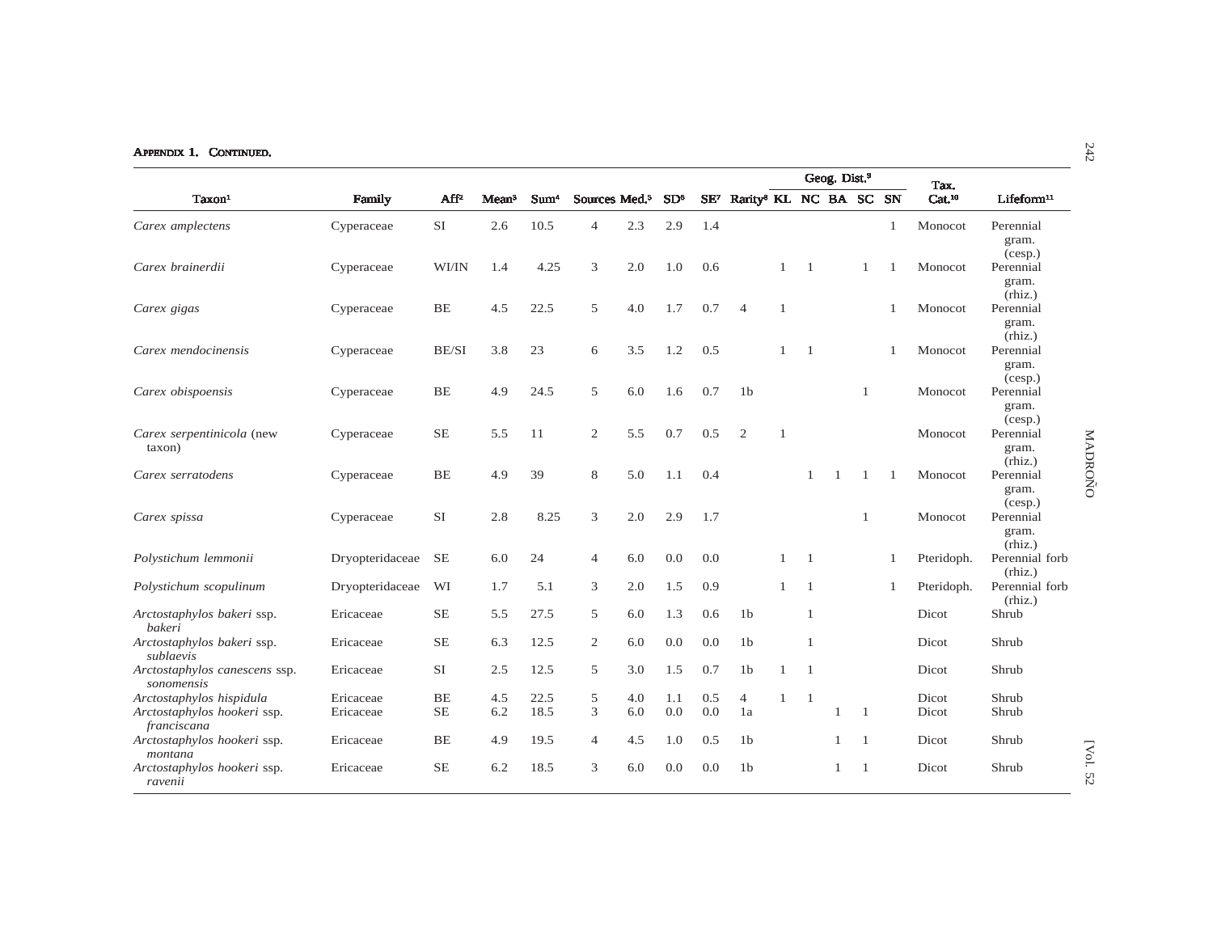Appendix 1. Continued.

| Taxon[1] | Family | Aff[2] | Mean[3] | Sum[4] | Sources | Med.[5] | SD[6] | SE[7] | Rarity[8] | Geog. Dist.[9] | | | | | Tax. Cat.[10] | Lifeform[11] |
|---|---|---|---|---|---|---|---|---|---|---|---|---|---|---|---|---|
| | | | | | | | | | | KL | NC | BA | SC | SN | | |
| *Carex amplectens* | Cyperaceae | SI | 2.6 | 10.5 | 4 | 2.3 | 2.9 | 1.4 | | | | | | 1 | Monocot | Perennial gram. (cesp.) |
| *Carex brainerdii* | Cyperaceae | WI/IN | 1.4 | 4.25 | 3 | 2.0 | 1.0 | 0.6 | | 1 | 1 | | 1 | 1 | Monocot | Perennial gram. (rhiz.) |
| *Carex gigas* | Cyperaceae | BE | 4.5 | 22.5 | 5 | 4.0 | 1.7 | 0.7 | 4 | 1 | | | | 1 | Monocot | Perennial gram. (rhiz.) |
| *Carex mendocinensis* | Cyperaceae | BE/SI | 3.8 | 23 | 6 | 3.5 | 1.2 | 0.5 | | 1 | 1 | | | 1 | Monocot | Perennial gram. (cesp.) |
| *Carex obispoensis* | Cyperaceae | BE | 4.9 | 24.5 | 5 | 6.0 | 1.6 | 0.7 | 1b | | | | 1 | | Monocot | Perennial gram. (cesp.) |
| *Carex serpentinicola* (new taxon) | Cyperaceae | SE | 5.5 | 11 | 2 | 5.5 | 0.7 | 0.5 | 2 | 1 | | | | | Monocot | Perennial gram. (rhiz.) |
| *Carex serratodens* | Cyperaceae | BE | 4.9 | 39 | 8 | 5.0 | 1.1 | 0.4 | | | 1 | 1 | 1 | 1 | Monocot | Perennial gram. (cesp.) |
| *Carex spissa* | Cyperaceae | SI | 2.8 | 8.25 | 3 | 2.0 | 2.9 | 1.7 | | | | | 1 | | Monocot | Perennial gram. (rhiz.) |
| *Polystichum lemmonii* | Dryopteridaceae | SE | 6.0 | 24 | 4 | 6.0 | 0.0 | 0.0 | | 1 | 1 | | | 1 | Pteridoph. | Perennial forb (rhiz.) |
| *Polystichum scopulinum* | Dryopteridaceae | WI | 1.7 | 5.1 | 3 | 2.0 | 1.5 | 0.9 | | 1 | 1 | | | 1 | Pteridoph. | Perennial forb (rhiz.) |
| *Arctostaphylos bakeri* ssp. *bakeri* | Ericaceae | SE | 5.5 | 27.5 | 5 | 6.0 | 1.3 | 0.6 | 1b | | 1 | | | | Dicot | Shrub |
| *Arctostaphylos bakeri* ssp. *sublaevis* | Ericaceae | SE | 6.3 | 12.5 | 2 | 6.0 | 0.0 | 0.0 | 1b | | 1 | | | | Dicot | Shrub |
| *Arctostaphylos canescens* ssp. *sonomensis* | Ericaceae | SI | 2.5 | 12.5 | 5 | 3.0 | 1.5 | 0.7 | 1b | 1 | 1 | | | | Dicot | Shrub |
| *Arctostaphylos hispidula* | Ericaceae | BE | 4.5 | 22.5 | 5 | 4.0 | 1.1 | 0.5 | 4 | 1 | 1 | | | | Dicot | Shrub |
| *Arctostaphylos hookeri* ssp. *franciscana* | Ericaceae | SE | 6.2 | 18.5 | 3 | 6.0 | 0.0 | 0.0 | 1a | | | 1 | 1 | | Dicot | Shrub |
| *Arctostaphylos hookeri* ssp. *montana* | Ericaceae | BE | 4.9 | 19.5 | 4 | 4.5 | 1.0 | 0.5 | 1b | | | 1 | 1 | | Dicot | Shrub |
| *Arctostaphylos hookeri* ssp. *ravenii* | Ericaceae | SE | 6.2 | 18.5 | 3 | 6.0 | 0.0 | 0.0 | 1b | | | 1 | 1 | | Dicot | Shrub |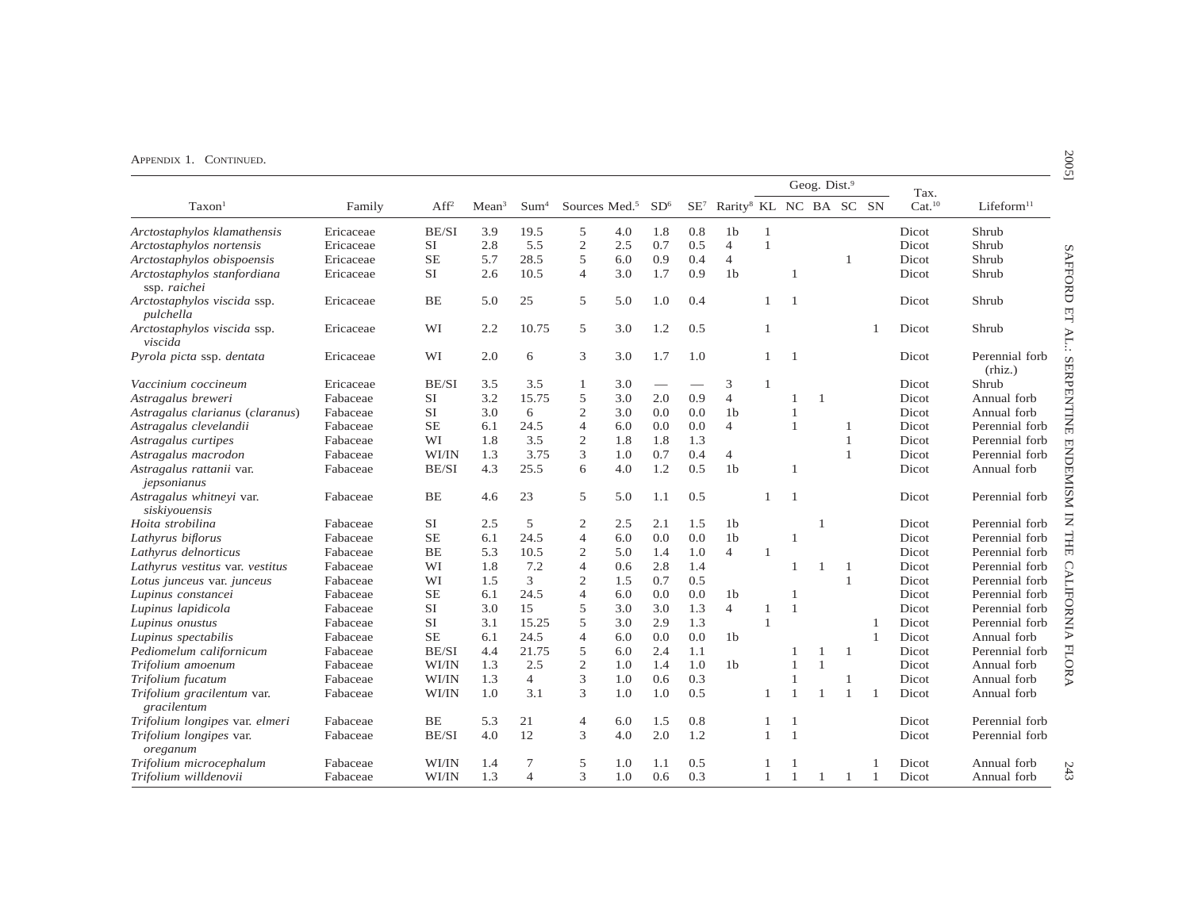Appendix 1. Continued.

| Taxon[1] | Family | Aff[2] | Mean[3] | Sum[4] | Sources | Med.[5] | SD[6] | SE[7] | Rarity[8] | Geog. Dist.[9] | | | | | Tax. Cat.[10] | Lifeform[11] |
|---|---|---|---|---|---|---|---|---|---|---|---|---|---|---|---|---|
| | | | | | | | | | | KL | NC | BA | SC | SN | | |
| *Arctostaphylos klamathensis* | Ericaceae | BE/SI | 3.9 | 19.5 | 5 | 4.0 | 1.8 | 0.8 | 1b | 1 | | | | | Dicot | Shrub |
| *Arctostaphylos nortensis* | Ericaceae | SI | 2.8 | 5.5 | 2 | 2.5 | 0.7 | 0.5 | 4 | 1 | | | | | Dicot | Shrub |
| *Arctostaphylos obispoensis* | Ericaceae | SE | 5.7 | 28.5 | 5 | 6.0 | 0.9 | 0.4 | 4 | | | | 1 | | Dicot | Shrub |
| *Arctostaphylos stanfordiana* ssp. *raichei* | Ericaceae | SI | 2.6 | 10.5 | 4 | 3.0 | 1.7 | 0.9 | 1b | | 1 | | | | Dicot | Shrub |
| *Arctostaphylos viscida* ssp. *pulchella* | Ericaceae | BE | 5.0 | 25 | 5 | 5.0 | 1.0 | 0.4 | | 1 | 1 | | | | Dicot | Shrub |
| *Arctostaphylos viscida* ssp. *viscida* | Ericaceae | WI | 2.2 | 10.75 | 5 | 3.0 | 1.2 | 0.5 | | 1 | | | | 1 | Dicot | Shrub |
| *Pyrola picta* ssp. *dentata* | Ericaceae | WI | 2.0 | 6 | 3 | 3.0 | 1.7 | 1.0 | | 1 | 1 | | | | Dicot | Perennial forb (rhiz.) |
| *Vaccinium coccineum* | Ericaceae | BE/SI | 3.5 | 3.5 | 1 | 3.0 | — | — | 3 | 1 | | | | | Dicot | Shrub |
| *Astragalus breweri* | Fabaceae | SI | 3.2 | 15.75 | 5 | 3.0 | 2.0 | 0.9 | 4 | | 1 | 1 | | | Dicot | Annual forb |
| *Astragalus clarianus* (*claranus*) | Fabaceae | SI | 3.0 | 6 | 2 | 3.0 | 0.0 | 0.0 | 1b | | 1 | | | | Dicot | Annual forb |
| *Astragalus clevelandii* | Fabaceae | SE | 6.1 | 24.5 | 4 | 6.0 | 0.0 | 0.0 | 4 | | 1 | | 1 | | Dicot | Perennial forb |
| *Astragalus curtipes* | Fabaceae | WI | 1.8 | 3.5 | 2 | 1.8 | 1.8 | 1.3 | | | | | 1 | | Dicot | Perennial forb |
| *Astragalus macrodon* | Fabaceae | WI/IN | 1.3 | 3.75 | 3 | 1.0 | 0.7 | 0.4 | 4 | | | | 1 | | Dicot | Perennial forb |
| *Astragalus rattanii* var. *jepsonianus* | Fabaceae | BE/SI | 4.3 | 25.5 | 6 | 4.0 | 1.2 | 0.5 | 1b | | 1 | | | | Dicot | Annual forb |
| *Astragalus whitneyi* var. *siskiyouensis* | Fabaceae | BE | 4.6 | 23 | 5 | 5.0 | 1.1 | 0.5 | | 1 | 1 | | | | Dicot | Perennial forb |
| *Hoita strobilina* | Fabaceae | SI | 2.5 | 5 | 2 | 2.5 | 2.1 | 1.5 | 1b | | | 1 | | | Dicot | Perennial forb |
| *Lathyrus biflorus* | Fabaceae | SE | 6.1 | 24.5 | 4 | 6.0 | 0.0 | 0.0 | 1b | | 1 | | | | Dicot | Perennial forb |
| *Lathyrus delnorticus* | Fabaceae | BE | 5.3 | 10.5 | 2 | 5.0 | 1.4 | 1.0 | 4 | 1 | | | | | Dicot | Perennial forb |
| *Lathyrus vestitus* var. *vestitus* | Fabaceae | WI | 1.8 | 7.2 | 4 | 0.6 | 2.8 | 1.4 | | | 1 | 1 | 1 | | Dicot | Perennial forb |
| *Lotus junceus* var. *junceus* | Fabaceae | WI | 1.5 | 3 | 2 | 1.5 | 0.7 | 0.5 | | | | | 1 | | Dicot | Perennial forb |
| *Lupinus constancei* | Fabaceae | SE | 6.1 | 24.5 | 4 | 6.0 | 0.0 | 0.0 | 1b | | 1 | | | | Dicot | Perennial forb |
| *Lupinus lapidicola* | Fabaceae | SI | 3.0 | 15 | 5 | 3.0 | 3.0 | 1.3 | 4 | 1 | 1 | | | | Dicot | Perennial forb |
| *Lupinus onustus* | Fabaceae | SI | 3.1 | 15.25 | 5 | 3.0 | 2.9 | 1.3 | | 1 | | | | 1 | Dicot | Perennial forb |
| *Lupinus spectabilis* | Fabaceae | SE | 6.1 | 24.5 | 4 | 6.0 | 0.0 | 0.0 | 1b | | | | | 1 | Dicot | Annual forb |
| *Pediomelum californicum* | Fabaceae | BE/SI | 4.4 | 21.75 | 5 | 6.0 | 2.4 | 1.1 | | | 1 | 1 | 1 | | Dicot | Perennial forb |
| *Trifolium amoenum* | Fabaceae | WI/IN | 1.3 | 2.5 | 2 | 1.0 | 1.4 | 1.0 | 1b | | 1 | 1 | | | Dicot | Annual forb |
| *Trifolium fucatum* | Fabaceae | WI/IN | 1.3 | 4 | 3 | 1.0 | 0.6 | 0.3 | | | 1 | | 1 | | Dicot | Annual forb |
| *Trifolium gracilentum* var. *gracilentum* | Fabaceae | WI/IN | 1.0 | 3.1 | 3 | 1.0 | 1.0 | 0.5 | | 1 | 1 | 1 | 1 | 1 | Dicot | Annual forb |
| *Trifolium longipes* var. *elmeri* | Fabaceae | BE | 5.3 | 21 | 4 | 6.0 | 1.5 | 0.8 | | 1 | 1 | | | | Dicot | Perennial forb |
| *Trifolium longipes* var. *oreganum* | Fabaceae | BE/SI | 4.0 | 12 | 3 | 4.0 | 2.0 | 1.2 | | 1 | 1 | | | | Dicot | Perennial forb |
| *Trifolium microcephalum* | Fabaceae | WI/IN | 1.4 | 7 | 5 | 1.0 | 1.1 | 0.5 | | 1 | 1 | | | 1 | Dicot | Annual forb |
| *Trifolium willdenovii* | Fabaceae | WI/IN | 1.3 | 4 | 3 | 1.0 | 0.6 | 0.3 | | 1 | 1 | 1 | 1 | 1 | Dicot | Annual forb |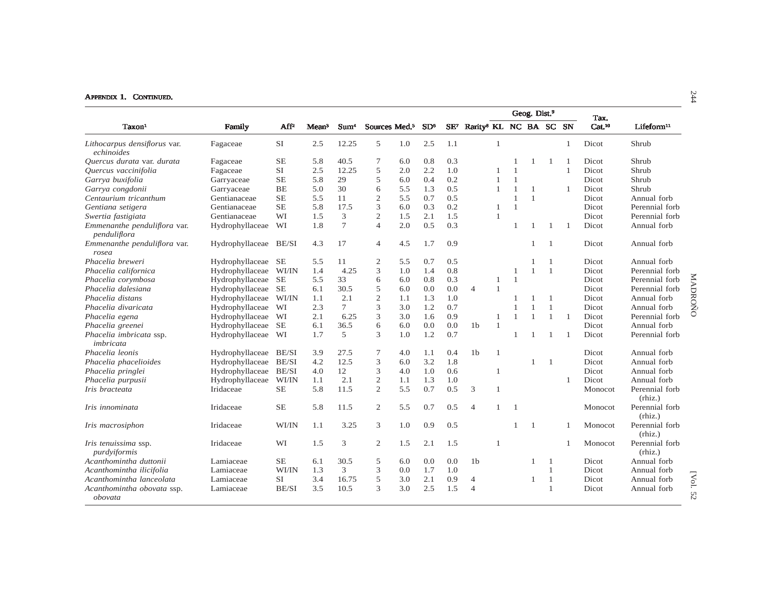**Appendix 1. Continued.**

| Taxon[1] | Family | Aff[2] | Mean[3] | Sum[4] | Sources | Med.[5] | SD[6] | SE[7] | Rarity[8] | Geog. Dist.[9] | | | | | Tax. Cat.[10] | Lifeform[11] |
|---|---|---|---|---|---|---|---|---|---|---|---|---|---|---|---|---|
| | | | | | | | | | | KL | NC | BA | SC | SN | | |
| *Lithocarpus densiflorus* var. *echinoides* | Fagaceae | SI | 2.5 | 12.25 | 5 | 1.0 | 2.5 | 1.1 | | 1 | | | | 1 | Dicot | Shrub |
| *Quercus durata* var. *durata* | Fagaceae | SE | 5.8 | 40.5 | 7 | 6.0 | 0.8 | 0.3 | | | 1 | 1 | 1 | 1 | Dicot | Shrub |
| *Quercus vaccinifolia* | Fagaceae | SI | 2.5 | 12.25 | 5 | 2.0 | 2.2 | 1.0 | | 1 | 1 | | | 1 | Dicot | Shrub |
| *Garrya buxifolia* | Garryaceae | SE | 5.8 | 29 | 5 | 6.0 | 0.4 | 0.2 | | 1 | 1 | | | | Dicot | Shrub |
| *Garrya congdonii* | Garryaceae | BE | 5.0 | 30 | 6 | 5.5 | 1.3 | 0.5 | | 1 | 1 | 1 | | 1 | Dicot | Shrub |
| *Centaurium tricanthum* | Gentianaceae | SE | 5.5 | 11 | 2 | 5.5 | 0.7 | 0.5 | | | 1 | 1 | | | Dicot | Annual forb |
| *Gentiana setigera* | Gentianaceae | SE | 5.8 | 17.5 | 3 | 6.0 | 0.3 | 0.2 | | 1 | 1 | | | | Dicot | Perennial forb |
| *Swertia fastigiata* | Gentianaceae | WI | 1.5 | 3 | 2 | 1.5 | 2.1 | 1.5 | | 1 | | | | | Dicot | Perennial forb |
| *Emmenanthe penduliflora* var. *penduliflora* | Hydrophyllaceae | WI | 1.8 | 7 | 4 | 2.0 | 0.5 | 0.3 | | | 1 | 1 | 1 | 1 | Dicot | Annual forb |
| *Emmenanthe penduliflora* var. *rosea* | Hydrophyllaceae | BE/SI | 4.3 | 17 | 4 | 4.5 | 1.7 | 0.9 | | | | 1 | 1 | | Dicot | Annual forb |
| *Phacelia breweri* | Hydrophyllaceae | SE | 5.5 | 11 | 2 | 5.5 | 0.7 | 0.5 | | | | 1 | 1 | | Dicot | Annual forb |
| *Phacelia californica* | Hydrophyllaceae | WI/IN | 1.4 | 4.25 | 3 | 1.0 | 1.4 | 0.8 | | | 1 | 1 | 1 | | Dicot | Perennial forb |
| *Phacelia corymbosa* | Hydrophyllaceae | SE | 5.5 | 33 | 6 | 6.0 | 0.8 | 0.3 | | 1 | 1 | | | | Dicot | Perennial forb |
| *Phacelia dalesiana* | Hydrophyllaceae | SE | 6.1 | 30.5 | 5 | 6.0 | 0.0 | 0.0 | 4 | 1 | | | | | Dicot | Perennial forb |
| *Phacelia distans* | Hydrophyllaceae | WI/IN | 1.1 | 2.1 | 2 | 1.1 | 1.3 | 1.0 | | | 1 | 1 | 1 | | Dicot | Annual forb |
| *Phacelia divaricata* | Hydrophyllaceae | WI | 2.3 | 7 | 3 | 3.0 | 1.2 | 0.7 | | | 1 | 1 | 1 | | Dicot | Annual forb |
| *Phacelia egena* | Hydrophyllaceae | WI | 2.1 | 6.25 | 3 | 3.0 | 1.6 | 0.9 | | 1 | 1 | 1 | 1 | 1 | Dicot | Perennial forb |
| *Phacelia greenei* | Hydrophyllaceae | SE | 6.1 | 36.5 | 6 | 6.0 | 0.0 | 0.0 | 1b | 1 | | | | | Dicot | Annual forb |
| *Phacelia imbricata* ssp. *imbricata* | Hydrophyllaceae | WI | 1.7 | 5 | 3 | 1.0 | 1.2 | 0.7 | | | 1 | 1 | 1 | 1 | Dicot | Perennial forb |
| *Phacelia leonis* | Hydrophyllaceae | BE/SI | 3.9 | 27.5 | 7 | 4.0 | 1.1 | 0.4 | 1b | 1 | | | | | Dicot | Annual forb |
| *Phacelia phacelioides* | Hydrophyllaceae | BE/SI | 4.2 | 12.5 | 3 | 6.0 | 3.2 | 1.8 | | | | 1 | 1 | | Dicot | Annual forb |
| *Phacelia pringlei* | Hydrophyllaceae | BE/SI | 4.0 | 12 | 3 | 4.0 | 1.0 | 0.6 | | 1 | | | | | Dicot | Annual forb |
| *Phacelia purpusii* | Hydrophyllaceae | WI/IN | 1.1 | 2.1 | 2 | 1.1 | 1.3 | 1.0 | | | | | | 1 | Dicot | Annual forb |
| *Iris bracteata* | Iridaceae | SE | 5.8 | 11.5 | 2 | 5.5 | 0.7 | 0.5 | 3 | 1 | | | | | Monocot | Perennial forb (rhiz.) |
| *Iris innominata* | Iridaceae | SE | 5.8 | 11.5 | 2 | 5.5 | 0.7 | 0.5 | 4 | 1 | 1 | | | | Monocot | Perennial forb (rhiz.) |
| *Iris macrosiphon* | Iridaceae | WI/IN | 1.1 | 3.25 | 3 | 1.0 | 0.9 | 0.5 | | | 1 | 1 | | 1 | Monocot | Perennial forb (rhiz.) |
| *Iris tenuissima* ssp. *purdyiformis* | Iridaceae | WI | 1.5 | 3 | 2 | 1.5 | 2.1 | 1.5 | | 1 | | | | 1 | Monocot | Perennial forb (rhiz.) |
| *Acanthomintha duttonii* | Lamiaceae | SE | 6.1 | 30.5 | 5 | 6.0 | 0.0 | 0.0 | 1b | | | 1 | 1 | | Dicot | Annual forb |
| *Acanthomintha ilicifolia* | Lamiaceae | WI/IN | 1.3 | 3 | 3 | 0.0 | 1.7 | 1.0 | | | | | 1 | | Dicot | Annual forb |
| *Acanthomintha lanceolata* | Lamiaceae | SI | 3.4 | 16.75 | 5 | 3.0 | 2.1 | 0.9 | 4 | | | 1 | 1 | | Dicot | Annual forb |
| *Acanthomintha obovata* ssp. *obovata* | Lamiaceae | BE/SI | 3.5 | 10.5 | 3 | 3.0 | 2.5 | 1.5 | 4 | | | | 1 | | Dicot | Annual forb |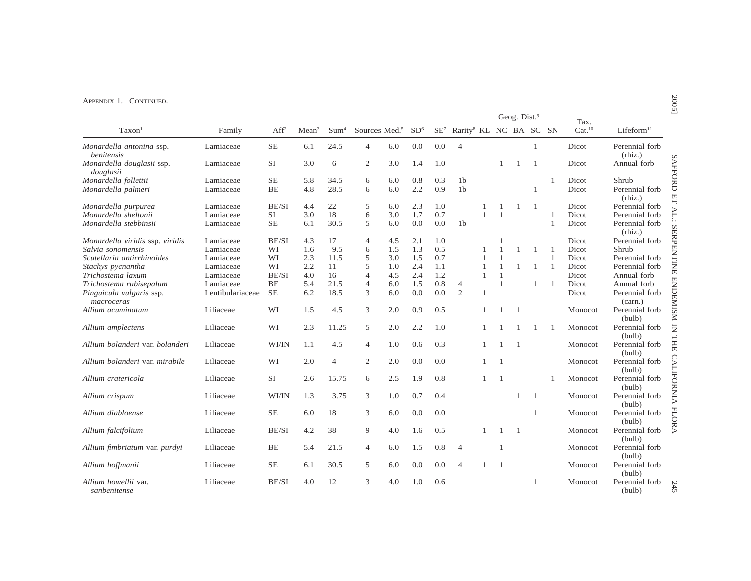Appendix 1. Continued.

| Taxon[1] | Family | Aff[2] | Mean[3] | Sum[4] | Sources | Med.[5] | SD[6] | SE[7] | Rarity[8] | Geog. Dist.[9] | | | | | Tax. Cat.[10] | Lifeform[11] |
|---|---|---|---|---|---|---|---|---|---|---|---|---|---|---|---|---|
| | | | | | | | | | | KL | NC | BA | SC | SN | | |
| *Monardella antonina* ssp. *benitensis* | Lamiaceae | SE | 6.1 | 24.5 | 4 | 6.0 | 0.0 | 0.0 | 4 | | | | 1 | | Dicot | Perennial forb (rhiz.) |
| *Monardella douglasii* ssp. *douglasii* | Lamiaceae | SI | 3.0 | 6 | 2 | 3.0 | 1.4 | 1.0 | | | 1 | 1 | 1 | | Dicot | Annual forb |
| *Monardella follettii* | Lamiaceae | SE | 5.8 | 34.5 | 6 | 6.0 | 0.8 | 0.3 | 1b | | | | | 1 | Dicot | Shrub |
| *Monardella palmeri* | Lamiaceae | BE | 4.8 | 28.5 | 6 | 6.0 | 2.2 | 0.9 | 1b | | | | 1 | | Dicot | Perennial forb (rhiz.) |
| *Monardella purpurea* | Lamiaceae | BE/SI | 4.4 | 22 | 5 | 6.0 | 2.3 | 1.0 | | 1 | 1 | 1 | 1 | | Dicot | Perennial forb |
| *Monardella sheltonii* | Lamiaceae | SI | 3.0 | 18 | 6 | 3.0 | 1.7 | 0.7 | | 1 | 1 | | | 1 | Dicot | Perennial forb |
| *Monardella stebbinsii* | Lamiaceae | SE | 6.1 | 30.5 | 5 | 6.0 | 0.0 | 0.0 | 1b | | | | | 1 | Dicot | Perennial forb (rhiz.) |
| *Monardella viridis* ssp. *viridis* | Lamiaceae | BE/SI | 4.3 | 17 | 4 | 4.5 | 2.1 | 1.0 | | | 1 | | | | Dicot | Perennial forb |
| *Salvia sonomensis* | Lamiaceae | WI | 1.6 | 9.5 | 6 | 1.5 | 1.3 | 0.5 | | 1 | 1 | 1 | 1 | 1 | Dicot | Shrub |
| *Scutellaria antirrhinoides* | Lamiaceae | WI | 2.3 | 11.5 | 5 | 3.0 | 1.5 | 0.7 | | 1 | 1 | | | 1 | Dicot | Perennial forb |
| *Stachys pycnantha* | Lamiaceae | WI | 2.2 | 11 | 5 | 1.0 | 2.4 | 1.1 | | 1 | 1 | 1 | 1 | 1 | Dicot | Perennial forb |
| *Trichostema laxum* | Lamiaceae | BE/SI | 4.0 | 16 | 4 | 4.5 | 2.4 | 1.2 | | 1 | 1 | | | | Dicot | Annual forb |
| *Trichostema rubisepalum* | Lamiaceae | BE | 5.4 | 21.5 | 4 | 6.0 | 1.5 | 0.8 | 4 | | 1 | | 1 | 1 | Dicot | Annual forb |
| *Pinguicula vulgaris* ssp. *macroceras* | Lentibulariaceae | SE | 6.2 | 18.5 | 3 | 6.0 | 0.0 | 0.0 | 2 | 1 | | | | | Dicot | Perennial forb (carn.) |
| *Allium acuminatum* | Liliaceae | WI | 1.5 | 4.5 | 3 | 2.0 | 0.9 | 0.5 | | 1 | 1 | 1 | | | Monocot | Perennial forb (bulb) |
| *Allium amplectens* | Liliaceae | WI | 2.3 | 11.25 | 5 | 2.0 | 2.2 | 1.0 | | 1 | 1 | 1 | 1 | 1 | Monocot | Perennial forb (bulb) |
| *Allium bolanderi* var. *bolanderi* | Liliaceae | WI/IN | 1.1 | 4.5 | 4 | 1.0 | 0.6 | 0.3 | | 1 | 1 | 1 | | | Monocot | Perennial forb (bulb) |
| *Allium bolanderi* var. *mirabile* | Liliaceae | WI | 2.0 | 4 | 2 | 2.0 | 0.0 | 0.0 | | 1 | 1 | | | | Monocot | Perennial forb (bulb) |
| *Allium cratericola* | Liliaceae | SI | 2.6 | 15.75 | 6 | 2.5 | 1.9 | 0.8 | | 1 | 1 | | | 1 | Monocot | Perennial forb (bulb) |
| *Allium crispum* | Liliaceae | WI/IN | 1.3 | 3.75 | 3 | 1.0 | 0.7 | 0.4 | | | | 1 | 1 | | Monocot | Perennial forb (bulb) |
| *Allium diabloense* | Liliaceae | SE | 6.0 | 18 | 3 | 6.0 | 0.0 | 0.0 | | | | | 1 | | Monocot | Perennial forb (bulb) |
| *Allium falcifolium* | Liliaceae | BE/SI | 4.2 | 38 | 9 | 4.0 | 1.6 | 0.5 | | 1 | 1 | 1 | | | Monocot | Perennial forb (bulb) |
| *Allium fimbriatum* var. *purdyi* | Liliaceae | BE | 5.4 | 21.5 | 4 | 6.0 | 1.5 | 0.8 | 4 | | 1 | | | | Monocot | Perennial forb (bulb) |
| *Allium hoffmanii* | Liliaceae | SE | 6.1 | 30.5 | 5 | 6.0 | 0.0 | 0.0 | 4 | 1 | 1 | | | | Monocot | Perennial forb (bulb) |
| *Allium howellii* var. *sanbenitense* | Liliaceae | BE/SI | 4.0 | 12 | 3 | 4.0 | 1.0 | 0.6 | | | | | 1 | | Monocot | Perennial forb (bulb) |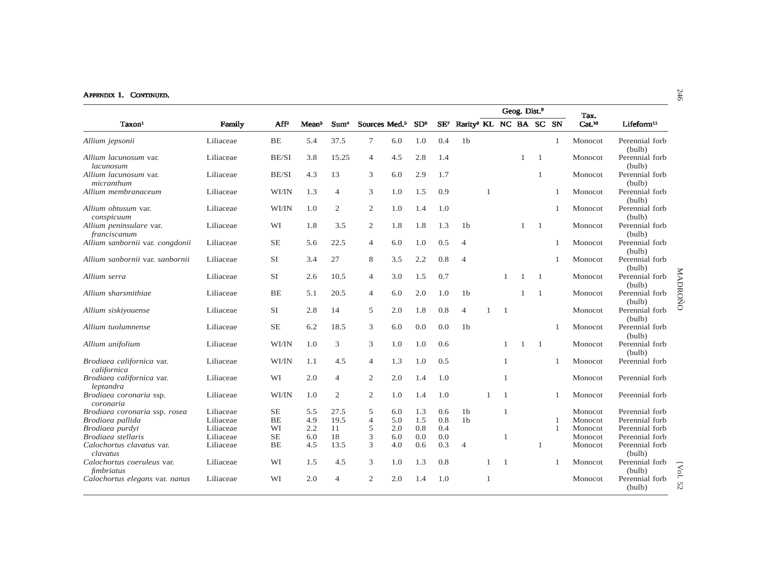**Appendix 1. Continued.**

| Taxon[1] | Family | Aff[2] | Mean[3] | Sum[4] | Sources | Med.[5] | SD[6] | SE[7] | Rarity[8] | Geog. Dist.[9] | | | | | Tax. Cat.[10] | Lifeform[11] |
|---|---|---|---|---|---|---|---|---|---|---|---|---|---|---|---|---|
| | | | | | | | | | | KL | NC | BA | SC | SN | | |
| *Allium jepsonii* | Liliaceae | BE | 5.4 | 37.5 | 7 | 6.0 | 1.0 | 0.4 | 1b | | | | | 1 | Monocot | Perennial forb (bulb) |
| *Allium lacunosum* var. *lacunosum* | Liliaceae | BE/SI | 3.8 | 15.25 | 4 | 4.5 | 2.8 | 1.4 | | | | 1 | 1 | | Monocot | Perennial forb (bulb) |
| *Allium lacunosum* var. *micranthum* | Liliaceae | BE/SI | 4.3 | 13 | 3 | 6.0 | 2.9 | 1.7 | | | | | 1 | | Monocot | Perennial forb (bulb) |
| *Allium membranaceum* | Liliaceae | WI/IN | 1.3 | 4 | 3 | 1.0 | 1.5 | 0.9 | | 1 | | | | 1 | Monocot | Perennial forb (bulb) |
| *Allium obtusum* var. *conspicuum* | Liliaceae | WI/IN | 1.0 | 2 | 2 | 1.0 | 1.4 | 1.0 | | | | | | 1 | Monocot | Perennial forb (bulb) |
| *Allium peninsulare* var. *franciscanum* | Liliaceae | WI | 1.8 | 3.5 | 2 | 1.8 | 1.8 | 1.3 | 1b | | | 1 | 1 | | Monocot | Perennial forb (bulb) |
| *Allium sanbornii* var. *congdonii* | Liliaceae | SE | 5.6 | 22.5 | 4 | 6.0 | 1.0 | 0.5 | 4 | | | | | 1 | Monocot | Perennial forb (bulb) |
| *Allium sanbornii* var. *sanbornii* | Liliaceae | SI | 3.4 | 27 | 8 | 3.5 | 2.2 | 0.8 | 4 | | | | | 1 | Monocot | Perennial forb (bulb) |
| *Allium serra* | Liliaceae | SI | 2.6 | 10.5 | 4 | 3.0 | 1.5 | 0.7 | | | 1 | 1 | 1 | | Monocot | Perennial forb (bulb) |
| *Allium sharsmithiae* | Liliaceae | BE | 5.1 | 20.5 | 4 | 6.0 | 2.0 | 1.0 | 1b | | | 1 | 1 | | Monocot | Perennial forb (bulb) |
| *Allium siskiyouense* | Liliaceae | SI | 2.8 | 14 | 5 | 2.0 | 1.8 | 0.8 | 4 | 1 | 1 | | | | Monocot | Perennial forb (bulb) |
| *Allium tuolumnense* | Liliaceae | SE | 6.2 | 18.5 | 3 | 6.0 | 0.0 | 0.0 | 1b | | | | | 1 | Monocot | Perennial forb (bulb) |
| *Allium unifolium* | Liliaceae | WI/IN | 1.0 | 3 | 3 | 1.0 | 1.0 | 0.6 | | | 1 | 1 | 1 | | Monocot | Perennial forb (bulb) |
| *Brodiaea californica* var. *californica* | Liliaceae | WI/IN | 1.1 | 4.5 | 4 | 1.3 | 1.0 | 0.5 | | | 1 | | | 1 | Monocot | Perennial forb |
| *Brodiaea californica* var. *leptandra* | Liliaceae | WI | 2.0 | 4 | 2 | 2.0 | 1.4 | 1.0 | | | 1 | | | | Monocot | Perennial forb |
| *Brodiaea coronaria* ssp. *coronaria* | Liliaceae | WI/IN | 1.0 | 2 | 2 | 1.0 | 1.4 | 1.0 | | 1 | 1 | | | 1 | Monocot | Perennial forb |
| *Brodiaea coronaria* ssp. *rosea* | Liliaceae | SE | 5.5 | 27.5 | 5 | 6.0 | 1.3 | 0.6 | 1b | | 1 | | | | Monocot | Perennial forb |
| *Brodiaea pallida* | Liliaceae | BE | 4.9 | 19.5 | 4 | 5.0 | 1.5 | 0.8 | 1b | | | | | 1 | Monocot | Perennial forb |
| *Brodiaea purdyi* | Liliaceae | WI | 2.2 | 11 | 5 | 2.0 | 0.8 | 0.4 | | | | | | 1 | Monocot | Perennial forb |
| *Brodiaea stellaris* | Liliaceae | SE | 6.0 | 18 | 3 | 6.0 | 0.0 | 0.0 | | | 1 | | | | Monocot | Perennial forb |
| *Calochortus clavatus* var. *clavatus* | Liliaceae | BE | 4.5 | 13.5 | 3 | 4.0 | 0.6 | 0.3 | 4 | | | | 1 | | Monocot | Perennial forb (bulb) |
| *Calochortus coeruleus* var. *fimbriatus* | Liliaceae | WI | 1.5 | 4.5 | 3 | 1.0 | 1.3 | 0.8 | | 1 | 1 | | | 1 | Monocot | Perennial forb (bulb) |
| *Calochortus elegans* var. *nanus* | Liliaceae | WI | 2.0 | 4 | 2 | 2.0 | 1.4 | 1.0 | | 1 | | | | | Monocot | Perennial forb (bulb) |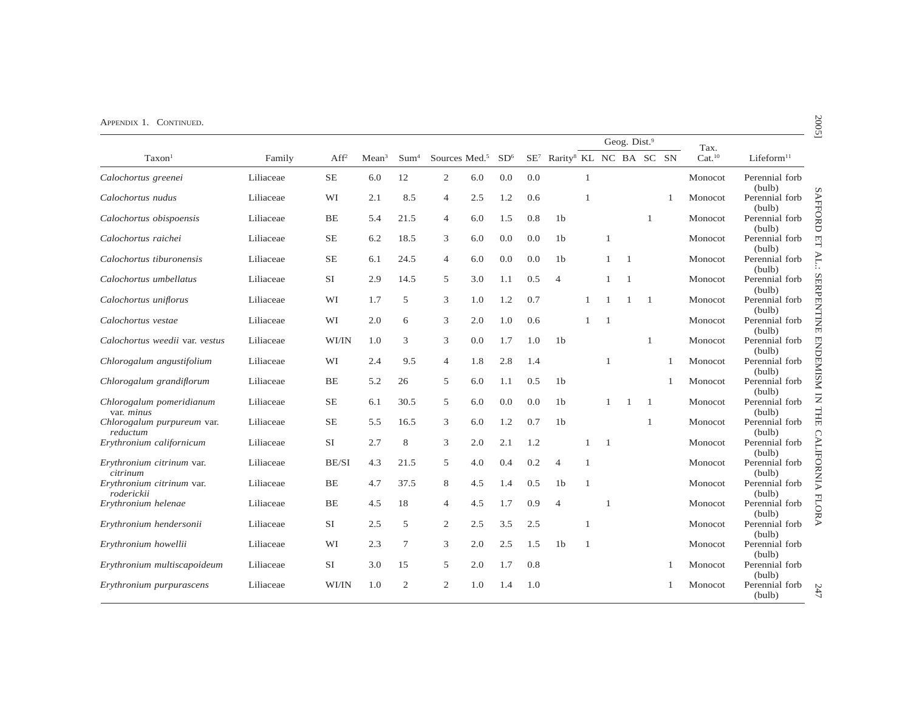APPENDIX 1. CONTINUED.

| Taxon[1] | Family | Aff[2] | Mean[3] | Sum[4] | Sources | Med.[5] | SD[6] | SE[7] | Rarity[8] | Geog. Dist.[9] | | | | | Tax. Cat.[10] | Lifeform[11] |
|---|---|---|---|---|---|---|---|---|---|---|---|---|---|---|---|---|
| | | | | | | | | | | KL | NC | BA | SC | SN | | |
| *Calochortus greenei* | Liliaceae | SE | 6.0 | 12 | 2 | 6.0 | 0.0 | 0.0 | | 1 | | | | | Monocot | Perennial forb (bulb) |
| *Calochortus nudus* | Liliaceae | WI | 2.1 | 8.5 | 4 | 2.5 | 1.2 | 0.6 | | 1 | | | | 1 | Monocot | Perennial forb (bulb) |
| *Calochortus obispoensis* | Liliaceae | BE | 5.4 | 21.5 | 4 | 6.0 | 1.5 | 0.8 | 1b | | | | 1 | | Monocot | Perennial forb (bulb) |
| *Calochortus raichei* | Liliaceae | SE | 6.2 | 18.5 | 3 | 6.0 | 0.0 | 0.0 | 1b | | 1 | | | | Monocot | Perennial forb (bulb) |
| *Calochortus tiburonensis* | Liliaceae | SE | 6.1 | 24.5 | 4 | 6.0 | 0.0 | 0.0 | 1b | | 1 | 1 | | | Monocot | Perennial forb (bulb) |
| *Calochortus umbellatus* | Liliaceae | SI | 2.9 | 14.5 | 5 | 3.0 | 1.1 | 0.5 | 4 | | 1 | 1 | | | Monocot | Perennial forb (bulb) |
| *Calochortus uniflorus* | Liliaceae | WI | 1.7 | 5 | 3 | 1.0 | 1.2 | 0.7 | | 1 | 1 | 1 | 1 | | Monocot | Perennial forb (bulb) |
| *Calochortus vestae* | Liliaceae | WI | 2.0 | 6 | 3 | 2.0 | 1.0 | 0.6 | | 1 | 1 | | | | Monocot | Perennial forb (bulb) |
| *Calochortus weedii* var. *vestus* | Liliaceae | WI/IN | 1.0 | 3 | 3 | 0.0 | 1.7 | 1.0 | 1b | | | | 1 | | Monocot | Perennial forb (bulb) |
| *Chlorogalum angustifolium* | Liliaceae | WI | 2.4 | 9.5 | 4 | 1.8 | 2.8 | 1.4 | | | 1 | | | 1 | Monocot | Perennial forb (bulb) |
| *Chlorogalum grandiflorum* | Liliaceae | BE | 5.2 | 26 | 5 | 6.0 | 1.1 | 0.5 | 1b | | | | | 1 | Monocot | Perennial forb (bulb) |
| *Chlorogalum pomeridianum* var. *minus* | Liliaceae | SE | 6.1 | 30.5 | 5 | 6.0 | 0.0 | 0.0 | 1b | | 1 | 1 | 1 | | Monocot | Perennial forb (bulb) |
| *Chlorogalum purpureum* var. *reductum* | Liliaceae | SE | 5.5 | 16.5 | 3 | 6.0 | 1.2 | 0.7 | 1b | | | | 1 | | Monocot | Perennial forb (bulb) |
| *Erythronium californicum* | Liliaceae | SI | 2.7 | 8 | 3 | 2.0 | 2.1 | 1.2 | | 1 | 1 | | | | Monocot | Perennial forb (bulb) |
| *Erythronium citrinum* var. *citrinum* | Liliaceae | BE/SI | 4.3 | 21.5 | 5 | 4.0 | 0.4 | 0.2 | 4 | 1 | | | | | Monocot | Perennial forb (bulb) |
| *Erythronium citrinum* var. *roderickii* | Liliaceae | BE | 4.7 | 37.5 | 8 | 4.5 | 1.4 | 0.5 | 1b | 1 | | | | | Monocot | Perennial forb (bulb) |
| *Erythronium helenae* | Liliaceae | BE | 4.5 | 18 | 4 | 4.5 | 1.7 | 0.9 | 4 | | 1 | | | | Monocot | Perennial forb (bulb) |
| *Erythronium hendersonii* | Liliaceae | SI | 2.5 | 5 | 2 | 2.5 | 3.5 | 2.5 | | 1 | | | | | Monocot | Perennial forb (bulb) |
| *Erythronium howellii* | Liliaceae | WI | 2.3 | 7 | 3 | 2.0 | 2.5 | 1.5 | 1b | 1 | | | | | Monocot | Perennial forb (bulb) |
| *Erythronium multiscapoideum* | Liliaceae | SI | 3.0 | 15 | 5 | 2.0 | 1.7 | 0.8 | | | | | | 1 | Monocot | Perennial forb (bulb) |
| *Erythronium purpurascens* | Liliaceae | WI/IN | 1.0 | 2 | 2 | 1.0 | 1.4 | 1.0 | | | | | | 1 | Monocot | Perennial forb (bulb) |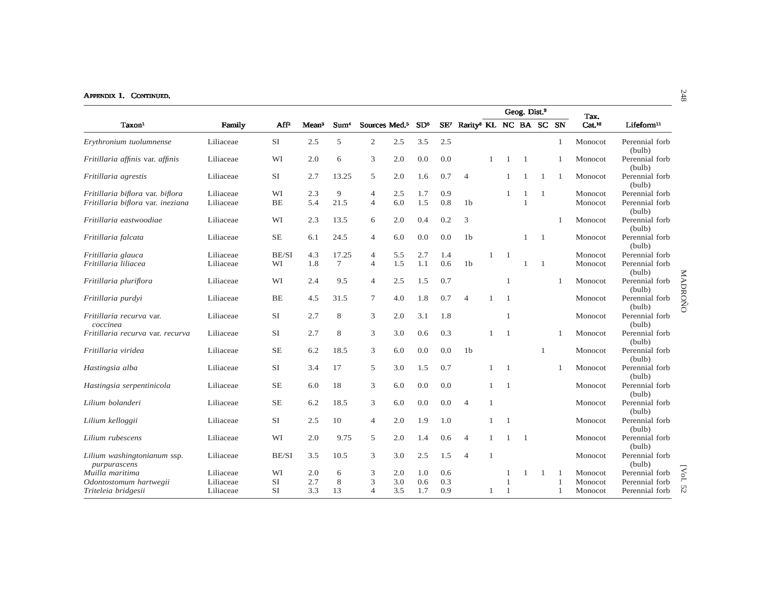Appendix 1. Continued.

| Taxon[1] | Family | Aff[2] | Mean[3] | Sum[4] | Sources | Med.[5] | SD[6] | SE[7] | Rarity[8] | Geog. Dist.[9] KL | NC | BA | SC | SN | Tax. Cat.[10] | Lifeform[11] |
|---|---|---|---|---|---|---|---|---|---|---|---|---|---|---|---|---|
| *Erythronium tuolumnense* | Liliaceae | SI | 2.5 | 5 | 2 | 2.5 | 3.5 | 2.5 | | | | | | 1 | Monocot | Perennial forb (bulb) |
| *Fritillaria affinis* var. *affinis* | Liliaceae | WI | 2.0 | 6 | 3 | 2.0 | 0.0 | 0.0 | | 1 | 1 | 1 | | 1 | Monocot | Perennial forb (bulb) |
| *Fritillaria agrestis* | Liliaceae | SI | 2.7 | 13.25 | 5 | 2.0 | 1.6 | 0.7 | 4 | | 1 | 1 | 1 | 1 | Monocot | Perennial forb (bulb) |
| *Fritillaria biflora* var. *biflora* | Liliaceae | WI | 2.3 | 9 | 4 | 2.5 | 1.7 | 0.9 | | | 1 | 1 | 1 | | Monocot | Perennial forb |
| *Fritillaria biflora* var. *ineziana* | Liliaceae | BE | 5.4 | 21.5 | 4 | 6.0 | 1.5 | 0.8 | 1b | | | 1 | | | Monocot | Perennial forb (bulb) |
| *Fritillaria eastwoodiae* | Liliaceae | WI | 2.3 | 13.5 | 6 | 2.0 | 0.4 | 0.2 | 3 | | | | | 1 | Monocot | Perennial forb (bulb) |
| *Fritillaria falcata* | Liliaceae | SE | 6.1 | 24.5 | 4 | 6.0 | 0.0 | 0.0 | 1b | | | 1 | 1 | | Monocot | Perennial forb (bulb) |
| *Fritillaria glauca* | Liliaceae | BE/SI | 4.3 | 17.25 | 4 | 5.5 | 2.7 | 1.4 | | 1 | 1 | | | | Monocot | Perennial forb |
| *Fritillaria liliacea* | Liliaceae | WI | 1.8 | 7 | 4 | 1.5 | 1.1 | 0.6 | 1b | | | 1 | 1 | | Monocot | Perennial forb (bulb) |
| *Fritillaria pluriflora* | Liliaceae | WI | 2.4 | 9.5 | 4 | 2.5 | 1.5 | 0.7 | | | 1 | | | 1 | Monocot | Perennial forb (bulb) |
| *Fritillaria purdyi* | Liliaceae | BE | 4.5 | 31.5 | 7 | 4.0 | 1.8 | 0.7 | 4 | 1 | 1 | | | | Monocot | Perennial forb (bulb) |
| *Fritillaria recurva* var. *coccinea* | Liliaceae | SI | 2.7 | 8 | 3 | 2.0 | 3.1 | 1.8 | | | 1 | | | | Monocot | Perennial forb (bulb) |
| *Fritillaria recurva* var. *recurva* | Liliaceae | SI | 2.7 | 8 | 3 | 3.0 | 0.6 | 0.3 | | 1 | 1 | | | 1 | Monocot | Perennial forb (bulb) |
| *Fritillaria viridea* | Liliaceae | SE | 6.2 | 18.5 | 3 | 6.0 | 0.0 | 0.0 | 1b | | | | 1 | | Monocot | Perennial forb (bulb) |
| *Hastingsia alba* | Liliaceae | SI | 3.4 | 17 | 5 | 3.0 | 1.5 | 0.7 | | 1 | 1 | | | 1 | Monocot | Perennial forb (bulb) |
| *Hastingsia serpentinicola* | Liliaceae | SE | 6.0 | 18 | 3 | 6.0 | 0.0 | 0.0 | | 1 | 1 | | | | Monocot | Perennial forb (bulb) |
| *Lilium bolanderi* | Liliaceae | SE | 6.2 | 18.5 | 3 | 6.0 | 0.0 | 0.0 | 4 | 1 | | | | | Monocot | Perennial forb (bulb) |
| *Lilium kelloggii* | Liliaceae | SI | 2.5 | 10 | 4 | 2.0 | 1.9 | 1.0 | | 1 | 1 | | | | Monocot | Perennial forb (bulb) |
| *Lilium rubescens* | Liliaceae | WI | 2.0 | 9.75 | 5 | 2.0 | 1.4 | 0.6 | 4 | 1 | 1 | 1 | | | Monocot | Perennial forb (bulb) |
| *Lilium washingtonianum* ssp. *purpurascens* | Liliaceae | BE/SI | 3.5 | 10.5 | 3 | 3.0 | 2.5 | 1.5 | 4 | 1 | | | | | Monocot | Perennial forb (bulb) |
| *Muilla maritima* | Liliaceae | WI | 2.0 | 6 | 3 | 2.0 | 1.0 | 0.6 | | | 1 | 1 | 1 | 1 | Monocot | Perennial forb |
| *Odontostomum hartwegii* | Liliaceae | SI | 2.7 | 8 | 3 | 3.0 | 0.6 | 0.3 | | | 1 | | | 1 | Monocot | Perennial forb |
| *Triteleia bridgesii* | Liliaceae | SI | 3.3 | 13 | 4 | 3.5 | 1.7 | 0.9 | | 1 | 1 | | | 1 | Monocot | Perennial forb |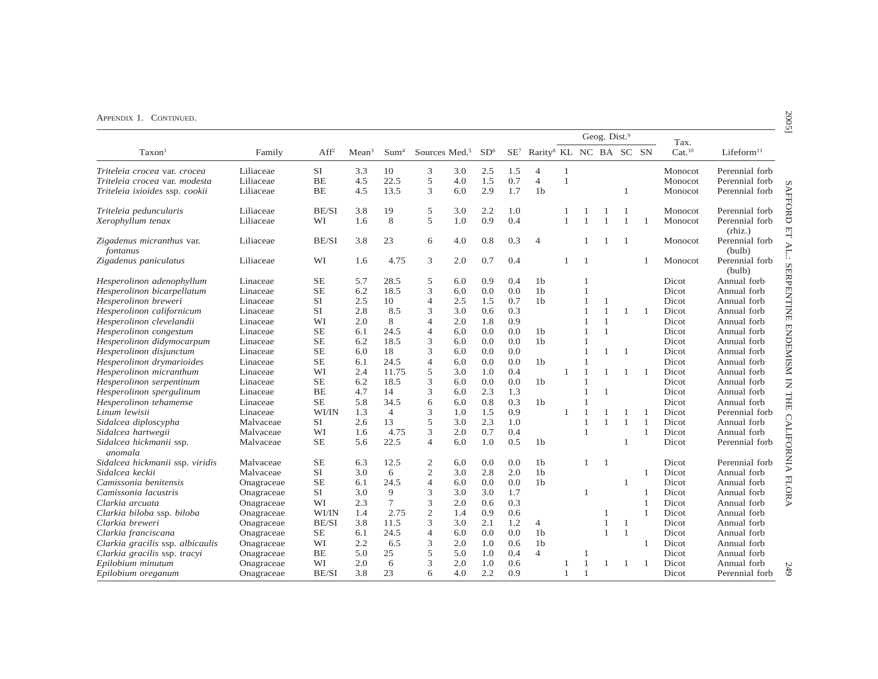Appendix 1. Continued.

| Taxon[1] | Family | Aff[2] | Mean[3] | Sum[4] | Sources | Med.[5] | SD[6] | SE[7] | Rarity[8] | Geog. Dist.[9] | | | | | Tax. Cat.[10] | Lifeform[11] |
|---|---|---|---|---|---|---|---|---|---|---|---|---|---|---|---|---|
| | | | | | | | | | | KL | NC | BA | SC | SN | | |
| *Triteleia crocea* var. *crocea* | Liliaceae | SI | 3.3 | 10 | 3 | 3.0 | 2.5 | 1.5 | 4 | 1 | | | | | Monocot | Perennial forb |
| *Triteleia crocea* var. *modesta* | Liliaceae | BE | 4.5 | 22.5 | 5 | 4.0 | 1.5 | 0.7 | 4 | 1 | | | | | Monocot | Perennial forb |
| *Triteleia ixioides* ssp. *cookii* | Liliaceae | BE | 4.5 | 13.5 | 3 | 6.0 | 2.9 | 1.7 | 1b | | | | 1 | | Monocot | Perennial forb |
| *Triteleia peduncularis* | Liliaceae | BE/SI | 3.8 | 19 | 5 | 3.0 | 2.2 | 1.0 | | 1 | 1 | 1 | 1 | | Monocot | Perennial forb |
| *Xerophyllum tenax* | Liliaceae | WI | 1.6 | 8 | 5 | 1.0 | 0.9 | 0.4 | | 1 | 1 | 1 | 1 | 1 | Monocot | Perennial forb (rhiz.) |
| *Zigadenus micranthus* var. *fontanus* | Liliaceae | BE/SI | 3.8 | 23 | 6 | 4.0 | 0.8 | 0.3 | 4 | | 1 | 1 | 1 | | Monocot | Perennial forb (bulb) |
| *Zigadenus paniculatus* | Liliaceae | WI | 1.6 | 4.75 | 3 | 2.0 | 0.7 | 0.4 | | 1 | 1 | | | 1 | Monocot | Perennial forb (bulb) |
| *Hesperolinon adenophyllum* | Linaceae | SE | 5.7 | 28.5 | 5 | 6.0 | 0.9 | 0.4 | 1b | | 1 | | | | Dicot | Annual forb |
| *Hesperolinon bicarpellatum* | Linaceae | SE | 6.2 | 18.5 | 3 | 6.0 | 0.0 | 0.0 | 1b | | 1 | | | | Dicot | Annual forb |
| *Hesperolinon breweri* | Linaceae | SI | 2.5 | 10 | 4 | 2.5 | 1.5 | 0.7 | 1b | | 1 | 1 | | | Dicot | Annual forb |
| *Hesperolinon californicum* | Linaceae | SI | 2.8 | 8.5 | 3 | 3.0 | 0.6 | 0.3 | | | 1 | 1 | 1 | 1 | Dicot | Annual forb |
| *Hesperolinon clevelandii* | Linaceae | WI | 2.0 | 8 | 4 | 2.0 | 1.8 | 0.9 | | | 1 | 1 | | | Dicot | Annual forb |
| *Hesperolinon congestum* | Linaceae | SE | 6.1 | 24.5 | 4 | 6.0 | 0.0 | 0.0 | 1b | | 1 | 1 | | | Dicot | Annual forb |
| *Hesperolinon didymocarpum* | Linaceae | SE | 6.2 | 18.5 | 3 | 6.0 | 0.0 | 0.0 | 1b | | 1 | | | | Dicot | Annual forb |
| *Hesperolinon disjunctum* | Linaceae | SE | 6.0 | 18 | 3 | 6.0 | 0.0 | 0.0 | | | 1 | 1 | 1 | | Dicot | Annual forb |
| *Hesperolinon drymarioides* | Linaceae | SE | 6.1 | 24.5 | 4 | 6.0 | 0.0 | 0.0 | 1b | | 1 | | | | Dicot | Annual forb |
| *Hesperolinon micranthum* | Linaceae | WI | 2.4 | 11.75 | 5 | 3.0 | 1.0 | 0.4 | | 1 | 1 | 1 | 1 | 1 | Dicot | Annual forb |
| *Hesperolinon serpentinum* | Linaceae | SE | 6.2 | 18.5 | 3 | 6.0 | 0.0 | 0.0 | 1b | | 1 | | | | Dicot | Annual forb |
| *Hesperolinon spergulinum* | Linaceae | BE | 4.7 | 14 | 3 | 6.0 | 2.3 | 1.3 | | | 1 | 1 | | | Dicot | Annual forb |
| *Hesperolinon tehamense* | Linaceae | SE | 5.8 | 34.5 | 6 | 6.0 | 0.8 | 0.3 | 1b | | 1 | | | | Dicot | Annual forb |
| *Linum lewisii* | Linaceae | WI/IN | 1.3 | 4 | 3 | 1.0 | 1.5 | 0.9 | | 1 | 1 | 1 | 1 | 1 | Dicot | Perennial forb |
| *Sidalcea diploscypha* | Malvaceae | SI | 2.6 | 13 | 5 | 3.0 | 2.3 | 1.0 | | | 1 | 1 | 1 | 1 | Dicot | Annual forb |
| *Sidalcea hartwegii* | Malvaceae | WI | 1.6 | 4.75 | 3 | 2.0 | 0.7 | 0.4 | | | 1 | | | 1 | Dicot | Annual forb |
| *Sidalcea hickmanii* ssp. *anomala* | Malvaceae | SE | 5.6 | 22.5 | 4 | 6.0 | 1.0 | 0.5 | 1b | | | | 1 | | Dicot | Perennial forb |
| *Sidalcea hickmanii* ssp. *viridis* | Malvaceae | SE | 6.3 | 12.5 | 2 | 6.0 | 0.0 | 0.0 | 1b | | 1 | 1 | | | Dicot | Perennial forb |
| *Sidalcea keckii* | Malvaceae | SI | 3.0 | 6 | 2 | 3.0 | 2.8 | 2.0 | 1b | | | | | 1 | Dicot | Annual forb |
| *Camissonia benitensis* | Onagraceae | SE | 6.1 | 24.5 | 4 | 6.0 | 0.0 | 0.0 | 1b | | | | 1 | | Dicot | Annual forb |
| *Camissonia lacustris* | Onagraceae | SI | 3.0 | 9 | 3 | 3.0 | 3.0 | 1.7 | | | 1 | | | 1 | Dicot | Annual forb |
| *Clarkia arcuata* | Onagraceae | WI | 2.3 | 7 | 3 | 2.0 | 0.6 | 0.3 | | | | | | 1 | Dicot | Annual forb |
| *Clarkia biloba* ssp. *biloba* | Onagraceae | WI/IN | 1.4 | 2.75 | 2 | 1.4 | 0.9 | 0.6 | | | | 1 | | 1 | Dicot | Annual forb |
| *Clarkia breweri* | Onagraceae | BE/SI | 3.8 | 11.5 | 3 | 3.0 | 2.1 | 1.2 | 4 | | | 1 | 1 | | Dicot | Annual forb |
| *Clarkia franciscana* | Onagraceae | SE | 6.1 | 24.5 | 4 | 6.0 | 0.0 | 0.0 | 1b | | | 1 | 1 | | Dicot | Annual forb |
| *Clarkia gracilis* ssp. *albicaulis* | Onagraceae | WI | 2.2 | 6.5 | 3 | 2.0 | 1.0 | 0.6 | 1b | | | | | 1 | Dicot | Annual forb |
| *Clarkia gracilis* ssp. *tracyi* | Onagraceae | BE | 5.0 | 25 | 5 | 5.0 | 1.0 | 0.4 | 4 | | 1 | | | | Dicot | Annual forb |
| *Epilobium minutum* | Onagraceae | WI | 2.0 | 6 | 3 | 2.0 | 1.0 | 0.6 | | 1 | 1 | 1 | 1 | 1 | Dicot | Annual forb |
| *Epilobium oreganum* | Onagraceae | BE/SI | 3.8 | 23 | 6 | 4.0 | 2.2 | 0.9 | | 1 | 1 | | | | Dicot | Perennial forb |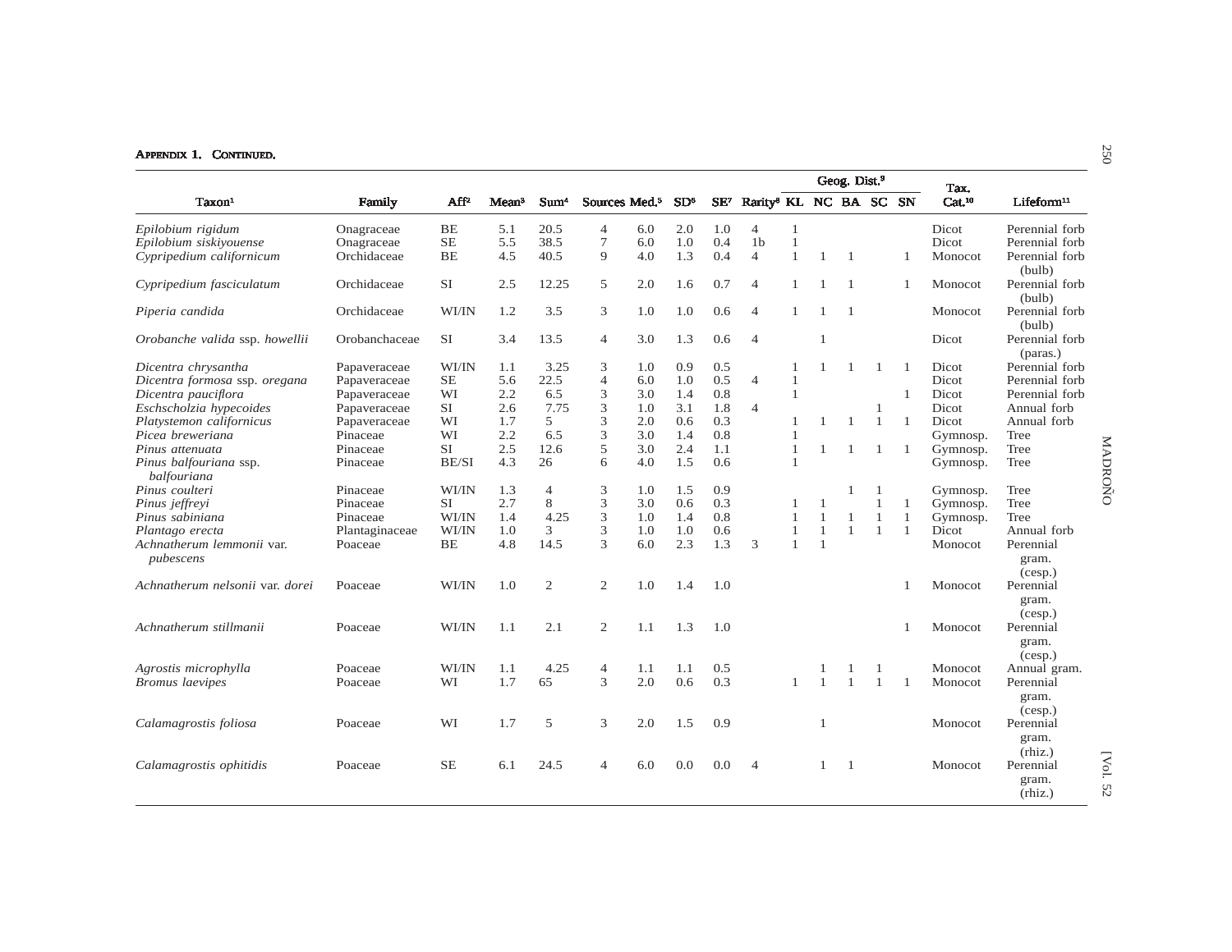APPENDIX 1. CONTINUED.

| Taxon[1] | Family | Aff[2] | Mean[3] | Sum[4] | Sources | Med.[5] | SD[6] | SE[7] | Rarity[8] | Geog. Dist.[9] KL | NC | BA | SC | SN | Tax. Cat.[10] | Lifeform[11] |
|---|---|---|---|---|---|---|---|---|---|---|---|---|---|---|---|---|
| *Epilobium rigidum* | Onagraceae | BE | 5.1 | 20.5 | 4 | 6.0 | 2.0 | 1.0 | 4 | 1 | | | | | Dicot | Perennial forb |
| *Epilobium siskiyouense* | Onagraceae | SE | 5.5 | 38.5 | 7 | 6.0 | 1.0 | 0.4 | 1b | 1 | | | | | Dicot | Perennial forb |
| *Cypripedium californicum* | Orchidaceae | BE | 4.5 | 40.5 | 9 | 4.0 | 1.3 | 0.4 | 4 | 1 | 1 | 1 | | 1 | Monocot | Perennial forb (bulb) |
| *Cypripedium fasciculatum* | Orchidaceae | SI | 2.5 | 12.25 | 5 | 2.0 | 1.6 | 0.7 | 4 | 1 | 1 | 1 | | 1 | Monocot | Perennial forb (bulb) |
| *Piperia candida* | Orchidaceae | WI/IN | 1.2 | 3.5 | 3 | 1.0 | 1.0 | 0.6 | 4 | 1 | 1 | 1 | | | Monocot | Perennial forb (bulb) |
| *Orobanche valida* ssp. *howellii* | Orobanchaceae | SI | 3.4 | 13.5 | 4 | 3.0 | 1.3 | 0.6 | 4 | | 1 | | | | Dicot | Perennial forb (paras.) |
| *Dicentra chrysantha* | Papaveraceae | WI/IN | 1.1 | 3.25 | 3 | 1.0 | 0.9 | 0.5 | | 1 | 1 | 1 | 1 | 1 | Dicot | Perennial forb |
| *Dicentra formosa* ssp. *oregana* | Papaveraceae | SE | 5.6 | 22.5 | 4 | 6.0 | 1.0 | 0.5 | 4 | 1 | | | | | Dicot | Perennial forb |
| *Dicentra pauciflora* | Papaveraceae | WI | 2.2 | 6.5 | 3 | 3.0 | 1.4 | 0.8 | | 1 | | | | 1 | Dicot | Perennial forb |
| *Eschscholzia hypecoides* | Papaveraceae | SI | 2.6 | 7.75 | 3 | 1.0 | 3.1 | 1.8 | 4 | | | | 1 | | Dicot | Annual forb |
| *Platystemon californicus* | Papaveraceae | WI | 1.7 | 5 | 3 | 2.0 | 0.6 | 0.3 | | 1 | 1 | 1 | 1 | 1 | Dicot | Annual forb |
| *Picea breweriana* | Pinaceae | WI | 2.2 | 6.5 | 3 | 3.0 | 1.4 | 0.8 | | 1 | | | | | Gymnosp. | Tree |
| *Pinus attenuata* | Pinaceae | SI | 2.5 | 12.6 | 5 | 3.0 | 2.4 | 1.1 | | 1 | 1 | 1 | 1 | 1 | Gymnosp. | Tree |
| *Pinus balfouriana* ssp. *balfouriana* | Pinaceae | BE/SI | 4.3 | 26 | 6 | 4.0 | 1.5 | 0.6 | | 1 | | | | | Gymnosp. | Tree |
| *Pinus coulteri* | Pinaceae | WI/IN | 1.3 | 4 | 3 | 1.0 | 1.5 | 0.9 | | | | 1 | 1 | | Gymnosp. | Tree |
| *Pinus jeffreyi* | Pinaceae | SI | 2.7 | 8 | 3 | 3.0 | 0.6 | 0.3 | | 1 | 1 | | 1 | 1 | Gymnosp. | Tree |
| *Pinus sabiniana* | Pinaceae | WI/IN | 1.4 | 4.25 | 3 | 1.0 | 1.4 | 0.8 | | 1 | 1 | 1 | 1 | 1 | Gymnosp. | Tree |
| *Plantago erecta* | Plantaginaceae | WI/IN | 1.0 | 3 | 3 | 1.0 | 1.0 | 0.6 | | 1 | 1 | 1 | 1 | 1 | Dicot | Annual forb |
| *Achnatherum lemmonii* var. *pubescens* | Poaceae | BE | 4.8 | 14.5 | 3 | 6.0 | 2.3 | 1.3 | 3 | 1 | 1 | | | | Monocot | Perennial gram. (cesp.) |
| *Achnatherum nelsonii* var. *dorei* | Poaceae | WI/IN | 1.0 | 2 | 2 | 1.0 | 1.4 | 1.0 | | | | | | 1 | Monocot | Perennial gram. (cesp.) |
| *Achnatherum stillmanii* | Poaceae | WI/IN | 1.1 | 2.1 | 2 | 1.1 | 1.3 | 1.0 | | | | | | 1 | Monocot | Perennial gram. (cesp.) |
| *Agrostis microphylla* | Poaceae | WI/IN | 1.1 | 4.25 | 4 | 1.1 | 1.1 | 0.5 | | | 1 | 1 | 1 | | Monocot | Annual gram. |
| *Bromus laevipes* | Poaceae | WI | 1.7 | 65 | 3 | 2.0 | 0.6 | 0.3 | | 1 | 1 | 1 | 1 | 1 | Monocot | Perennial gram. (cesp.) |
| *Calamagrostis foliosa* | Poaceae | WI | 1.7 | 5 | 3 | 2.0 | 1.5 | 0.9 | | | 1 | | | | Monocot | Perennial gram. (rhiz.) |
| *Calamagrostis ophitidis* | Poaceae | SE | 6.1 | 24.5 | 4 | 6.0 | 0.0 | 0.0 | 4 | | 1 | 1 | | | Monocot | Perennial gram. (rhiz.) |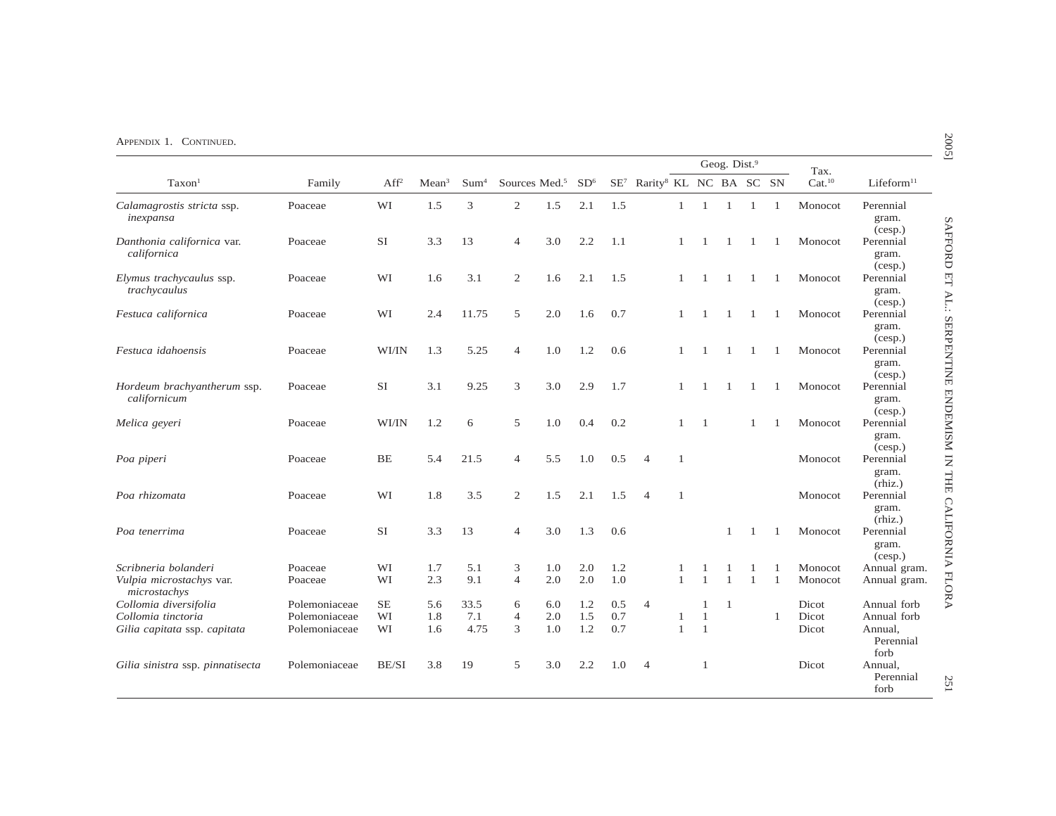Appendix 1. Continued.

| Taxon[1] | Family | Aff[2] | Mean[3] | Sum[4] | Sources | Med.[5] | SD[6] | SE[7] | Rarity[8] | Geog. Dist.[9] KL | NC | BA | SC | SN | Tax. Cat.[10] | Lifeform[11] |
|---|---|---|---|---|---|---|---|---|---|---|---|---|---|---|---|---|
| *Calamagrostis stricta* ssp. *inexpansa* | Poaceae | WI | 1.5 | 3 | 2 | 1.5 | 2.1 | 1.5 | | 1 | 1 | 1 | 1 | 1 | Monocot | Perennial gram. (cesp.) |
| *Danthonia californica* var. *californica* | Poaceae | SI | 3.3 | 13 | 4 | 3.0 | 2.2 | 1.1 | | 1 | 1 | 1 | 1 | 1 | Monocot | Perennial gram. (cesp.) |
| *Elymus trachycaulus* ssp. *trachycaulus* | Poaceae | WI | 1.6 | 3.1 | 2 | 1.6 | 2.1 | 1.5 | | 1 | 1 | 1 | 1 | 1 | Monocot | Perennial gram. (cesp.) |
| *Festuca californica* | Poaceae | WI | 2.4 | 11.75 | 5 | 2.0 | 1.6 | 0.7 | | 1 | 1 | 1 | 1 | 1 | Monocot | Perennial gram. (cesp.) |
| *Festuca idahoensis* | Poaceae | WI/IN | 1.3 | 5.25 | 4 | 1.0 | 1.2 | 0.6 | | 1 | 1 | 1 | 1 | 1 | Monocot | Perennial gram. (cesp.) |
| *Hordeum brachyantherum* ssp. *californicum* | Poaceae | SI | 3.1 | 9.25 | 3 | 3.0 | 2.9 | 1.7 | | 1 | 1 | 1 | 1 | 1 | Monocot | Perennial gram. (cesp.) |
| *Melica geyeri* | Poaceae | WI/IN | 1.2 | 6 | 5 | 1.0 | 0.4 | 0.2 | | 1 | 1 | | 1 | 1 | Monocot | Perennial gram. (cesp.) |
| *Poa piperi* | Poaceae | BE | 5.4 | 21.5 | 4 | 5.5 | 1.0 | 0.5 | 4 | 1 | | | | | Monocot | Perennial gram. (rhiz.) |
| *Poa rhizomata* | Poaceae | WI | 1.8 | 3.5 | 2 | 1.5 | 2.1 | 1.5 | 4 | 1 | | | | | Monocot | Perennial gram. (rhiz.) |
| *Poa tenerrima* | Poaceae | SI | 3.3 | 13 | 4 | 3.0 | 1.3 | 0.6 | | | | 1 | 1 | 1 | Monocot | Perennial gram. (cesp.) |
| *Scribneria bolanderi* | Poaceae | WI | 1.7 | 5.1 | 3 | 1.0 | 2.0 | 1.2 | | 1 | 1 | 1 | 1 | 1 | Monocot | Annual gram. |
| *Vulpia microstachys* var. *microstachys* | Poaceae | WI | 2.3 | 9.1 | 4 | 2.0 | 2.0 | 1.0 | | 1 | 1 | 1 | 1 | 1 | Monocot | Annual gram. |
| *Collomia diversifolia* | Polemoniaceae | SE | 5.6 | 33.5 | 6 | 6.0 | 1.2 | 0.5 | 4 | | 1 | 1 | | | Dicot | Annual forb |
| *Collomia tinctoria* | Polemoniaceae | WI | 1.8 | 7.1 | 4 | 2.0 | 1.5 | 0.7 | | 1 | 1 | | | 1 | Dicot | Annual forb |
| *Gilia capitata* ssp. *capitata* | Polemoniaceae | WI | 1.6 | 4.75 | 3 | 1.0 | 1.2 | 0.7 | | 1 | 1 | | | | Dicot | Annual, Perennial forb |
| *Gilia sinistra* ssp. *pinnatisecta* | Polemoniaceae | BE/SI | 3.8 | 19 | 5 | 3.0 | 2.2 | 1.0 | 4 | | 1 | | | | Dicot | Annual, Perennial forb |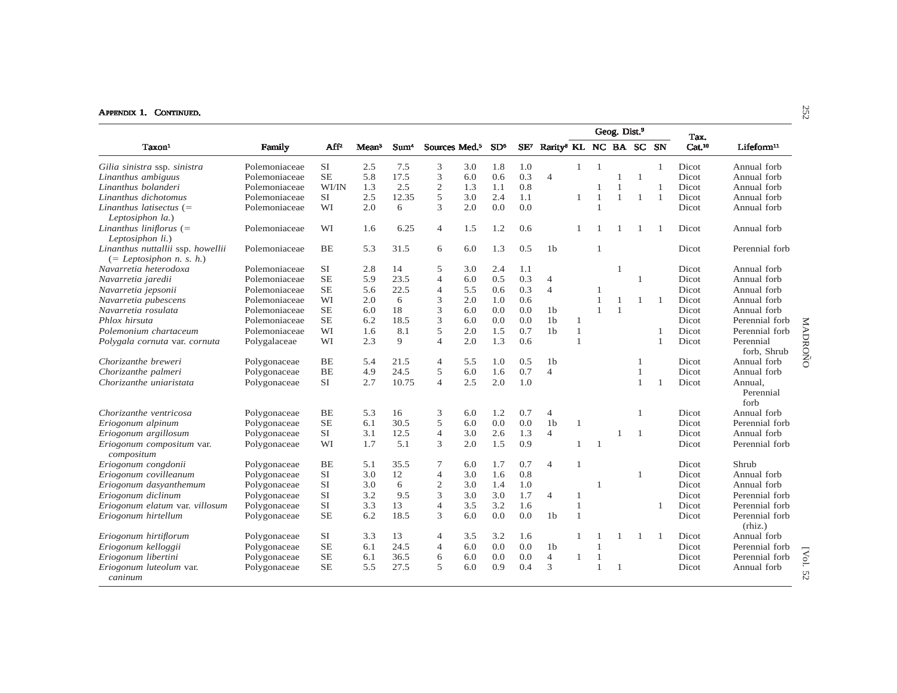APPENDIX 1. CONTINUED.

| Taxon[1] | Family | Aff[2] | Mean[3] | Sum[4] | Sources | Med.[5] | SD[6] | SE[7] | Rarity[8] | Geog. Dist.[9] KL | NC | BA | SC | SN | Tax. Cat.[10] | Lifeform[11] |
|---|---|---|---|---|---|---|---|---|---|---|---|---|---|---|---|---|
| *Gilia sinistra* ssp. *sinistra* | Polemoniaceae | SI | 2.5 | 7.5 | 3 | 3.0 | 1.8 | 1.0 | | 1 | 1 | | | 1 | Dicot | Annual forb |
| *Linanthus ambiguus* | Polemoniaceae | SE | 5.8 | 17.5 | 3 | 6.0 | 0.6 | 0.3 | 4 | | | 1 | 1 | | Dicot | Annual forb |
| *Linanthus bolanderi* | Polemoniaceae | WI/IN | 1.3 | 2.5 | 2 | 1.3 | 1.1 | 0.8 | | | 1 | 1 | | 1 | Dicot | Annual forb |
| *Linanthus dichotomus* | Polemoniaceae | SI | 2.5 | 12.35 | 5 | 3.0 | 2.4 | 1.1 | | 1 | 1 | 1 | 1 | 1 | Dicot | Annual forb |
| *Linanthus latisectus* (= *Leptosiphon la.*) | Polemoniaceae | WI | 2.0 | 6 | 3 | 2.0 | 0.0 | 0.0 | | | 1 | | | | Dicot | Annual forb |
| *Linanthus liniflorus* (= *Leptosiphon li.*) | Polemoniaceae | WI | 1.6 | 6.25 | 4 | 1.5 | 1.2 | 0.6 | | 1 | 1 | 1 | 1 | 1 | Dicot | Annual forb |
| *Linanthus nuttallii* ssp. *howellii* (= *Leptosiphon n. s. h.*) | Polemoniaceae | BE | 5.3 | 31.5 | 6 | 6.0 | 1.3 | 0.5 | 1b | | 1 | | | | Dicot | Perennial forb |
| *Navarretia heterodoxa* | Polemoniaceae | SI | 2.8 | 14 | 5 | 3.0 | 2.4 | 1.1 | | | | 1 | | | Dicot | Annual forb |
| *Navarretia jaredii* | Polemoniaceae | SE | 5.9 | 23.5 | 4 | 6.0 | 0.5 | 0.3 | 4 | | | | 1 | | Dicot | Annual forb |
| *Navarretia jepsonii* | Polemoniaceae | SE | 5.6 | 22.5 | 4 | 5.5 | 0.6 | 0.3 | 4 | | 1 | | | | Dicot | Annual forb |
| *Navarretia pubescens* | Polemoniaceae | WI | 2.0 | 6 | 3 | 2.0 | 1.0 | 0.6 | | | 1 | 1 | 1 | 1 | Dicot | Annual forb |
| *Navarretia rosulata* | Polemoniaceae | SE | 6.0 | 18 | 3 | 6.0 | 0.0 | 0.0 | 1b | | 1 | 1 | | | Dicot | Annual forb |
| *Phlox hirsuta* | Polemoniaceae | SE | 6.2 | 18.5 | 3 | 6.0 | 0.0 | 0.0 | 1b | 1 | | | | | Dicot | Perennial forb |
| *Polemonium chartaceum* | Polemoniaceae | WI | 1.6 | 8.1 | 5 | 2.0 | 1.5 | 0.7 | 1b | 1 | | | | 1 | Dicot | Perennial forb |
| *Polygala cornuta* var. *cornuta* | Polygalaceae | WI | 2.3 | 9 | 4 | 2.0 | 1.3 | 0.6 | | 1 | | | | 1 | Dicot | Perennial forb, Shrub |
| *Chorizanthe breweri* | Polygonaceae | BE | 5.4 | 21.5 | 4 | 5.5 | 1.0 | 0.5 | 1b | | | | 1 | | Dicot | Annual forb |
| *Chorizanthe palmeri* | Polygonaceae | BE | 4.9 | 24.5 | 5 | 6.0 | 1.6 | 0.7 | 4 | | | | 1 | | Dicot | Annual forb |
| *Chorizanthe uniaristata* | Polygonaceae | SI | 2.7 | 10.75 | 4 | 2.5 | 2.0 | 1.0 | | | | | 1 | 1 | Dicot | Annual, Perennial forb |
| *Chorizanthe ventricosa* | Polygonaceae | BE | 5.3 | 16 | 3 | 6.0 | 1.2 | 0.7 | 4 | | | | 1 | | Dicot | Annual forb |
| *Eriogonum alpinum* | Polygonaceae | SE | 6.1 | 30.5 | 5 | 6.0 | 0.0 | 0.0 | 1b | 1 | | | | | Dicot | Perennial forb |
| *Eriogonum argillosum* | Polygonaceae | SI | 3.1 | 12.5 | 4 | 3.0 | 2.6 | 1.3 | 4 | | | 1 | 1 | | Dicot | Annual forb |
| *Eriogonum compositum* var. *compositum* | Polygonaceae | WI | 1.7 | 5.1 | 3 | 2.0 | 1.5 | 0.9 | | 1 | 1 | | | | Dicot | Perennial forb |
| *Eriogonum congdonii* | Polygonaceae | BE | 5.1 | 35.5 | 7 | 6.0 | 1.7 | 0.7 | 4 | 1 | | | | | Dicot | Shrub |
| *Eriogonum covilleanum* | Polygonaceae | SI | 3.0 | 12 | 4 | 3.0 | 1.6 | 0.8 | | | | | 1 | | Dicot | Annual forb |
| *Eriogonum dasyanthemum* | Polygonaceae | SI | 3.0 | 6 | 2 | 3.0 | 1.4 | 1.0 | | | 1 | | | | Dicot | Annual forb |
| *Eriogonum diclinum* | Polygonaceae | SI | 3.2 | 9.5 | 3 | 3.0 | 3.0 | 1.7 | 4 | 1 | | | | | Dicot | Perennial forb |
| *Eriogonum elatum* var. *villosum* | Polygonaceae | SI | 3.3 | 13 | 4 | 3.5 | 3.2 | 1.6 | | 1 | | | | 1 | Dicot | Perennial forb |
| *Eriogonum hirtellum* | Polygonaceae | SE | 6.2 | 18.5 | 3 | 6.0 | 0.0 | 0.0 | 1b | 1 | | | | | Dicot | Perennial forb (rhiz.) |
| *Eriogonum hirtiflorum* | Polygonaceae | SI | 3.3 | 13 | 4 | 3.5 | 3.2 | 1.6 | | 1 | 1 | 1 | 1 | 1 | Dicot | Annual forb |
| *Eriogonum kelloggii* | Polygonaceae | SE | 6.1 | 24.5 | 4 | 6.0 | 0.0 | 0.0 | 1b | | 1 | | | | Dicot | Perennial forb |
| *Eriogonum libertini* | Polygonaceae | SE | 6.1 | 36.5 | 6 | 6.0 | 0.0 | 0.0 | 4 | 1 | 1 | | | | Dicot | Perennial forb |
| *Eriogonum luteolum* var. *caninum* | Polygonaceae | SE | 5.5 | 27.5 | 5 | 6.0 | 0.9 | 0.4 | 3 | | 1 | 1 | | | Dicot | Annual forb |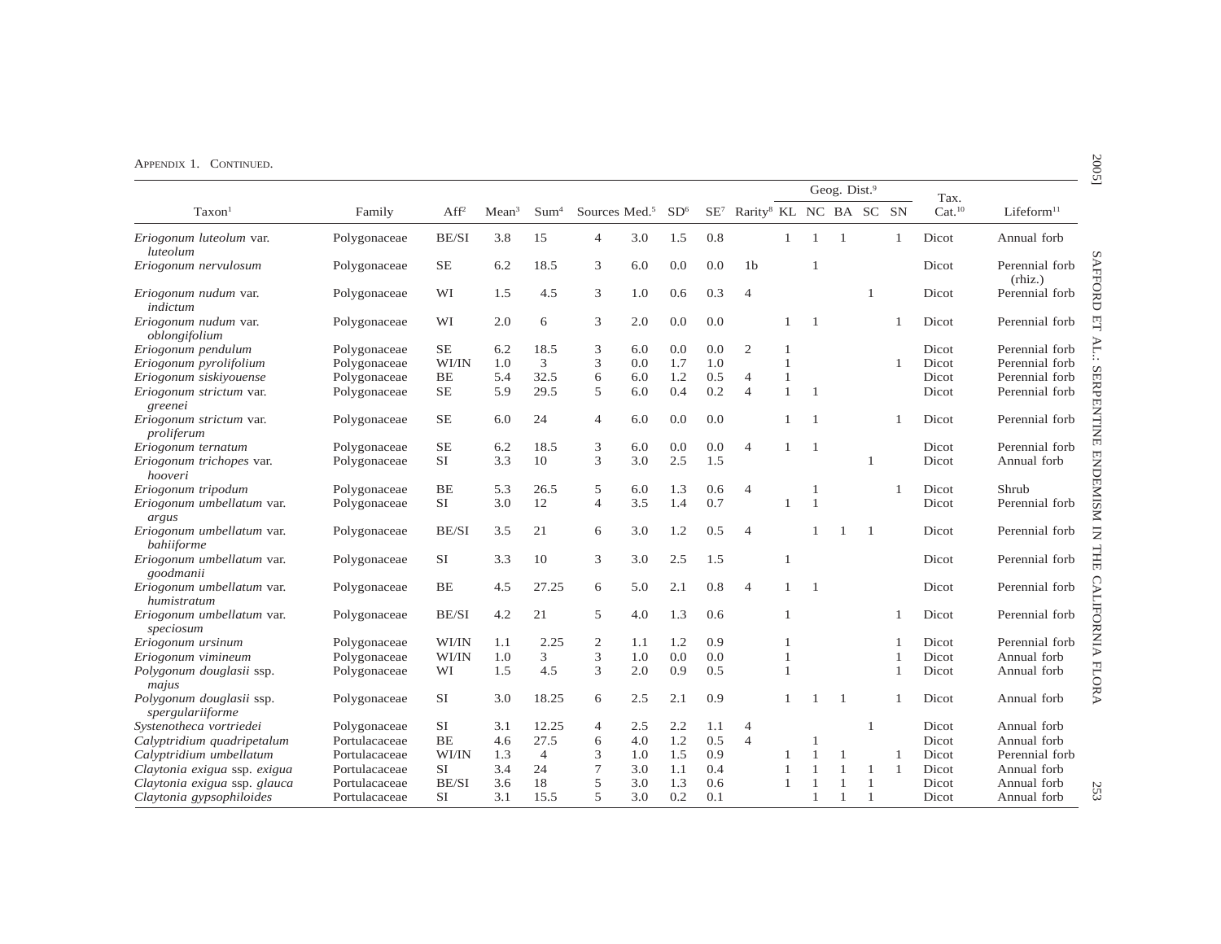APPENDIX 1. CONTINUED.

| Taxon[1] | Family | Aff[2] | Mean[3] | Sum[4] | Sources | Med.[5] | SD[6] | SE[7] | Rarity[8] | Geog. Dist.[9] KL | NC | BA | SC | SN | Tax. Cat.[10] | Lifeform[11] |
|---|---|---|---|---|---|---|---|---|---|---|---|---|---|---|---|---|
| *Eriogonum luteolum* var. *luteolum* | Polygonaceae | BE/SI | 3.8 | 15 | 4 | 3.0 | 1.5 | 0.8 | | 1 | 1 | 1 | | 1 | Dicot | Annual forb |
| *Eriogonum nervulosum* | Polygonaceae | SE | 6.2 | 18.5 | 3 | 6.0 | 0.0 | 0.0 | 1b | | 1 | | | | Dicot | Perennial forb (rhiz.) |
| *Eriogonum nudum* var. *indictum* | Polygonaceae | WI | 1.5 | 4.5 | 3 | 1.0 | 0.6 | 0.3 | 4 | | | | 1 | | Dicot | Perennial forb |
| *Eriogonum nudum* var. *oblongifolium* | Polygonaceae | WI | 2.0 | 6 | 3 | 2.0 | 0.0 | 0.0 | | 1 | 1 | | | 1 | Dicot | Perennial forb |
| *Eriogonum pendulum* | Polygonaceae | SE | 6.2 | 18.5 | 3 | 6.0 | 0.0 | 0.0 | 2 | 1 | | | | | Dicot | Perennial forb |
| *Eriogonum pyrolifolium* | Polygonaceae | WI/IN | 1.0 | 3 | 3 | 0.0 | 1.7 | 1.0 | | 1 | | | | 1 | Dicot | Perennial forb |
| *Eriogonum siskiyouense* | Polygonaceae | BE | 5.4 | 32.5 | 6 | 6.0 | 1.2 | 0.5 | 4 | 1 | | | | | Dicot | Perennial forb |
| *Eriogonum strictum* var. *greenei* | Polygonaceae | SE | 5.9 | 29.5 | 5 | 6.0 | 0.4 | 0.2 | 4 | 1 | 1 | | | | Dicot | Perennial forb |
| *Eriogonum strictum* var. *proliferum* | Polygonaceae | SE | 6.0 | 24 | 4 | 6.0 | 0.0 | 0.0 | | 1 | 1 | | | 1 | Dicot | Perennial forb |
| *Eriogonum ternatum* | Polygonaceae | SE | 6.2 | 18.5 | 3 | 6.0 | 0.0 | 0.0 | 4 | 1 | 1 | | | | Dicot | Perennial forb |
| *Eriogonum trichopes* var. *hooveri* | Polygonaceae | SI | 3.3 | 10 | 3 | 3.0 | 2.5 | 1.5 | | | | | 1 | | Dicot | Annual forb |
| *Eriogonum tripodum* | Polygonaceae | BE | 5.3 | 26.5 | 5 | 6.0 | 1.3 | 0.6 | 4 | | 1 | | | 1 | Dicot | Shrub |
| *Eriogonum umbellatum* var. *argus* | Polygonaceae | SI | 3.0 | 12 | 4 | 3.5 | 1.4 | 0.7 | | 1 | 1 | | | | Dicot | Perennial forb |
| *Eriogonum umbellatum* var. *bahiiforme* | Polygonaceae | BE/SI | 3.5 | 21 | 6 | 3.0 | 1.2 | 0.5 | 4 | | 1 | 1 | 1 | | Dicot | Perennial forb |
| *Eriogonum umbellatum* var. *goodmanii* | Polygonaceae | SI | 3.3 | 10 | 3 | 3.0 | 2.5 | 1.5 | | 1 | | | | | Dicot | Perennial forb |
| *Eriogonum umbellatum* var. *humistratum* | Polygonaceae | BE | 4.5 | 27.25 | 6 | 5.0 | 2.1 | 0.8 | 4 | 1 | 1 | | | | Dicot | Perennial forb |
| *Eriogonum umbellatum* var. *speciosum* | Polygonaceae | BE/SI | 4.2 | 21 | 5 | 4.0 | 1.3 | 0.6 | | 1 | | | | 1 | Dicot | Perennial forb |
| *Eriogonum ursinum* | Polygonaceae | WI/IN | 1.1 | 2.25 | 2 | 1.1 | 1.2 | 0.9 | | 1 | | | | 1 | Dicot | Perennial forb |
| *Eriogonum vimineum* | Polygonaceae | WI/IN | 1.0 | 3 | 3 | 1.0 | 0.0 | 0.0 | | 1 | | | | 1 | Dicot | Annual forb |
| *Polygonum douglasii* ssp. *majus* | Polygonaceae | WI | 1.5 | 4.5 | 3 | 2.0 | 0.9 | 0.5 | | 1 | | | | 1 | Dicot | Annual forb |
| *Polygonum douglasii* ssp. *spergulariiforme* | Polygonaceae | SI | 3.0 | 18.25 | 6 | 2.5 | 2.1 | 0.9 | | 1 | 1 | 1 | | 1 | Dicot | Annual forb |
| *Systenotheca vortriedei* | Polygonaceae | SI | 3.1 | 12.25 | 4 | 2.5 | 2.2 | 1.1 | 4 | | | | 1 | | Dicot | Annual forb |
| *Calyptridium quadripetalum* | Portulacaceae | BE | 4.6 | 27.5 | 6 | 4.0 | 1.2 | 0.5 | 4 | | 1 | | | | Dicot | Annual forb |
| *Calyptridium umbellatum* | Portulacaceae | WI/IN | 1.3 | 4 | 3 | 1.0 | 1.5 | 0.9 | | 1 | 1 | 1 | | 1 | Dicot | Perennial forb |
| *Claytonia exigua* ssp. *exigua* | Portulacaceae | SI | 3.4 | 24 | 7 | 3.0 | 1.1 | 0.4 | | 1 | 1 | 1 | 1 | 1 | Dicot | Annual forb |
| *Claytonia exigua* ssp. *glauca* | Portulacaceae | BE/SI | 3.6 | 18 | 5 | 3.0 | 1.3 | 0.6 | | 1 | 1 | 1 | 1 | | Dicot | Annual forb |
| *Claytonia gypsophiloides* | Portulacaceae | SI | 3.1 | 15.5 | 5 | 3.0 | 0.2 | 0.1 | | | 1 | 1 | 1 | | Dicot | Annual forb |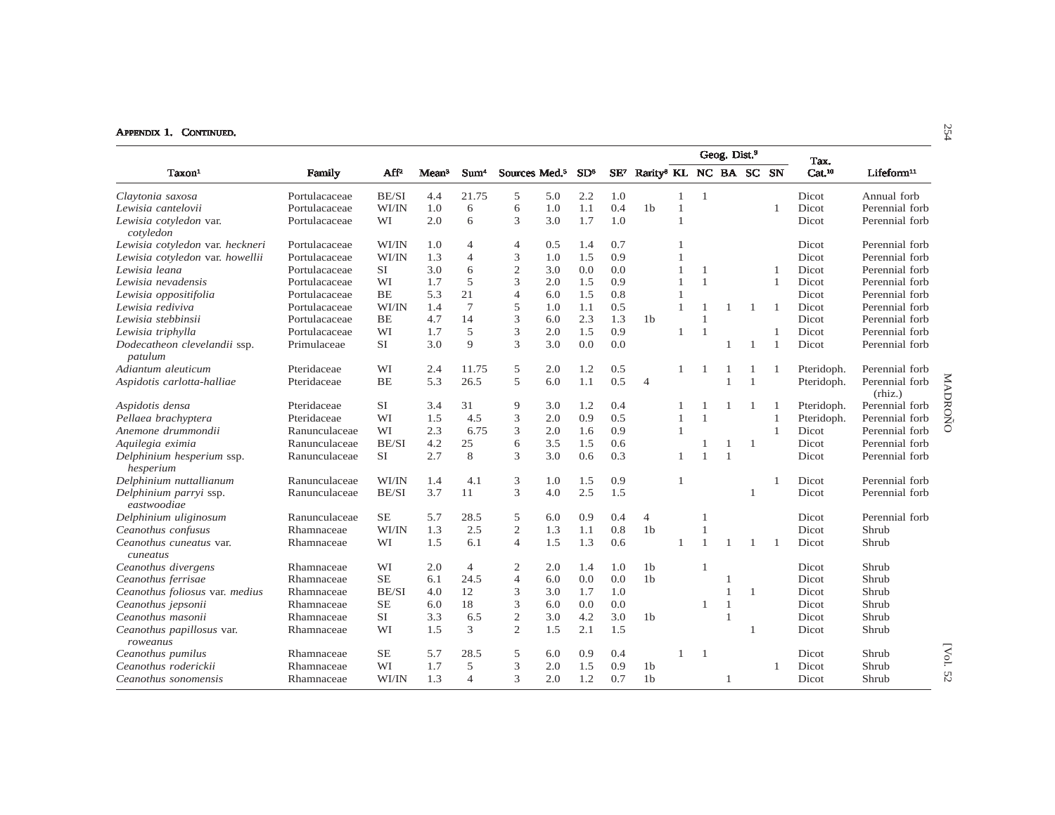APPENDIX 1. CONTINUED.

| Taxon[1] | Family | Aff[2] | Mean[3] | Sum[4] | Sources | Med.[5] | SD[6] | SE[7] | Rarity[8] | Geog. Dist.[9] | | | | | Tax. Cat.[10] | Lifeform[11] |
|---|---|---|---|---|---|---|---|---|---|---|---|---|---|---|---|---|
| | | | | | | | | | | KL | NC | BA | SC | SN | | |
| *Claytonia saxosa* | Portulacaceae | BE/SI | 4.4 | 21.75 | 5 | 5.0 | 2.2 | 1.0 | | 1 | 1 | | | | Dicot | Annual forb |
| *Lewisia cantelovii* | Portulacaceae | WI/IN | 1.0 | 6 | 6 | 1.0 | 1.1 | 0.4 | 1b | 1 | | | | 1 | Dicot | Perennial forb |
| *Lewisia cotyledon* var. *cotyledon* | Portulacaceae | WI | 2.0 | 6 | 3 | 3.0 | 1.7 | 1.0 | | 1 | | | | | Dicot | Perennial forb |
| *Lewisia cotyledon* var. *heckneri* | Portulacaceae | WI/IN | 1.0 | 4 | 4 | 0.5 | 1.4 | 0.7 | | 1 | | | | | Dicot | Perennial forb |
| *Lewisia cotyledon* var. *howellii* | Portulacaceae | WI/IN | 1.3 | 4 | 3 | 1.0 | 1.5 | 0.9 | | 1 | | | | | Dicot | Perennial forb |
| *Lewisia leana* | Portulacaceae | SI | 3.0 | 6 | 2 | 3.0 | 0.0 | 0.0 | | 1 | 1 | | | 1 | Dicot | Perennial forb |
| *Lewisia nevadensis* | Portulacaceae | WI | 1.7 | 5 | 3 | 2.0 | 1.5 | 0.9 | | 1 | 1 | | | 1 | Dicot | Perennial forb |
| *Lewisia oppositifolia* | Portulacaceae | BE | 5.3 | 21 | 4 | 6.0 | 1.5 | 0.8 | | 1 | | | | | Dicot | Perennial forb |
| *Lewisia rediviva* | Portulacaceae | WI/IN | 1.4 | 7 | 5 | 1.0 | 1.1 | 0.5 | | 1 | 1 | 1 | 1 | 1 | Dicot | Perennial forb |
| *Lewisia stebbinsii* | Portulacaceae | BE | 4.7 | 14 | 3 | 6.0 | 2.3 | 1.3 | 1b | | 1 | | | | Dicot | Perennial forb |
| *Lewisia triphylla* | Portulacaceae | WI | 1.7 | 5 | 3 | 2.0 | 1.5 | 0.9 | | 1 | 1 | | | 1 | Dicot | Perennial forb |
| *Dodecatheon clevelandii* ssp. *patulum* | Primulaceae | SI | 3.0 | 9 | 3 | 3.0 | 0.0 | 0.0 | | | | 1 | 1 | 1 | Dicot | Perennial forb |
| *Adiantum aleuticum* | Pteridaceae | WI | 2.4 | 11.75 | 5 | 2.0 | 1.2 | 0.5 | | 1 | 1 | 1 | 1 | 1 | Pteridoph. | Perennial forb |
| *Aspidotis carlotta-halliae* | Pteridaceae | BE | 5.3 | 26.5 | 5 | 6.0 | 1.1 | 0.5 | 4 | | | 1 | 1 | | Pteridoph. | Perennial forb (rhiz.) |
| *Aspidotis densa* | Pteridaceae | SI | 3.4 | 31 | 9 | 3.0 | 1.2 | 0.4 | | 1 | 1 | 1 | 1 | 1 | Pteridoph. | Perennial forb |
| *Pellaea brachyptera* | Pteridaceae | WI | 1.5 | 4.5 | 3 | 2.0 | 0.9 | 0.5 | | 1 | 1 | | | 1 | Pteridoph. | Perennial forb |
| *Anemone drummondii* | Ranunculaceae | WI | 2.3 | 6.75 | 3 | 2.0 | 1.6 | 0.9 | | 1 | | | | 1 | Dicot | Perennial forb |
| *Aquilegia eximia* | Ranunculaceae | BE/SI | 4.2 | 25 | 6 | 3.5 | 1.5 | 0.6 | | | 1 | 1 | 1 | | Dicot | Perennial forb |
| *Delphinium hesperium* ssp. *hesperium* | Ranunculaceae | SI | 2.7 | 8 | 3 | 3.0 | 0.6 | 0.3 | | 1 | 1 | 1 | | | Dicot | Perennial forb |
| *Delphinium nuttallianum* | Ranunculaceae | WI/IN | 1.4 | 4.1 | 3 | 1.0 | 1.5 | 0.9 | | 1 | | | | 1 | Dicot | Perennial forb |
| *Delphinium parryi* ssp. *eastwoodiae* | Ranunculaceae | BE/SI | 3.7 | 11 | 3 | 4.0 | 2.5 | 1.5 | | | | | 1 | | Dicot | Perennial forb |
| *Delphinium uliginosum* | Ranunculaceae | SE | 5.7 | 28.5 | 5 | 6.0 | 0.9 | 0.4 | 4 | | 1 | | | | Dicot | Perennial forb |
| *Ceanothus confusus* | Rhamnaceae | WI/IN | 1.3 | 2.5 | 2 | 1.3 | 1.1 | 0.8 | 1b | | 1 | | | | Dicot | Shrub |
| *Ceanothus cuneatus* var. *cuneatus* | Rhamnaceae | WI | 1.5 | 6.1 | 4 | 1.5 | 1.3 | 0.6 | | 1 | 1 | 1 | 1 | 1 | Dicot | Shrub |
| *Ceanothus divergens* | Rhamnaceae | WI | 2.0 | 4 | 2 | 2.0 | 1.4 | 1.0 | 1b | | 1 | | | | Dicot | Shrub |
| *Ceanothus ferrisae* | Rhamnaceae | SE | 6.1 | 24.5 | 4 | 6.0 | 0.0 | 0.0 | 1b | | | 1 | | | Dicot | Shrub |
| *Ceanothus foliosus* var. *medius* | Rhamnaceae | BE/SI | 4.0 | 12 | 3 | 3.0 | 1.7 | 1.0 | | | | 1 | 1 | | Dicot | Shrub |
| *Ceanothus jepsonii* | Rhamnaceae | SE | 6.0 | 18 | 3 | 6.0 | 0.0 | 0.0 | | | 1 | 1 | | | Dicot | Shrub |
| *Ceanothus masonii* | Rhamnaceae | SI | 3.3 | 6.5 | 2 | 3.0 | 4.2 | 3.0 | 1b | | | 1 | | | Dicot | Shrub |
| *Ceanothus papillosus* var. *roweanus* | Rhamnaceae | WI | 1.5 | 3 | 2 | 1.5 | 2.1 | 1.5 | | | | | 1 | | Dicot | Shrub |
| *Ceanothus pumilus* | Rhamnaceae | SE | 5.7 | 28.5 | 5 | 6.0 | 0.9 | 0.4 | | 1 | 1 | | | | Dicot | Shrub |
| *Ceanothus roderickii* | Rhamnaceae | WI | 1.7 | 5 | 3 | 2.0 | 1.5 | 0.9 | 1b | | | | | 1 | Dicot | Shrub |
| *Ceanothus sonomensis* | Rhamnaceae | WI/IN | 1.3 | 4 | 3 | 2.0 | 1.2 | 0.7 | 1b | | | 1 | | | Dicot | Shrub |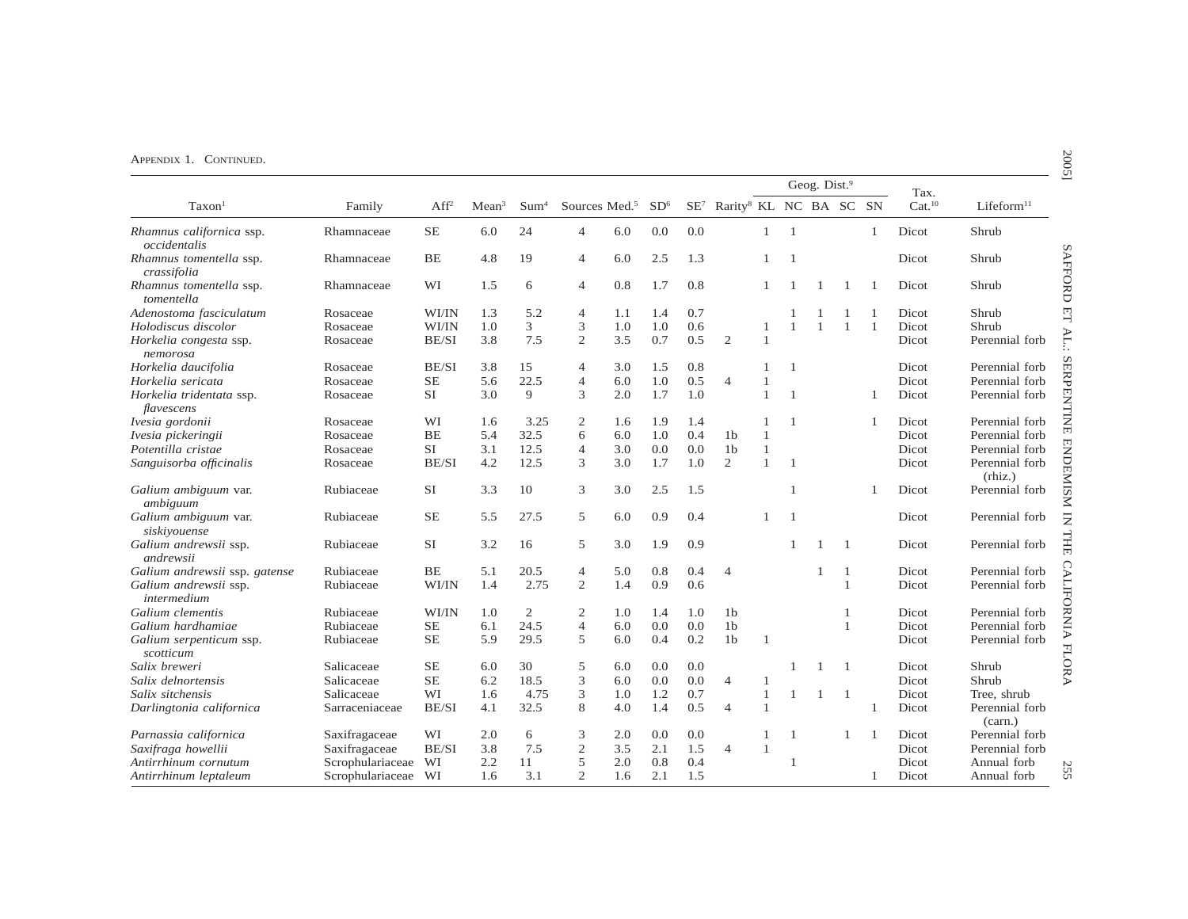APPENDIX 1. CONTINUED.

| Taxon[1] | Family | Aff[2] | Mean[3] | Sum[4] | Sources | Med.[5] | SD[6] | SE[7] | Rarity[8] | Geog. Dist.[9] | | | | | Tax. Cat.[10] | Lifeform[11] |
|---|---|---|---|---|---|---|---|---|---|---|---|---|---|---|---|---|
| | | | | | | | | | | KL | NC | BA | SC | SN | | |
| *Rhamnus californica* ssp. *occidentalis* | Rhamnaceae | SE | 6.0 | 24 | 4 | 6.0 | 0.0 | 0.0 | | 1 | 1 | | | 1 | Dicot | Shrub |
| *Rhamnus tomentella* ssp. *crassifolia* | Rhamnaceae | BE | 4.8 | 19 | 4 | 6.0 | 2.5 | 1.3 | | 1 | 1 | | | | Dicot | Shrub |
| *Rhamnus tomentella* ssp. *tomentella* | Rhamnaceae | WI | 1.5 | 6 | 4 | 0.8 | 1.7 | 0.8 | | 1 | 1 | 1 | 1 | 1 | Dicot | Shrub |
| *Adenostoma fasciculatum* | Rosaceae | WI/IN | 1.3 | 5.2 | 4 | 1.1 | 1.4 | 0.7 | | | 1 | 1 | 1 | 1 | Dicot | Shrub |
| *Holodiscus discolor* | Rosaceae | WI/IN | 1.0 | 3 | 3 | 1.0 | 1.0 | 0.6 | | 1 | 1 | 1 | 1 | 1 | Dicot | Shrub |
| *Horkelia congesta* ssp. *nemorosa* | Rosaceae | BE/SI | 3.8 | 7.5 | 2 | 3.5 | 0.7 | 0.5 | 2 | 1 | | | | | Dicot | Perennial forb |
| *Horkelia daucifolia* | Rosaceae | BE/SI | 3.8 | 15 | 4 | 3.0 | 1.5 | 0.8 | | 1 | 1 | | | | Dicot | Perennial forb |
| *Horkelia sericata* | Rosaceae | SE | 5.6 | 22.5 | 4 | 6.0 | 1.0 | 0.5 | 4 | 1 | | | | | Dicot | Perennial forb |
| *Horkelia tridentata* ssp. *flavescens* | Rosaceae | SI | 3.0 | 9 | 3 | 2.0 | 1.7 | 1.0 | | 1 | 1 | | | 1 | Dicot | Perennial forb |
| *Ivesia gordonii* | Rosaceae | WI | 1.6 | 3.25 | 2 | 1.6 | 1.9 | 1.4 | | 1 | 1 | | | 1 | Dicot | Perennial forb |
| *Ivesia pickeringii* | Rosaceae | BE | 5.4 | 32.5 | 6 | 6.0 | 1.0 | 0.4 | 1b | 1 | | | | | Dicot | Perennial forb |
| *Potentilla cristae* | Rosaceae | SI | 3.1 | 12.5 | 4 | 3.0 | 0.0 | 0.0 | 1b | 1 | | | | | Dicot | Perennial forb |
| *Sanguisorba officinalis* | Rosaceae | BE/SI | 4.2 | 12.5 | 3 | 3.0 | 1.7 | 1.0 | 2 | 1 | 1 | | | | Dicot | Perennial forb (rhiz.) |
| *Galium ambiguum* var. *ambiguum* | Rubiaceae | SI | 3.3 | 10 | 3 | 3.0 | 2.5 | 1.5 | | | 1 | | | 1 | Dicot | Perennial forb |
| *Galium ambiguum* var. *siskiyouense* | Rubiaceae | SE | 5.5 | 27.5 | 5 | 6.0 | 0.9 | 0.4 | | 1 | 1 | | | | Dicot | Perennial forb |
| *Galium andrewsii* ssp. *andrewsii* | Rubiaceae | SI | 3.2 | 16 | 5 | 3.0 | 1.9 | 0.9 | | | 1 | 1 | 1 | | Dicot | Perennial forb |
| *Galium andrewsii* ssp. *gatense* | Rubiaceae | BE | 5.1 | 20.5 | 4 | 5.0 | 0.8 | 0.4 | 4 | | | 1 | 1 | | Dicot | Perennial forb |
| *Galium andrewsii* ssp. *intermedium* | Rubiaceae | WI/IN | 1.4 | 2.75 | 2 | 1.4 | 0.9 | 0.6 | | | | | 1 | | Dicot | Perennial forb |
| *Galium clementis* | Rubiaceae | WI/IN | 1.0 | 2 | 2 | 1.0 | 1.4 | 1.0 | 1b | | | | 1 | | Dicot | Perennial forb |
| *Galium hardhamiae* | Rubiaceae | SE | 6.1 | 24.5 | 4 | 6.0 | 0.0 | 0.0 | 1b | | | | 1 | | Dicot | Perennial forb |
| *Galium serpenticum* ssp. *scotticum* | Rubiaceae | SE | 5.9 | 29.5 | 5 | 6.0 | 0.4 | 0.2 | 1b | 1 | | | | | Dicot | Perennial forb |
| *Salix breweri* | Salicaceae | SE | 6.0 | 30 | 5 | 6.0 | 0.0 | 0.0 | | | 1 | 1 | 1 | | Dicot | Shrub |
| *Salix delnortensis* | Salicaceae | SE | 6.2 | 18.5 | 3 | 6.0 | 0.0 | 0.0 | 4 | 1 | | | | | Dicot | Shrub |
| *Salix sitchensis* | Salicaceae | WI | 1.6 | 4.75 | 3 | 1.0 | 1.2 | 0.7 | | 1 | 1 | 1 | 1 | | Dicot | Tree, shrub |
| *Darlingtonia californica* | Sarraceniaceae | BE/SI | 4.1 | 32.5 | 8 | 4.0 | 1.4 | 0.5 | 4 | 1 | | | | 1 | Dicot | Perennial forb (carn.) |
| *Parnassia californica* | Saxifragaceae | WI | 2.0 | 6 | 3 | 2.0 | 0.0 | 0.0 | | 1 | 1 | | 1 | 1 | Dicot | Perennial forb |
| *Saxifraga howellii* | Saxifragaceae | BE/SI | 3.8 | 7.5 | 2 | 3.5 | 2.1 | 1.5 | 4 | 1 | | | | | Dicot | Perennial forb |
| *Antirrhinum cornutum* | Scrophulariaceae | WI | 2.2 | 11 | 5 | 2.0 | 0.8 | 0.4 | | | 1 | | | | Dicot | Annual forb |
| *Antirrhinum leptaleum* | Scrophulariaceae | WI | 1.6 | 3.1 | 2 | 1.6 | 2.1 | 1.5 | | | | | | 1 | Dicot | Annual forb |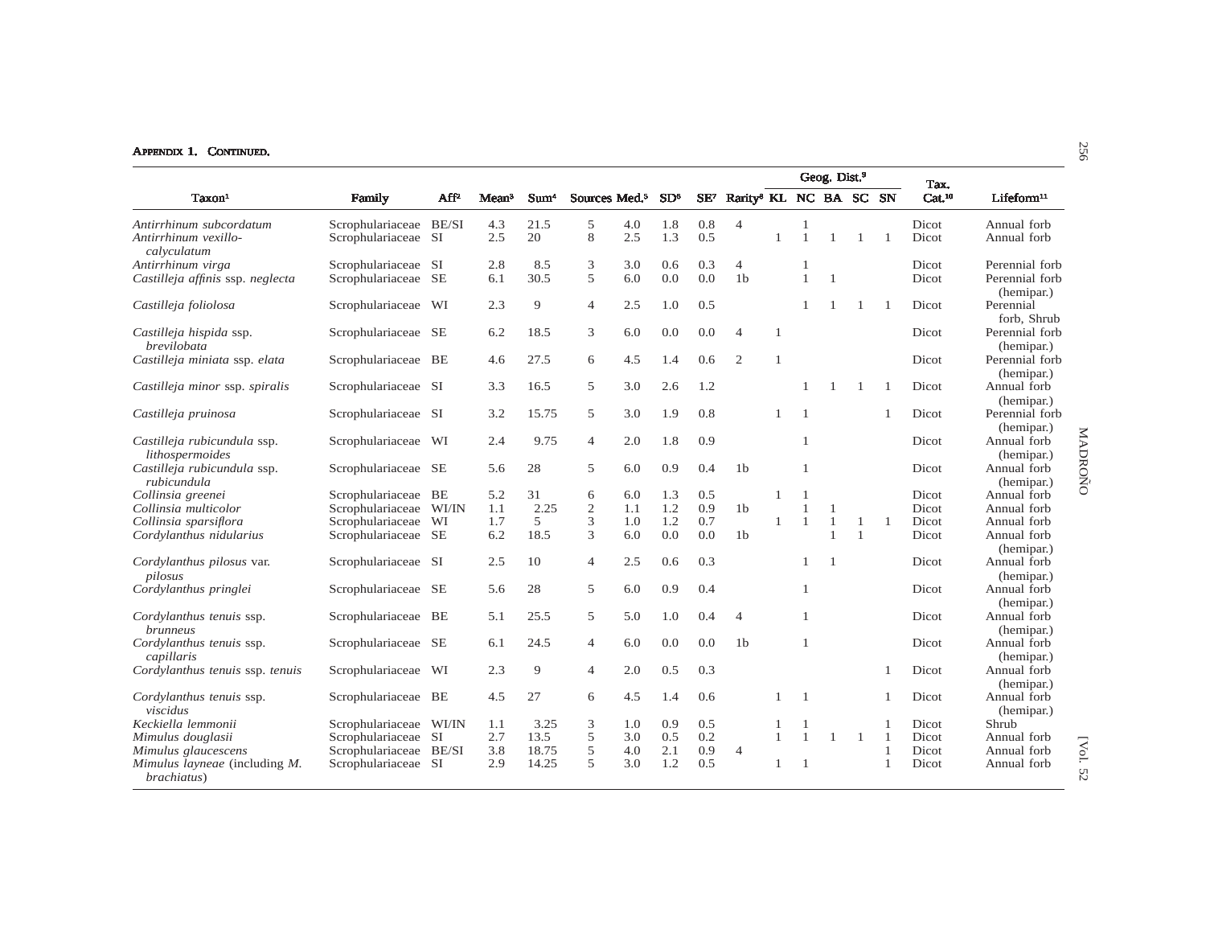Appendix 1. Continued.

| Taxon[1] | Family | Aff[2] | Mean[3] | Sum[4] | Sources | Med.[5] | SD[6] | SE[7] | Rarity[8] | Geog. Dist.[9] | | | | | Tax. Cat.[10] | Lifeform[11] |
|---|---|---|---|---|---|---|---|---|---|---|---|---|---|---|---|---|
| | | | | | | | | | | KL | NC | BA | SC | SN | | |
| *Antirrhinum subcordatum* | Scrophulariaceae | BE/SI | 4.3 | 21.5 | 5 | 4.0 | 1.8 | 0.8 | 4 | | 1 | | | | Dicot | Annual forb |
| *Antirrhinum vexillo-calyculatum* | Scrophulariaceae | SI | 2.5 | 20 | 8 | 2.5 | 1.3 | 0.5 | | 1 | 1 | 1 | 1 | 1 | Dicot | Annual forb |
| *Antirrhinum virga* | Scrophulariaceae | SI | 2.8 | 8.5 | 3 | 3.0 | 0.6 | 0.3 | 4 | | 1 | | | | Dicot | Perennial forb |
| *Castilleja affinis* ssp. *neglecta* | Scrophulariaceae | SE | 6.1 | 30.5 | 5 | 6.0 | 0.0 | 0.0 | 1b | | 1 | 1 | | | Dicot | Perennial forb (hemipar.) |
| *Castilleja foliolosa* | Scrophulariaceae | WI | 2.3 | 9 | 4 | 2.5 | 1.0 | 0.5 | | | 1 | 1 | 1 | 1 | Dicot | Perennial forb, Shrub |
| *Castilleja hispida* ssp. *brevilobata* | Scrophulariaceae | SE | 6.2 | 18.5 | 3 | 6.0 | 0.0 | 0.0 | 4 | 1 | | | | | Dicot | Perennial forb (hemipar.) |
| *Castilleja miniata* ssp. *elata* | Scrophulariaceae | BE | 4.6 | 27.5 | 6 | 4.5 | 1.4 | 0.6 | 2 | 1 | | | | | Dicot | Perennial forb (hemipar.) |
| *Castilleja minor* ssp. *spiralis* | Scrophulariaceae | SI | 3.3 | 16.5 | 5 | 3.0 | 2.6 | 1.2 | | | 1 | 1 | 1 | 1 | Dicot | Annual forb (hemipar.) |
| *Castilleja pruinosa* | Scrophulariaceae | SI | 3.2 | 15.75 | 5 | 3.0 | 1.9 | 0.8 | | 1 | 1 | | | 1 | Dicot | Perennial forb (hemipar.) |
| *Castilleja rubicundula* ssp. *lithospermoides* | Scrophulariaceae | WI | 2.4 | 9.75 | 4 | 2.0 | 1.8 | 0.9 | | | 1 | | | | Dicot | Annual forb (hemipar.) |
| *Castilleja rubicundula* ssp. *rubicundula* | Scrophulariaceae | SE | 5.6 | 28 | 5 | 6.0 | 0.9 | 0.4 | 1b | | 1 | | | | Dicot | Annual forb (hemipar.) |
| *Collinsia greenei* | Scrophulariaceae | BE | 5.2 | 31 | 6 | 6.0 | 1.3 | 0.5 | | 1 | 1 | | | | Dicot | Annual forb |
| *Collinsia multicolor* | Scrophulariaceae | WI/IN | 1.1 | 2.25 | 2 | 1.1 | 1.2 | 0.9 | 1b | | 1 | 1 | | | Dicot | Annual forb |
| *Collinsia sparsiflora* | Scrophulariaceae | WI | 1.7 | 5 | 3 | 1.0 | 1.2 | 0.7 | | 1 | 1 | 1 | 1 | 1 | Dicot | Annual forb |
| *Cordylanthus nidularius* | Scrophulariaceae | SE | 6.2 | 18.5 | 3 | 6.0 | 0.0 | 0.0 | 1b | | | 1 | 1 | | Dicot | Annual forb (hemipar.) |
| *Cordylanthus pilosus* var. *pilosus* | Scrophulariaceae | SI | 2.5 | 10 | 4 | 2.5 | 0.6 | 0.3 | | | 1 | 1 | | | Dicot | Annual forb (hemipar.) |
| *Cordylanthus pringlei* | Scrophulariaceae | SE | 5.6 | 28 | 5 | 6.0 | 0.9 | 0.4 | | | 1 | | | | Dicot | Annual forb (hemipar.) |
| *Cordylanthus tenuis* ssp. *brunneus* | Scrophulariaceae | BE | 5.1 | 25.5 | 5 | 5.0 | 1.0 | 0.4 | 4 | | 1 | | | | Dicot | Annual forb (hemipar.) |
| *Cordylanthus tenuis* ssp. *capillaris* | Scrophulariaceae | SE | 6.1 | 24.5 | 4 | 6.0 | 0.0 | 0.0 | 1b | | 1 | | | | Dicot | Annual forb (hemipar.) |
| *Cordylanthus tenuis* ssp. *tenuis* | Scrophulariaceae | WI | 2.3 | 9 | 4 | 2.0 | 0.5 | 0.3 | | | | | | 1 | Dicot | Annual forb (hemipar.) |
| *Cordylanthus tenuis* ssp. *viscidus* | Scrophulariaceae | BE | 4.5 | 27 | 6 | 4.5 | 1.4 | 0.6 | | 1 | 1 | | | 1 | Dicot | Annual forb (hemipar.) |
| *Keckiella lemmonii* | Scrophulariaceae | WI/IN | 1.1 | 3.25 | 3 | 1.0 | 0.9 | 0.5 | | 1 | 1 | | | 1 | Dicot | Shrub |
| *Mimulus douglasii* | Scrophulariaceae | SI | 2.7 | 13.5 | 5 | 3.0 | 0.5 | 0.2 | | 1 | 1 | 1 | 1 | 1 | Dicot | Annual forb |
| *Mimulus glaucescens* | Scrophulariaceae | BE/SI | 3.8 | 18.75 | 5 | 4.0 | 2.1 | 0.9 | 4 | | | | | 1 | Dicot | Annual forb |
| *Mimulus layneae* (including *M. brachiatus*) | Scrophulariaceae | SI | 2.9 | 14.25 | 5 | 3.0 | 1.2 | 0.5 | | 1 | 1 | | | 1 | Dicot | Annual forb |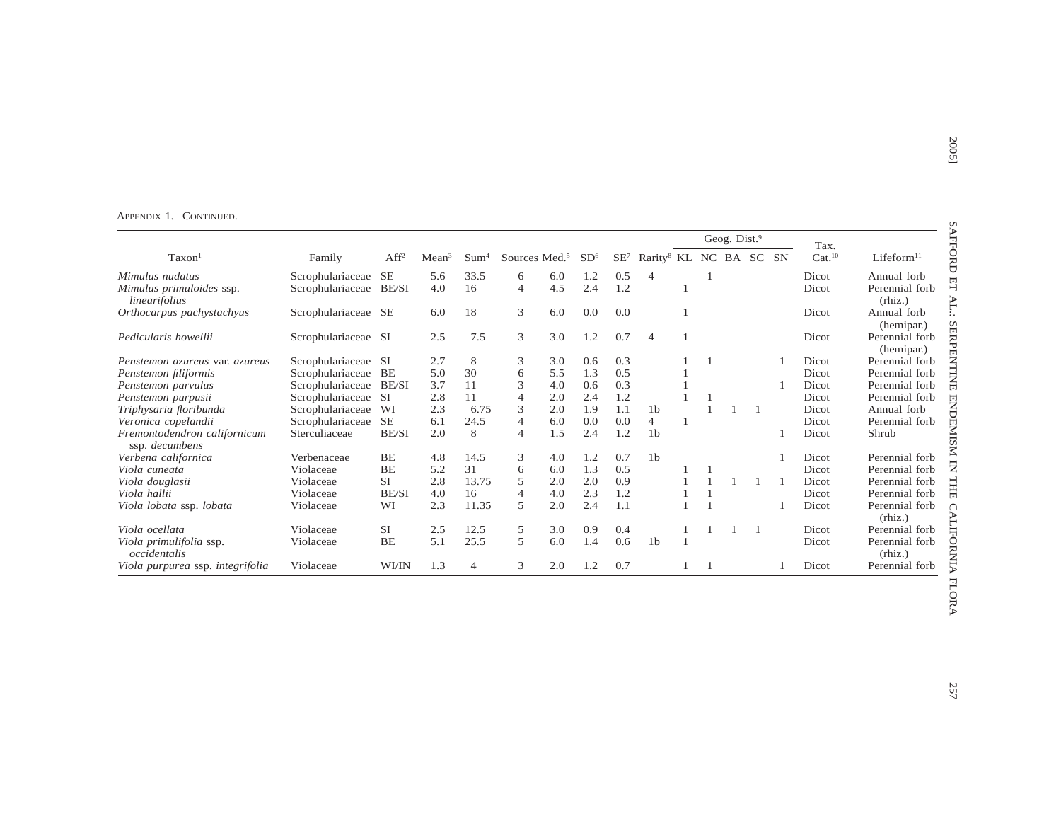Appendix 1. Continued.

| Taxon[1] | Family | Aff[2] | Mean[3] | Sum[4] | Sources | Med.[5] | SD[6] | SE[7] | Rarity[8] | Geog. Dist.[9] | | | | | Tax. Cat.[10] | Lifeform[11] |
|---|---|---|---|---|---|---|---|---|---|---|---|---|---|---|---|---|
| | | | | | | | | | | KL | NC | BA | SC | SN | | |
| *Mimulus nudatus* | Scrophulariaceae | SE | 5.6 | 33.5 | 6 | 6.0 | 1.2 | 0.5 | 4 | | 1 | | | | Dicot | Annual forb |
| *Mimulus primuloides* ssp. *linearifolius* | Scrophulariaceae | BE/SI | 4.0 | 16 | 4 | 4.5 | 2.4 | 1.2 | | 1 | | | | | Dicot | Perennial forb (rhiz.) |
| *Orthocarpus pachystachyus* | Scrophulariaceae | SE | 6.0 | 18 | 3 | 6.0 | 0.0 | 0.0 | | 1 | | | | | Dicot | Annual forb (hemipar.) |
| *Pedicularis howellii* | Scrophulariaceae | SI | 2.5 | 7.5 | 3 | 3.0 | 1.2 | 0.7 | 4 | 1 | | | | | Dicot | Perennial forb (hemipar.) |
| *Penstemon azureus* var. *azureus* | Scrophulariaceae | SI | 2.7 | 8 | 3 | 3.0 | 0.6 | 0.3 | | 1 | 1 | | | 1 | Dicot | Perennial forb |
| *Penstemon filiformis* | Scrophulariaceae | BE | 5.0 | 30 | 6 | 5.5 | 1.3 | 0.5 | | 1 | | | | | Dicot | Perennial forb |
| *Penstemon parvulus* | Scrophulariaceae | BE/SI | 3.7 | 11 | 3 | 4.0 | 0.6 | 0.3 | | 1 | | | | 1 | Dicot | Perennial forb |
| *Penstemon purpusii* | Scrophulariaceae | SI | 2.8 | 11 | 4 | 2.0 | 2.4 | 1.2 | | 1 | 1 | | | | Dicot | Perennial forb |
| *Triphysaria floribunda* | Scrophulariaceae | WI | 2.3 | 6.75 | 3 | 2.0 | 1.9 | 1.1 | 1b | | 1 | 1 | 1 | | Dicot | Annual forb |
| *Veronica copelandii* | Scrophulariaceae | SE | 6.1 | 24.5 | 4 | 6.0 | 0.0 | 0.0 | 4 | 1 | | | | | Dicot | Perennial forb |
| *Fremontodendron californicum* ssp. *decumbens* | Sterculiaceae | BE/SI | 2.0 | 8 | 4 | 1.5 | 2.4 | 1.2 | 1b | | | | | 1 | Dicot | Shrub |
| *Verbena californica* | Verbenaceae | BE | 4.8 | 14.5 | 3 | 4.0 | 1.2 | 0.7 | 1b | | | | | 1 | Dicot | Perennial forb |
| *Viola cuneata* | Violaceae | BE | 5.2 | 31 | 6 | 6.0 | 1.3 | 0.5 | | 1 | 1 | | | | Dicot | Perennial forb |
| *Viola douglasii* | Violaceae | SI | 2.8 | 13.75 | 5 | 2.0 | 2.0 | 0.9 | | 1 | 1 | 1 | 1 | 1 | Dicot | Perennial forb |
| *Viola hallii* | Violaceae | BE/SI | 4.0 | 16 | 4 | 4.0 | 2.3 | 1.2 | | 1 | 1 | | | | Dicot | Perennial forb |
| *Viola lobata* ssp. *lobata* | Violaceae | WI | 2.3 | 11.35 | 5 | 2.0 | 2.4 | 1.1 | | 1 | 1 | | | 1 | Dicot | Perennial forb (rhiz.) |
| *Viola ocellata* | Violaceae | SI | 2.5 | 12.5 | 5 | 3.0 | 0.9 | 0.4 | | 1 | 1 | 1 | 1 | | Dicot | Perennial forb |
| *Viola primulifolia* ssp. *occidentalis* | Violaceae | BE | 5.1 | 25.5 | 5 | 6.0 | 1.4 | 0.6 | 1b | 1 | | | | | Dicot | Perennial forb (rhiz.) |
| *Viola purpurea* ssp. *integrifolia* | Violaceae | WI/IN | 1.3 | 4 | 3 | 2.0 | 1.2 | 0.7 | | 1 | 1 | | | 1 | Dicot | Perennial forb |